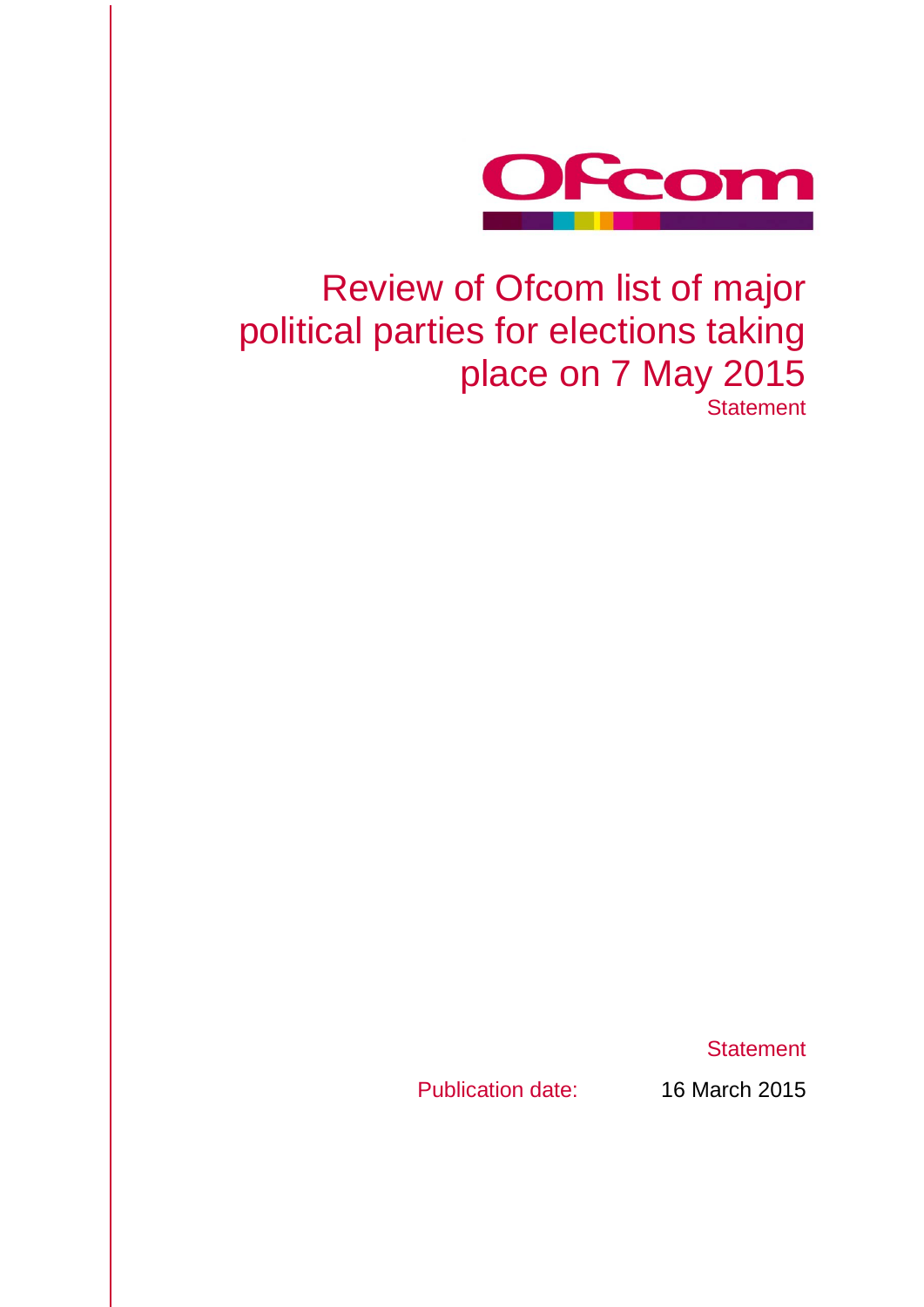Ofcom

# Review of Ofcom list of major political parties for elections taking place on 7 May 2015

Statement

Statement

Publication date: 16 March 2015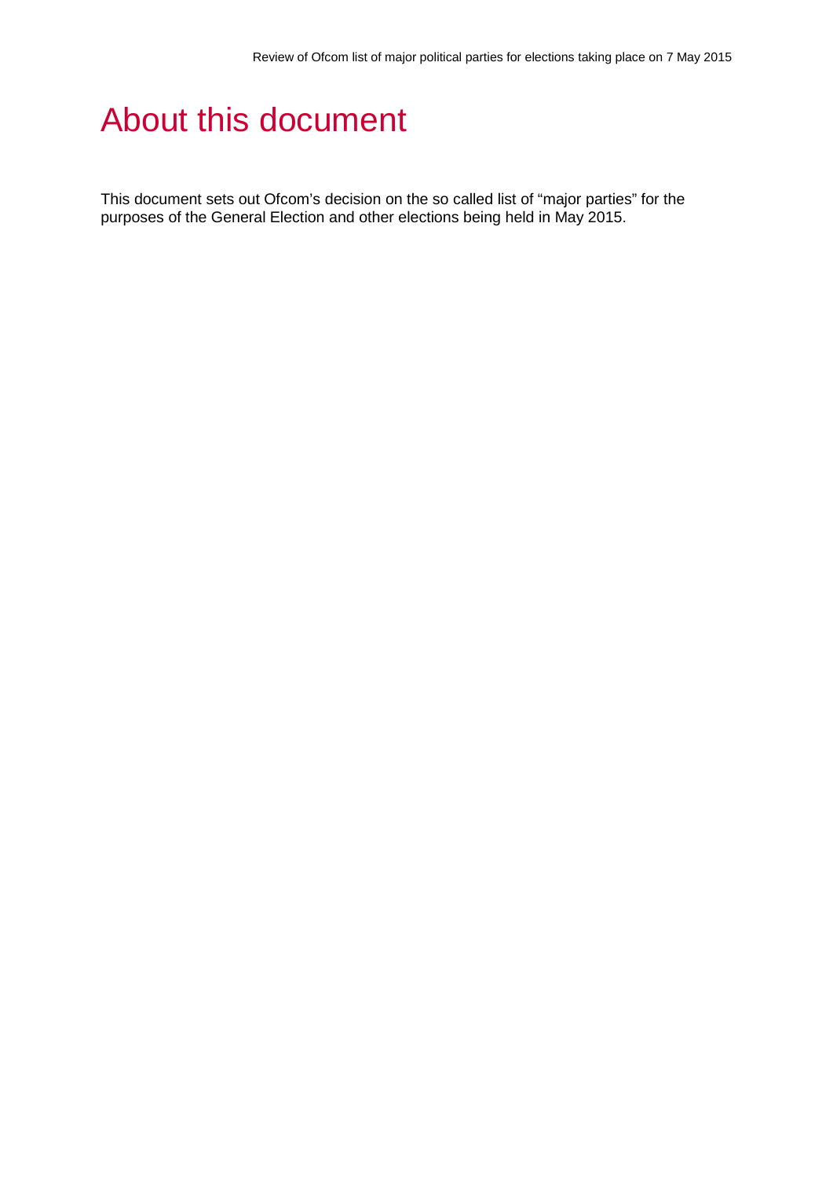# About this document

This document sets out Ofcom's decision on the so called list of "major parties" for the purposes of the General Election and other elections being held in May 2015.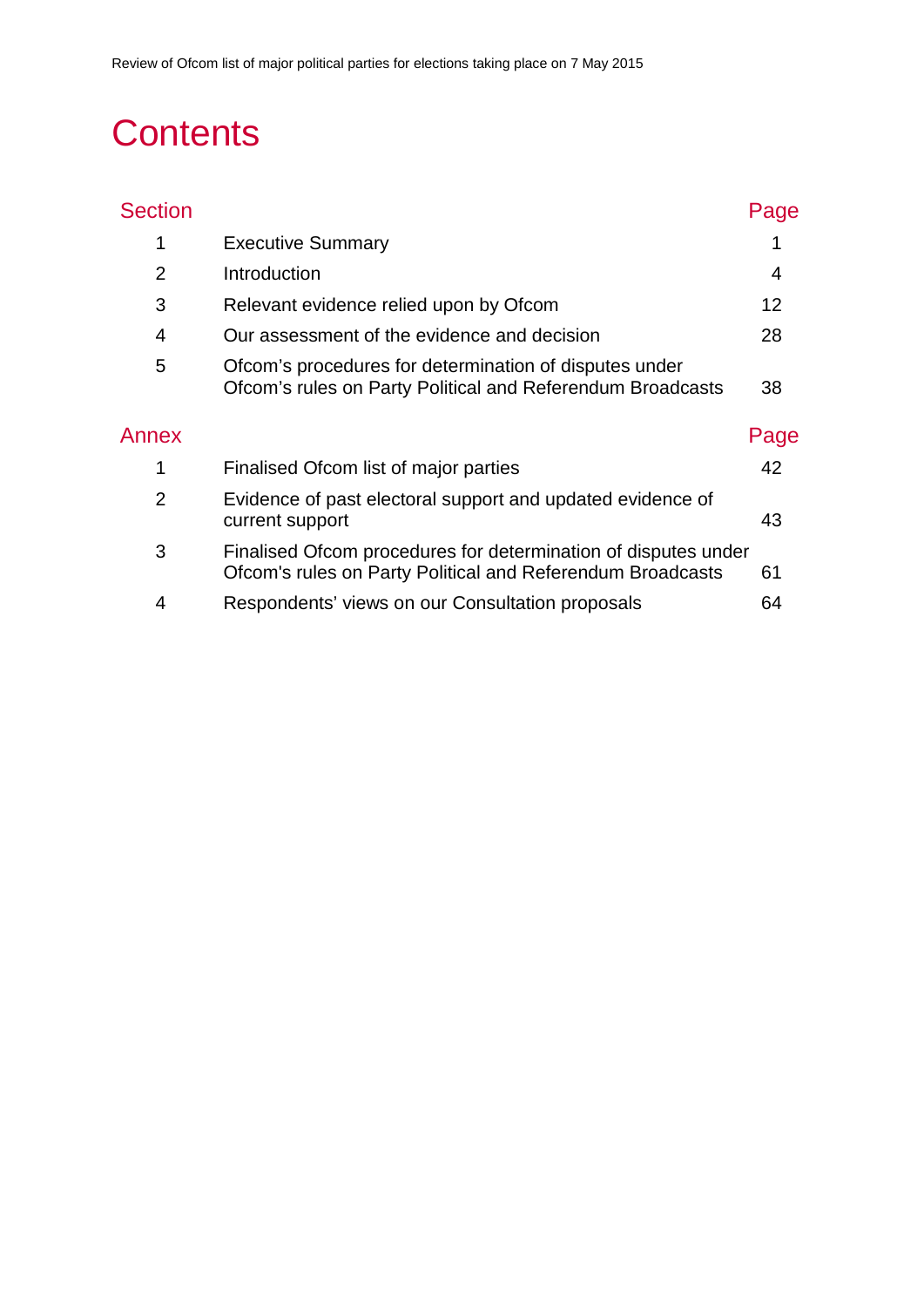# Contents

| Section | | Page |
|---|---|---|
| 1 | Executive Summary | 1 |
| 2 | Introduction | 4 |
| 3 | Relevant evidence relied upon by Ofcom | 12 |
| 4 | Our assessment of the evidence and decision | 28 |
| 5 | Ofcom's procedures for determination of disputes under Ofcom's rules on Party Political and Referendum Broadcasts | 38 |

| Annex | | Page |
|---|---|---|
| 1 | Finalised Ofcom list of major parties | 42 |
| 2 | Evidence of past electoral support and updated evidence of current support | 43 |
| 3 | Finalised Ofcom procedures for determination of disputes under Ofcom's rules on Party Political and Referendum Broadcasts | 61 |
| 4 | Respondents' views on our Consultation proposals | 64 |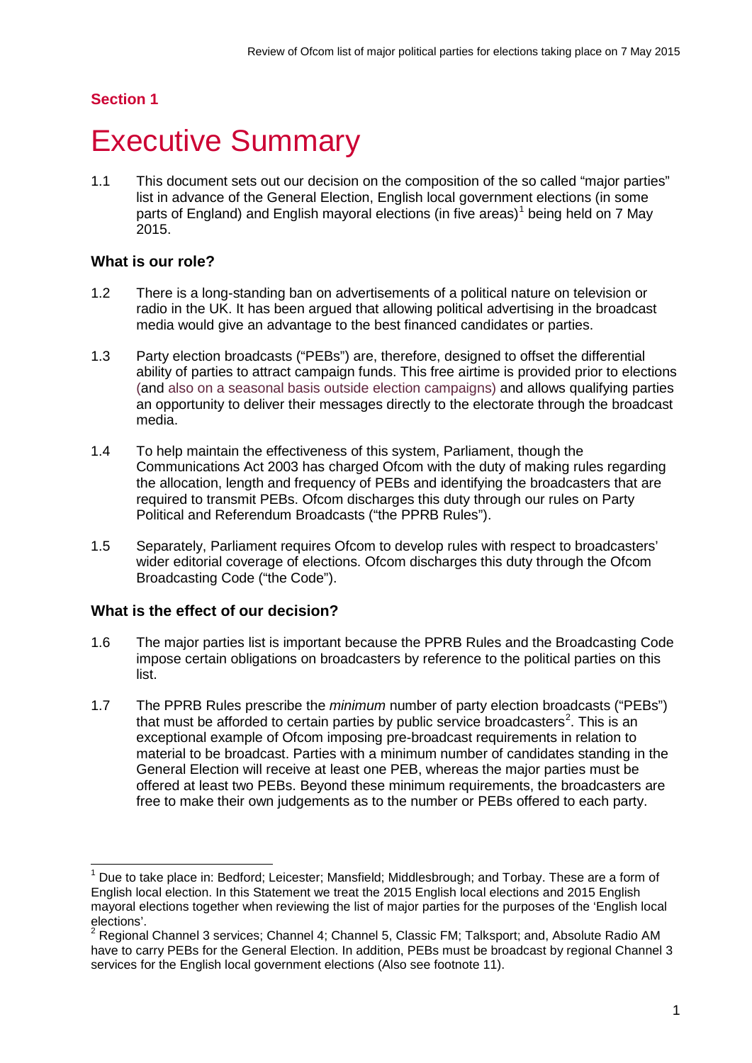## Section 1

# Executive Summary

1.1 This document sets out our decision on the composition of the so called "major parties" list in advance of the General Election, English local government elections (in some parts of England) and English mayoral elections (in five areas)[1] being held on 7 May 2015.

### What is our role?

1.2 There is a long-standing ban on advertisements of a political nature on television or radio in the UK. It has been argued that allowing political advertising in the broadcast media would give an advantage to the best financed candidates or parties.

1.3 Party election broadcasts ("PEBs") are, therefore, designed to offset the differential ability of parties to attract campaign funds. This free airtime is provided prior to elections (and also on a seasonal basis outside election campaigns) and allows qualifying parties an opportunity to deliver their messages directly to the electorate through the broadcast media.

1.4 To help maintain the effectiveness of this system, Parliament, though the Communications Act 2003 has charged Ofcom with the duty of making rules regarding the allocation, length and frequency of PEBs and identifying the broadcasters that are required to transmit PEBs. Ofcom discharges this duty through our rules on Party Political and Referendum Broadcasts ("the PPRB Rules").

1.5 Separately, Parliament requires Ofcom to develop rules with respect to broadcasters' wider editorial coverage of elections. Ofcom discharges this duty through the Ofcom Broadcasting Code ("the Code").

### What is the effect of our decision?

1.6 The major parties list is important because the PPRB Rules and the Broadcasting Code impose certain obligations on broadcasters by reference to the political parties on this list.

1.7 The PPRB Rules prescribe the *minimum* number of party election broadcasts ("PEBs") that must be afforded to certain parties by public service broadcasters[2]. This is an exceptional example of Ofcom imposing pre-broadcast requirements in relation to material to be broadcast. Parties with a minimum number of candidates standing in the General Election will receive at least one PEB, whereas the major parties must be offered at least two PEBs. Beyond these minimum requirements, the broadcasters are free to make their own judgements as to the number or PEBs offered to each party.

---

[1] Due to take place in: Bedford; Leicester; Mansfield; Middlesbrough; and Torbay. These are a form of English local election. In this Statement we treat the 2015 English local elections and 2015 English mayoral elections together when reviewing the list of major parties for the purposes of the 'English local elections'.

[2] Regional Channel 3 services; Channel 4; Channel 5, Classic FM; Talksport; and, Absolute Radio AM have to carry PEBs for the General Election. In addition, PEBs must be broadcast by regional Channel 3 services for the English local government elections (Also see footnote 11).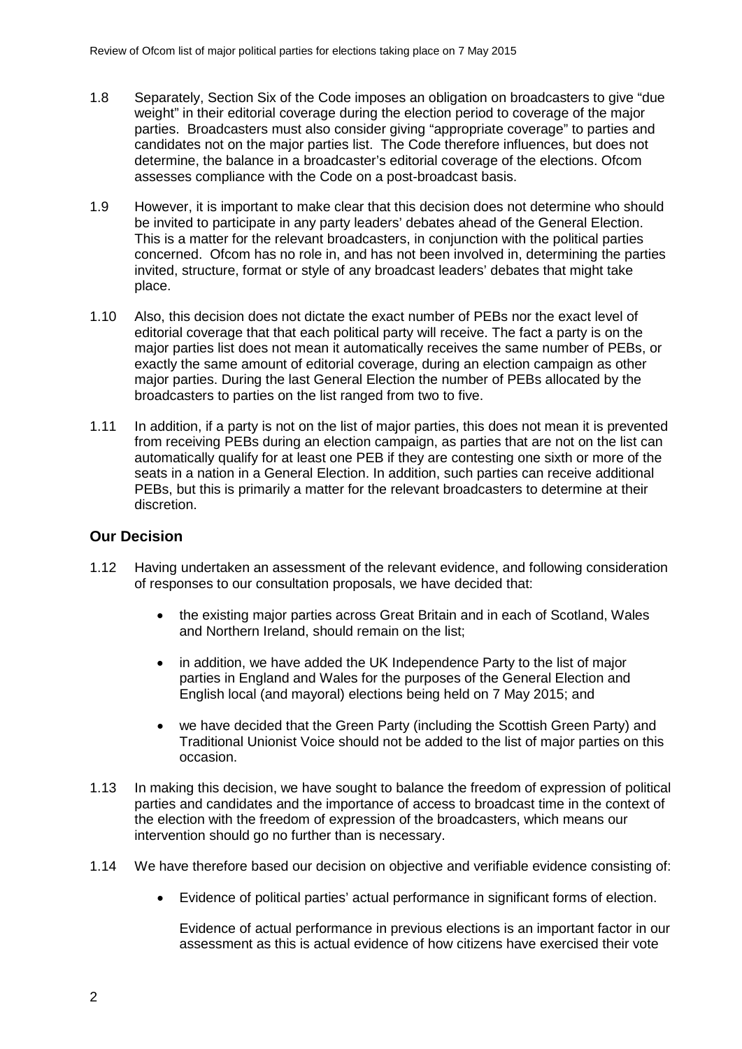1.8 Separately, Section Six of the Code imposes an obligation on broadcasters to give "due weight" in their editorial coverage during the election period to coverage of the major parties. Broadcasters must also consider giving "appropriate coverage" to parties and candidates not on the major parties list. The Code therefore influences, but does not determine, the balance in a broadcaster's editorial coverage of the elections. Ofcom assesses compliance with the Code on a post-broadcast basis.

1.9 However, it is important to make clear that this decision does not determine who should be invited to participate in any party leaders' debates ahead of the General Election. This is a matter for the relevant broadcasters, in conjunction with the political parties concerned. Ofcom has no role in, and has not been involved in, determining the parties invited, structure, format or style of any broadcast leaders' debates that might take place.

1.10 Also, this decision does not dictate the exact number of PEBs nor the exact level of editorial coverage that that each political party will receive. The fact a party is on the major parties list does not mean it automatically receives the same number of PEBs, or exactly the same amount of editorial coverage, during an election campaign as other major parties. During the last General Election the number of PEBs allocated by the broadcasters to parties on the list ranged from two to five.

1.11 In addition, if a party is not on the list of major parties, this does not mean it is prevented from receiving PEBs during an election campaign, as parties that are not on the list can automatically qualify for at least one PEB if they are contesting one sixth or more of the seats in a nation in a General Election. In addition, such parties can receive additional PEBs, but this is primarily a matter for the relevant broadcasters to determine at their discretion.

## Our Decision

1.12 Having undertaken an assessment of the relevant evidence, and following consideration of responses to our consultation proposals, we have decided that:

- the existing major parties across Great Britain and in each of Scotland, Wales and Northern Ireland, should remain on the list;
- in addition, we have added the UK Independence Party to the list of major parties in England and Wales for the purposes of the General Election and English local (and mayoral) elections being held on 7 May 2015; and
- we have decided that the Green Party (including the Scottish Green Party) and Traditional Unionist Voice should not be added to the list of major parties on this occasion.

1.13 In making this decision, we have sought to balance the freedom of expression of political parties and candidates and the importance of access to broadcast time in the context of the election with the freedom of expression of the broadcasters, which means our intervention should go no further than is necessary.

1.14 We have therefore based our decision on objective and verifiable evidence consisting of:

- Evidence of political parties' actual performance in significant forms of election.

  Evidence of actual performance in previous elections is an important factor in our assessment as this is actual evidence of how citizens have exercised their vote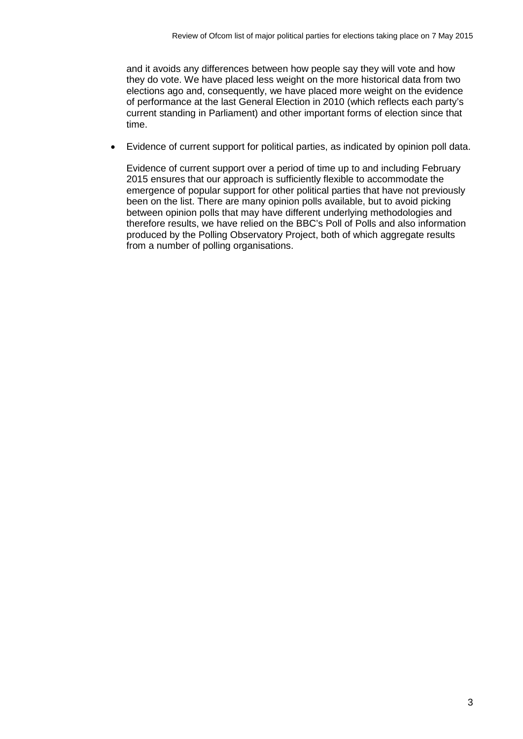and it avoids any differences between how people say they will vote and how they do vote. We have placed less weight on the more historical data from two elections ago and, consequently, we have placed more weight on the evidence of performance at the last General Election in 2010 (which reflects each party's current standing in Parliament) and other important forms of election since that time.

- Evidence of current support for political parties, as indicated by opinion poll data.

  Evidence of current support over a period of time up to and including February 2015 ensures that our approach is sufficiently flexible to accommodate the emergence of popular support for other political parties that have not previously been on the list. There are many opinion polls available, but to avoid picking between opinion polls that may have different underlying methodologies and therefore results, we have relied on the BBC's Poll of Polls and also information produced by the Polling Observatory Project, both of which aggregate results from a number of polling organisations.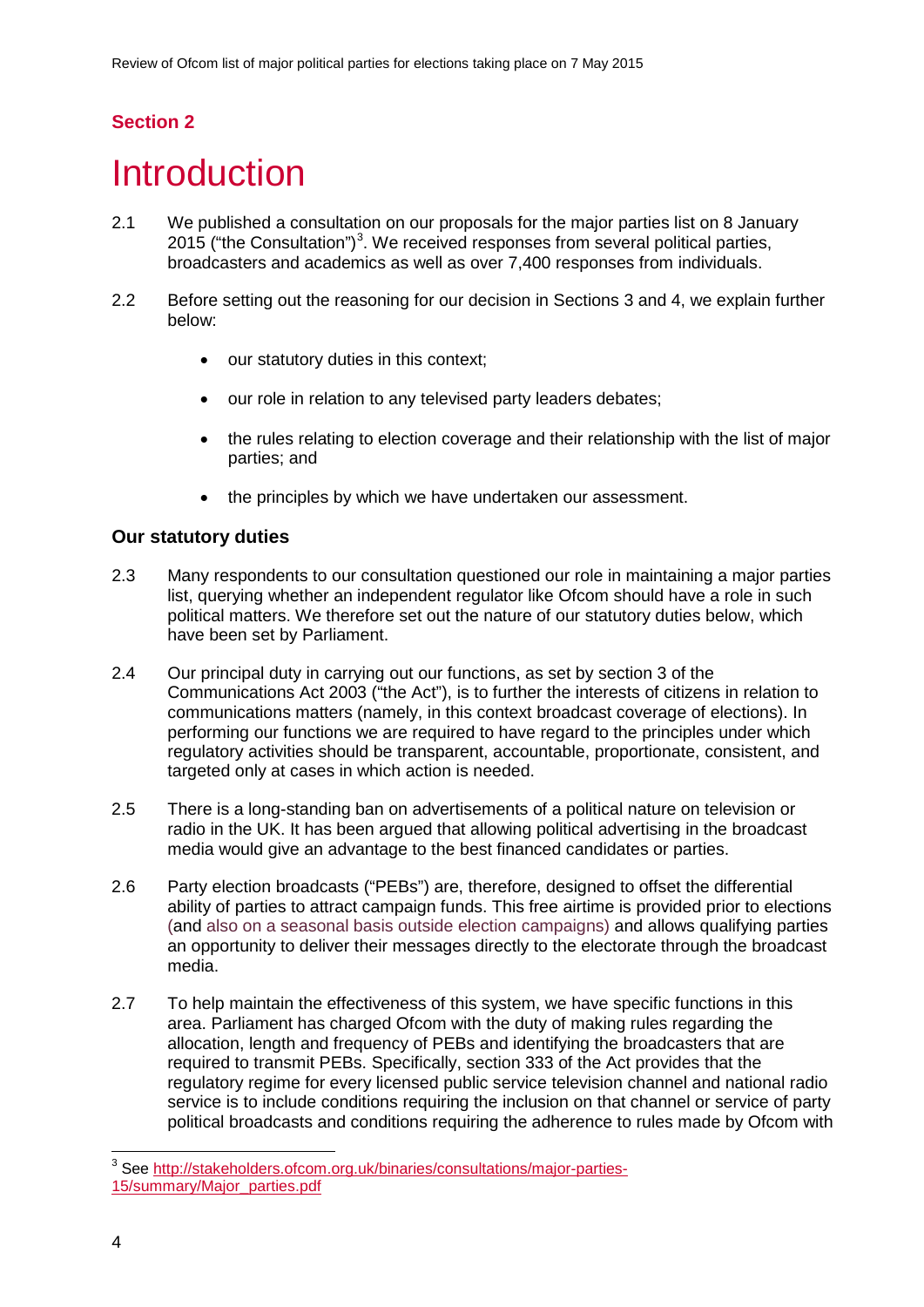## Section 2

# Introduction

2.1 We published a consultation on our proposals for the major parties list on 8 January 2015 ("the Consultation")[3]. We received responses from several political parties, broadcasters and academics as well as over 7,400 responses from individuals.

2.2 Before setting out the reasoning for our decision in Sections 3 and 4, we explain further below:

- our statutory duties in this context;
- our role in relation to any televised party leaders debates;
- the rules relating to election coverage and their relationship with the list of major parties; and
- the principles by which we have undertaken our assessment.

### Our statutory duties

2.3 Many respondents to our consultation questioned our role in maintaining a major parties list, querying whether an independent regulator like Ofcom should have a role in such political matters. We therefore set out the nature of our statutory duties below, which have been set by Parliament.

2.4 Our principal duty in carrying out our functions, as set by section 3 of the Communications Act 2003 ("the Act"), is to further the interests of citizens in relation to communications matters (namely, in this context broadcast coverage of elections). In performing our functions we are required to have regard to the principles under which regulatory activities should be transparent, accountable, proportionate, consistent, and targeted only at cases in which action is needed.

2.5 There is a long-standing ban on advertisements of a political nature on television or radio in the UK. It has been argued that allowing political advertising in the broadcast media would give an advantage to the best financed candidates or parties.

2.6 Party election broadcasts ("PEBs") are, therefore, designed to offset the differential ability of parties to attract campaign funds. This free airtime is provided prior to elections (and also on a seasonal basis outside election campaigns) and allows qualifying parties an opportunity to deliver their messages directly to the electorate through the broadcast media.

2.7 To help maintain the effectiveness of this system, we have specific functions in this area. Parliament has charged Ofcom with the duty of making rules regarding the allocation, length and frequency of PEBs and identifying the broadcasters that are required to transmit PEBs. Specifically, section 333 of the Act provides that the regulatory regime for every licensed public service television channel and national radio service is to include conditions requiring the inclusion on that channel or service of party political broadcasts and conditions requiring the adherence to rules made by Ofcom with

[3] See http://stakeholders.ofcom.org.uk/binaries/consultations/major-parties-15/summary/Major_parties.pdf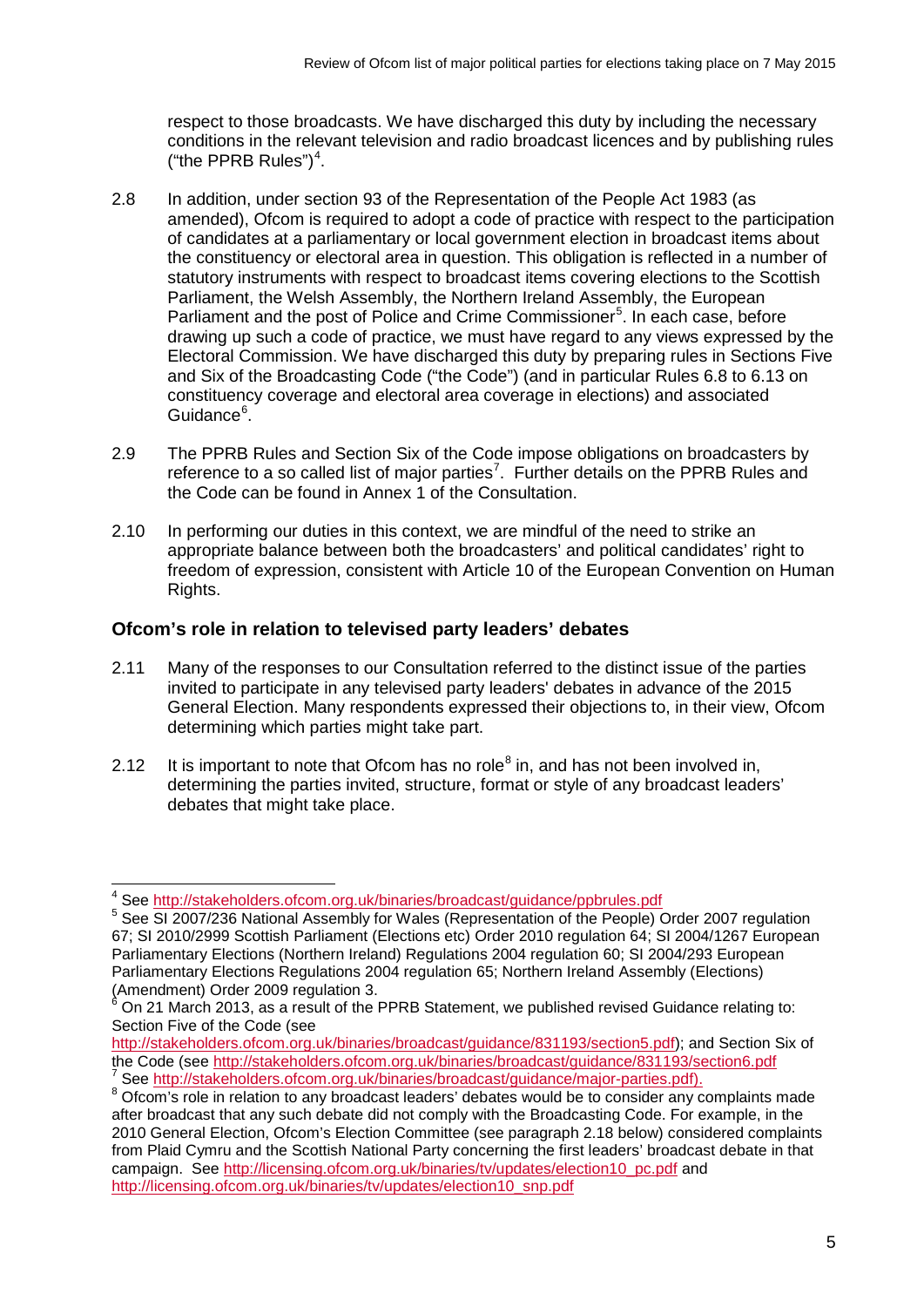respect to those broadcasts. We have discharged this duty by including the necessary conditions in the relevant television and radio broadcast licences and by publishing rules ("the PPRB Rules")[4].

2.8 In addition, under section 93 of the Representation of the People Act 1983 (as amended), Ofcom is required to adopt a code of practice with respect to the participation of candidates at a parliamentary or local government election in broadcast items about the constituency or electoral area in question. This obligation is reflected in a number of statutory instruments with respect to broadcast items covering elections to the Scottish Parliament, the Welsh Assembly, the Northern Ireland Assembly, the European Parliament and the post of Police and Crime Commissioner[5]. In each case, before drawing up such a code of practice, we must have regard to any views expressed by the Electoral Commission. We have discharged this duty by preparing rules in Sections Five and Six of the Broadcasting Code ("the Code") (and in particular Rules 6.8 to 6.13 on constituency coverage and electoral area coverage in elections) and associated Guidance[6].

2.9 The PPRB Rules and Section Six of the Code impose obligations on broadcasters by reference to a so called list of major parties[7]. Further details on the PPRB Rules and the Code can be found in Annex 1 of the Consultation.

2.10 In performing our duties in this context, we are mindful of the need to strike an appropriate balance between both the broadcasters' and political candidates' right to freedom of expression, consistent with Article 10 of the European Convention on Human Rights.

## Ofcom's role in relation to televised party leaders' debates

2.11 Many of the responses to our Consultation referred to the distinct issue of the parties invited to participate in any televised party leaders' debates in advance of the 2015 General Election. Many respondents expressed their objections to, in their view, Ofcom determining which parties might take part.

2.12 It is important to note that Ofcom has no role[8] in, and has not been involved in, determining the parties invited, structure, format or style of any broadcast leaders' debates that might take place.

---

[4] See http://stakeholders.ofcom.org.uk/binaries/broadcast/guidance/ppbrules.pdf

[5] See SI 2007/236 National Assembly for Wales (Representation of the People) Order 2007 regulation 67; SI 2010/2999 Scottish Parliament (Elections etc) Order 2010 regulation 64; SI 2004/1267 European Parliamentary Elections (Northern Ireland) Regulations 2004 regulation 60; SI 2004/293 European Parliamentary Elections Regulations 2004 regulation 65; Northern Ireland Assembly (Elections) (Amendment) Order 2009 regulation 3.

[6] On 21 March 2013, as a result of the PPRB Statement, we published revised Guidance relating to: Section Five of the Code (see http://stakeholders.ofcom.org.uk/binaries/broadcast/guidance/831193/section5.pdf); and Section Six of the Code (see http://stakeholders.ofcom.org.uk/binaries/broadcast/guidance/831193/section6.pdf

[7] See http://stakeholders.ofcom.org.uk/binaries/broadcast/guidance/major-parties.pdf).

[8] Ofcom's role in relation to any broadcast leaders' debates would be to consider any complaints made after broadcast that any such debate did not comply with the Broadcasting Code. For example, in the 2010 General Election, Ofcom's Election Committee (see paragraph 2.18 below) considered complaints from Plaid Cymru and the Scottish National Party concerning the first leaders' broadcast debate in that campaign. See http://licensing.ofcom.org.uk/binaries/tv/updates/election10_pc.pdf and http://licensing.ofcom.org.uk/binaries/tv/updates/election10_snp.pdf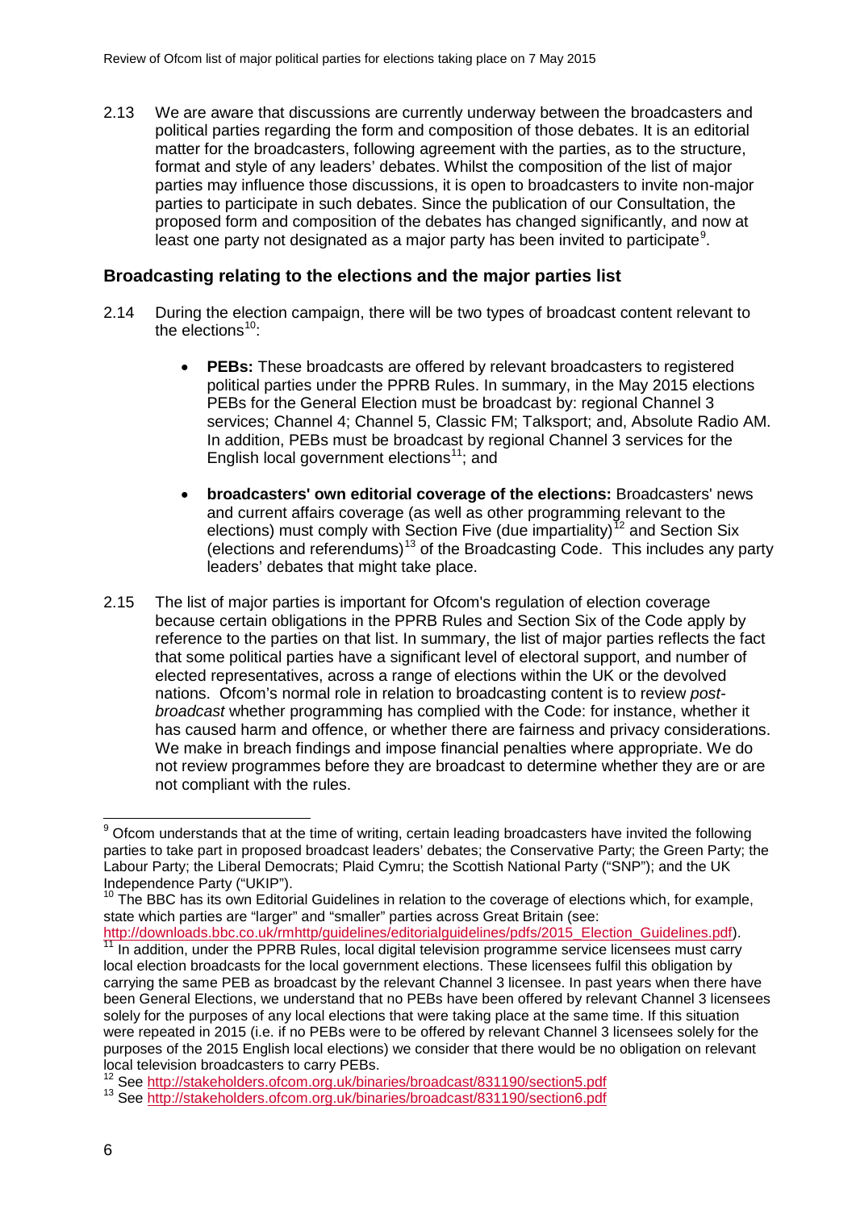2.13 We are aware that discussions are currently underway between the broadcasters and political parties regarding the form and composition of those debates. It is an editorial matter for the broadcasters, following agreement with the parties, as to the structure, format and style of any leaders' debates. Whilst the composition of the list of major parties may influence those discussions, it is open to broadcasters to invite non-major parties to participate in such debates. Since the publication of our Consultation, the proposed form and composition of the debates has changed significantly, and now at least one party not designated as a major party has been invited to participate[9].

## Broadcasting relating to the elections and the major parties list

2.14 During the election campaign, there will be two types of broadcast content relevant to the elections[10]:

- **PEBs:** These broadcasts are offered by relevant broadcasters to registered political parties under the PPRB Rules. In summary, in the May 2015 elections PEBs for the General Election must be broadcast by: regional Channel 3 services; Channel 4; Channel 5, Classic FM; Talksport; and, Absolute Radio AM. In addition, PEBs must be broadcast by regional Channel 3 services for the English local government elections[11]; and

- **broadcasters' own editorial coverage of the elections:** Broadcasters' news and current affairs coverage (as well as other programming relevant to the elections) must comply with Section Five (due impartiality)[12] and Section Six (elections and referendums)[13] of the Broadcasting Code. This includes any party leaders' debates that might take place.

2.15 The list of major parties is important for Ofcom's regulation of election coverage because certain obligations in the PPRB Rules and Section Six of the Code apply by reference to the parties on that list. In summary, the list of major parties reflects the fact that some political parties have a significant level of electoral support, and number of elected representatives, across a range of elections within the UK or the devolved nations. Ofcom's normal role in relation to broadcasting content is to review *post-broadcast* whether programming has complied with the Code: for instance, whether it has caused harm and offence, or whether there are fairness and privacy considerations. We make in breach findings and impose financial penalties where appropriate. We do not review programmes before they are broadcast to determine whether they are or are not compliant with the rules.

---

[9] Ofcom understands that at the time of writing, certain leading broadcasters have invited the following parties to take part in proposed broadcast leaders' debates; the Conservative Party; the Green Party; the Labour Party; the Liberal Democrats; Plaid Cymru; the Scottish National Party ("SNP"); and the UK Independence Party ("UKIP").

[10] The BBC has its own Editorial Guidelines in relation to the coverage of elections which, for example, state which parties are "larger" and "smaller" parties across Great Britain (see: http://downloads.bbc.co.uk/rmhttp/guidelines/editorialguidelines/pdfs/2015_Election_Guidelines.pdf).

[11] In addition, under the PPRB Rules, local digital television programme service licensees must carry local election broadcasts for the local government elections. These licensees fulfil this obligation by carrying the same PEB as broadcast by the relevant Channel 3 licensee. In past years when there have been General Elections, we understand that no PEBs have been offered by relevant Channel 3 licensees solely for the purposes of any local elections that were taking place at the same time. If this situation were repeated in 2015 (i.e. if no PEBs were to be offered by relevant Channel 3 licensees solely for the purposes of the 2015 English local elections) we consider that there would be no obligation on relevant local television broadcasters to carry PEBs.

[12] See http://stakeholders.ofcom.org.uk/binaries/broadcast/831190/section5.pdf

[13] See http://stakeholders.ofcom.org.uk/binaries/broadcast/831190/section6.pdf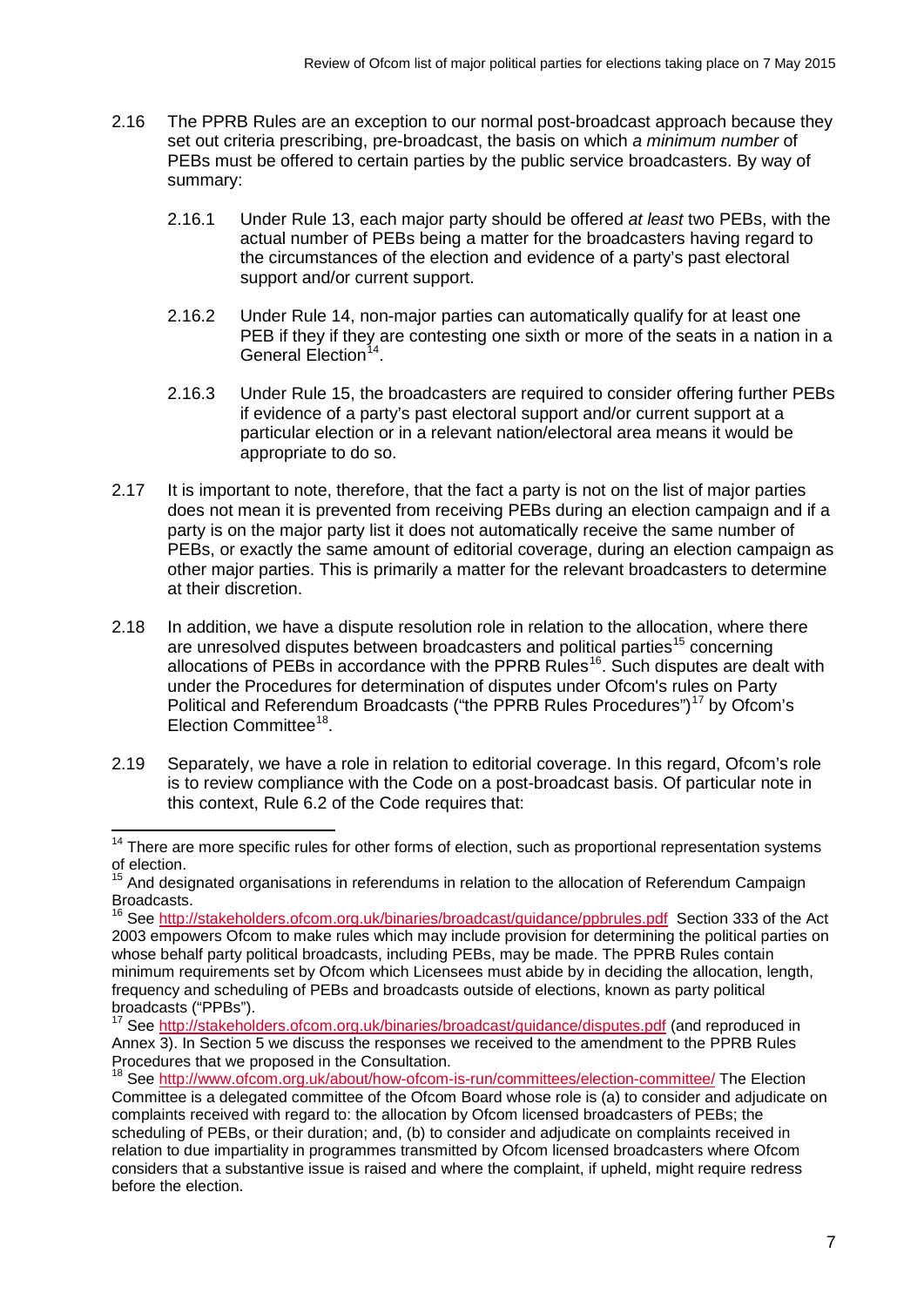2.16 The PPRB Rules are an exception to our normal post-broadcast approach because they set out criteria prescribing, pre-broadcast, the basis on which *a minimum number* of PEBs must be offered to certain parties by the public service broadcasters. By way of summary:

2.16.1 Under Rule 13, each major party should be offered *at least* two PEBs, with the actual number of PEBs being a matter for the broadcasters having regard to the circumstances of the election and evidence of a party's past electoral support and/or current support.

2.16.2 Under Rule 14, non-major parties can automatically qualify for at least one PEB if they if they are contesting one sixth or more of the seats in a nation in a General Election[14].

2.16.3 Under Rule 15, the broadcasters are required to consider offering further PEBs if evidence of a party's past electoral support and/or current support at a particular election or in a relevant nation/electoral area means it would be appropriate to do so.

2.17 It is important to note, therefore, that the fact a party is not on the list of major parties does not mean it is prevented from receiving PEBs during an election campaign and if a party is on the major party list it does not automatically receive the same number of PEBs, or exactly the same amount of editorial coverage, during an election campaign as other major parties. This is primarily a matter for the relevant broadcasters to determine at their discretion.

2.18 In addition, we have a dispute resolution role in relation to the allocation, where there are unresolved disputes between broadcasters and political parties[15] concerning allocations of PEBs in accordance with the PPRB Rules[16]. Such disputes are dealt with under the Procedures for determination of disputes under Ofcom's rules on Party Political and Referendum Broadcasts ("the PPRB Rules Procedures")[17] by Ofcom's Election Committee[18].

2.19 Separately, we have a role in relation to editorial coverage. In this regard, Ofcom's role is to review compliance with the Code on a post-broadcast basis. Of particular note in this context, Rule 6.2 of the Code requires that:

---

[14] There are more specific rules for other forms of election, such as proportional representation systems of election.

[15] And designated organisations in referendums in relation to the allocation of Referendum Campaign Broadcasts.

[16] See http://stakeholders.ofcom.org.uk/binaries/broadcast/guidance/ppbrules.pdf Section 333 of the Act 2003 empowers Ofcom to make rules which may include provision for determining the political parties on whose behalf party political broadcasts, including PEBs, may be made. The PPRB Rules contain minimum requirements set by Ofcom which Licensees must abide by in deciding the allocation, length, frequency and scheduling of PEBs and broadcasts outside of elections, known as party political broadcasts ("PPBs").

[17] See http://stakeholders.ofcom.org.uk/binaries/broadcast/guidance/disputes.pdf (and reproduced in Annex 3). In Section 5 we discuss the responses we received to the amendment to the PPRB Rules Procedures that we proposed in the Consultation.

[18] See http://www.ofcom.org.uk/about/how-ofcom-is-run/committees/election-committee/ The Election Committee is a delegated committee of the Ofcom Board whose role is (a) to consider and adjudicate on complaints received with regard to: the allocation by Ofcom licensed broadcasters of PEBs; the scheduling of PEBs, or their duration; and, (b) to consider and adjudicate on complaints received in relation to due impartiality in programmes transmitted by Ofcom licensed broadcasters where Ofcom considers that a substantive issue is raised and where the complaint, if upheld, might require redress before the election.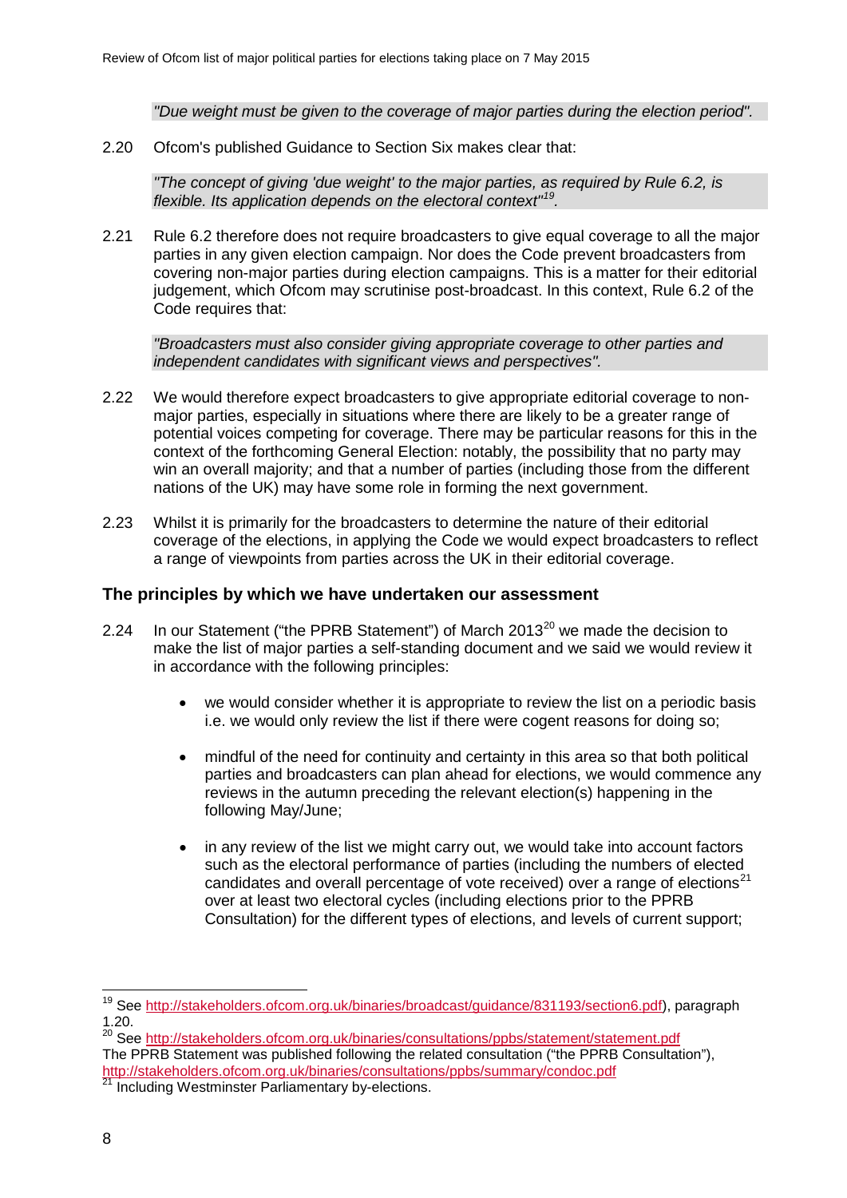*"Due weight must be given to the coverage of major parties during the election period".*

2.20 Ofcom's published Guidance to Section Six makes clear that:

> *"The concept of giving 'due weight' to the major parties, as required by Rule 6.2, is flexible. Its application depends on the electoral context"*[19].

2.21 Rule 6.2 therefore does not require broadcasters to give equal coverage to all the major parties in any given election campaign. Nor does the Code prevent broadcasters from covering non-major parties during election campaigns. This is a matter for their editorial judgement, which Ofcom may scrutinise post-broadcast. In this context, Rule 6.2 of the Code requires that:

> *"Broadcasters must also consider giving appropriate coverage to other parties and independent candidates with significant views and perspectives".*

2.22 We would therefore expect broadcasters to give appropriate editorial coverage to non-major parties, especially in situations where there are likely to be a greater range of potential voices competing for coverage. There may be particular reasons for this in the context of the forthcoming General Election: notably, the possibility that no party may win an overall majority; and that a number of parties (including those from the different nations of the UK) may have some role in forming the next government.

2.23 Whilst it is primarily for the broadcasters to determine the nature of their editorial coverage of the elections, in applying the Code we would expect broadcasters to reflect a range of viewpoints from parties across the UK in their editorial coverage.

## The principles by which we have undertaken our assessment

2.24 In our Statement ("the PPRB Statement") of March 2013[20] we made the decision to make the list of major parties a self-standing document and we said we would review it in accordance with the following principles:

- we would consider whether it is appropriate to review the list on a periodic basis i.e. we would only review the list if there were cogent reasons for doing so;
- mindful of the need for continuity and certainty in this area so that both political parties and broadcasters can plan ahead for elections, we would commence any reviews in the autumn preceding the relevant election(s) happening in the following May/June;
- in any review of the list we might carry out, we would take into account factors such as the electoral performance of parties (including the numbers of elected candidates and overall percentage of vote received) over a range of elections[21] over at least two electoral cycles (including elections prior to the PPRB Consultation) for the different types of elections, and levels of current support;

---

[19] See http://stakeholders.ofcom.org.uk/binaries/broadcast/guidance/831193/section6.pdf), paragraph 1.20.

[20] See http://stakeholders.ofcom.org.uk/binaries/consultations/ppbs/statement/statement.pdf
The PPRB Statement was published following the related consultation ("the PPRB Consultation"), http://stakeholders.ofcom.org.uk/binaries/consultations/ppbs/summary/condoc.pdf

[21] Including Westminster Parliamentary by-elections.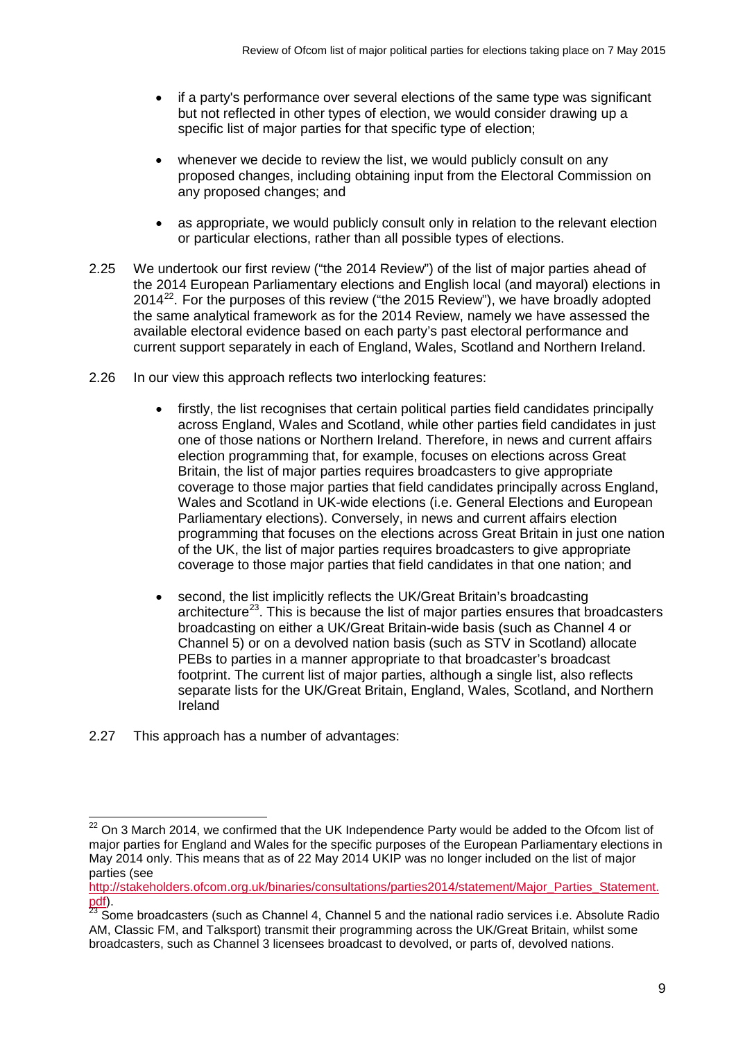- if a party's performance over several elections of the same type was significant but not reflected in other types of election, we would consider drawing up a specific list of major parties for that specific type of election;
- whenever we decide to review the list, we would publicly consult on any proposed changes, including obtaining input from the Electoral Commission on any proposed changes; and
- as appropriate, we would publicly consult only in relation to the relevant election or particular elections, rather than all possible types of elections.

2.25 We undertook our first review ("the 2014 Review") of the list of major parties ahead of the 2014 European Parliamentary elections and English local (and mayoral) elections in 2014[22]. For the purposes of this review ("the 2015 Review"), we have broadly adopted the same analytical framework as for the 2014 Review, namely we have assessed the available electoral evidence based on each party's past electoral performance and current support separately in each of England, Wales, Scotland and Northern Ireland.

2.26 In our view this approach reflects two interlocking features:

- firstly, the list recognises that certain political parties field candidates principally across England, Wales and Scotland, while other parties field candidates in just one of those nations or Northern Ireland. Therefore, in news and current affairs election programming that, for example, focuses on elections across Great Britain, the list of major parties requires broadcasters to give appropriate coverage to those major parties that field candidates principally across England, Wales and Scotland in UK-wide elections (i.e. General Elections and European Parliamentary elections). Conversely, in news and current affairs election programming that focuses on the elections across Great Britain in just one nation of the UK, the list of major parties requires broadcasters to give appropriate coverage to those major parties that field candidates in that one nation; and
- second, the list implicitly reflects the UK/Great Britain's broadcasting architecture[23]. This is because the list of major parties ensures that broadcasters broadcasting on either a UK/Great Britain-wide basis (such as Channel 4 or Channel 5) or on a devolved nation basis (such as STV in Scotland) allocate PEBs to parties in a manner appropriate to that broadcaster's broadcast footprint. The current list of major parties, although a single list, also reflects separate lists for the UK/Great Britain, England, Wales, Scotland, and Northern Ireland

2.27 This approach has a number of advantages:

---

[22] On 3 March 2014, we confirmed that the UK Independence Party would be added to the Ofcom list of major parties for England and Wales for the specific purposes of the European Parliamentary elections in May 2014 only. This means that as of 22 May 2014 UKIP was no longer included on the list of major parties (see http://stakeholders.ofcom.org.uk/binaries/consultations/parties2014/statement/Major_Parties_Statement.pdf).

[23] Some broadcasters (such as Channel 4, Channel 5 and the national radio services i.e. Absolute Radio AM, Classic FM, and Talksport) transmit their programming across the UK/Great Britain, whilst some broadcasters, such as Channel 3 licensees broadcast to devolved, or parts of, devolved nations.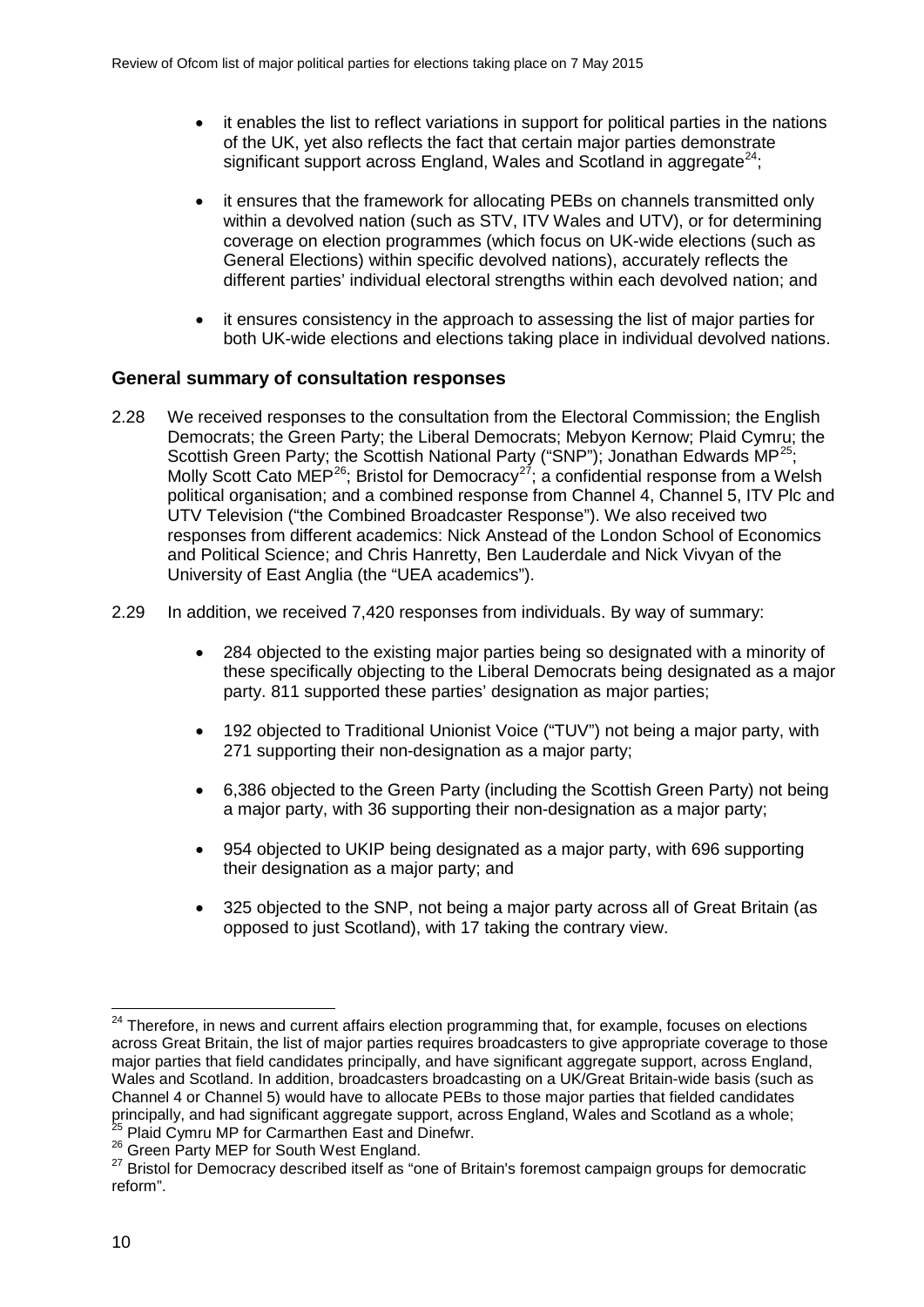- it enables the list to reflect variations in support for political parties in the nations of the UK, yet also reflects the fact that certain major parties demonstrate significant support across England, Wales and Scotland in aggregate[24];

- it ensures that the framework for allocating PEBs on channels transmitted only within a devolved nation (such as STV, ITV Wales and UTV), or for determining coverage on election programmes (which focus on UK-wide elections (such as General Elections) within specific devolved nations), accurately reflects the different parties' individual electoral strengths within each devolved nation; and

- it ensures consistency in the approach to assessing the list of major parties for both UK-wide elections and elections taking place in individual devolved nations.

### General summary of consultation responses

2.28 We received responses to the consultation from the Electoral Commission; the English Democrats; the Green Party; the Liberal Democrats; Mebyon Kernow; Plaid Cymru; the Scottish Green Party; the Scottish National Party ("SNP"); Jonathan Edwards MP[25]; Molly Scott Cato MEP[26]; Bristol for Democracy[27]; a confidential response from a Welsh political organisation; and a combined response from Channel 4, Channel 5, ITV Plc and UTV Television ("the Combined Broadcaster Response"). We also received two responses from different academics: Nick Anstead of the London School of Economics and Political Science; and Chris Hanretty, Ben Lauderdale and Nick Vivyan of the University of East Anglia (the "UEA academics").

2.29 In addition, we received 7,420 responses from individuals. By way of summary:

- 284 objected to the existing major parties being so designated with a minority of these specifically objecting to the Liberal Democrats being designated as a major party. 811 supported these parties' designation as major parties;

- 192 objected to Traditional Unionist Voice ("TUV") not being a major party, with 271 supporting their non-designation as a major party;

- 6,386 objected to the Green Party (including the Scottish Green Party) not being a major party, with 36 supporting their non-designation as a major party;

- 954 objected to UKIP being designated as a major party, with 696 supporting their designation as a major party; and

- 325 objected to the SNP, not being a major party across all of Great Britain (as opposed to just Scotland), with 17 taking the contrary view.

---

[24] Therefore, in news and current affairs election programming that, for example, focuses on elections across Great Britain, the list of major parties requires broadcasters to give appropriate coverage to those major parties that field candidates principally, and have significant aggregate support, across England, Wales and Scotland. In addition, broadcasters broadcasting on a UK/Great Britain-wide basis (such as Channel 4 or Channel 5) would have to allocate PEBs to those major parties that fielded candidates principally, and had significant aggregate support, across England, Wales and Scotland as a whole;

[25] Plaid Cymru MP for Carmarthen East and Dinefwr.

[26] Green Party MEP for South West England.

[27] Bristol for Democracy described itself as "one of Britain's foremost campaign groups for democratic reform".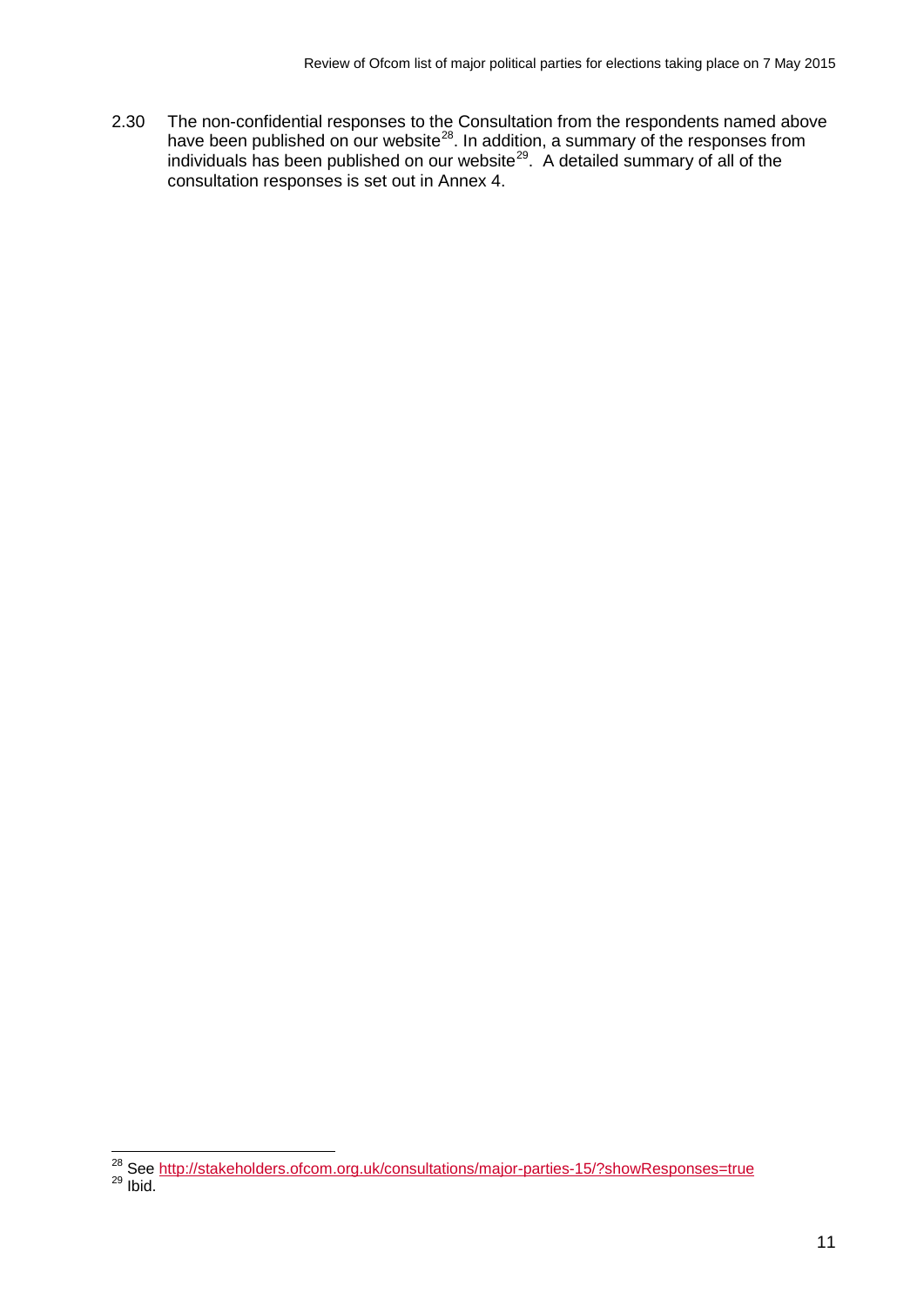2.30 The non-confidential responses to the Consultation from the respondents named above have been published on our website[28]. In addition, a summary of the responses from individuals has been published on our website[29]. A detailed summary of all of the consultation responses is set out in Annex 4.

---

[28] See http://stakeholders.ofcom.org.uk/consultations/major-parties-15/?showResponses=true

[29] Ibid.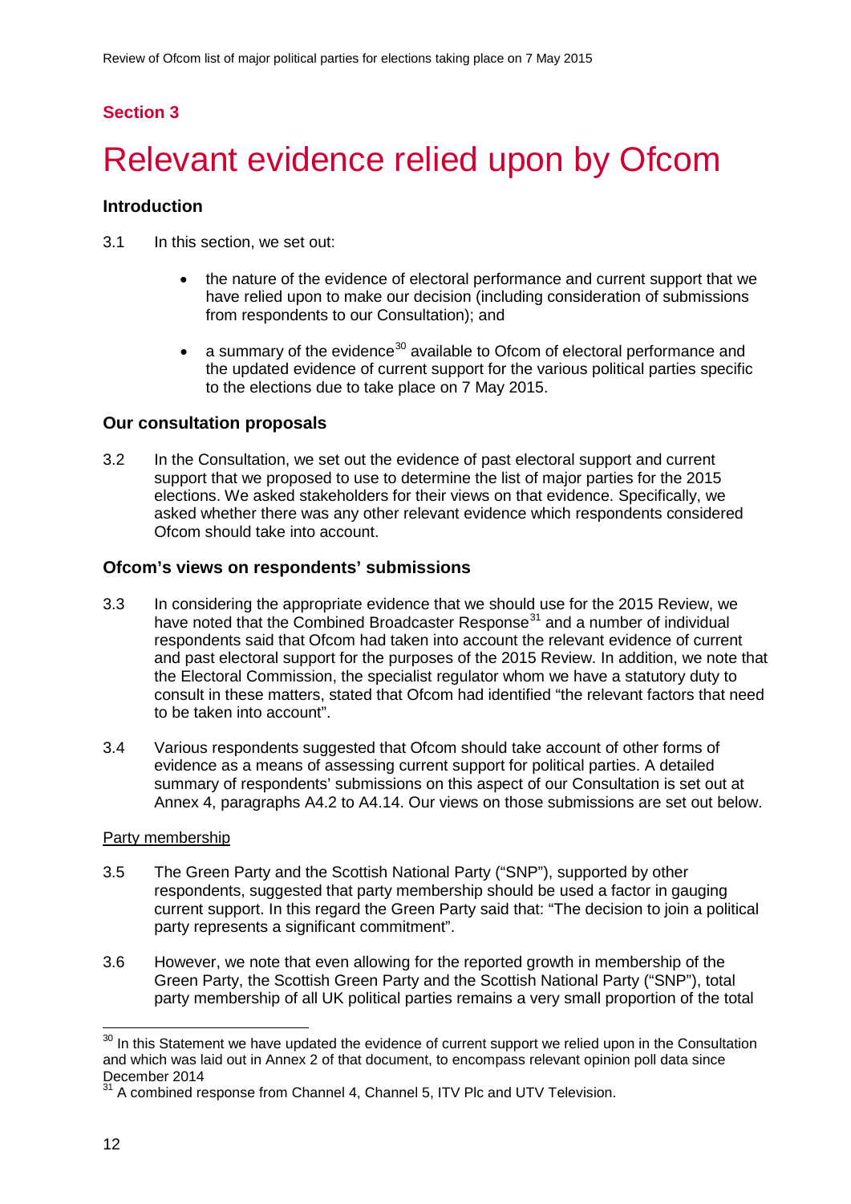## Section 3

# Relevant evidence relied upon by Ofcom

### Introduction

3.1 In this section, we set out:

- the nature of the evidence of electoral performance and current support that we have relied upon to make our decision (including consideration of submissions from respondents to our Consultation); and
- a summary of the evidence[30] available to Ofcom of electoral performance and the updated evidence of current support for the various political parties specific to the elections due to take place on 7 May 2015.

### Our consultation proposals

3.2 In the Consultation, we set out the evidence of past electoral support and current support that we proposed to use to determine the list of major parties for the 2015 elections. We asked stakeholders for their views on that evidence. Specifically, we asked whether there was any other relevant evidence which respondents considered Ofcom should take into account.

### Ofcom's views on respondents' submissions

3.3 In considering the appropriate evidence that we should use for the 2015 Review, we have noted that the Combined Broadcaster Response[31] and a number of individual respondents said that Ofcom had taken into account the relevant evidence of current and past electoral support for the purposes of the 2015 Review. In addition, we note that the Electoral Commission, the specialist regulator whom we have a statutory duty to consult in these matters, stated that Ofcom had identified "the relevant factors that need to be taken into account".

3.4 Various respondents suggested that Ofcom should take account of other forms of evidence as a means of assessing current support for political parties. A detailed summary of respondents' submissions on this aspect of our Consultation is set out at Annex 4, paragraphs A4.2 to A4.14. Our views on those submissions are set out below.

Party membership

3.5 The Green Party and the Scottish National Party ("SNP"), supported by other respondents, suggested that party membership should be used a factor in gauging current support. In this regard the Green Party said that: "The decision to join a political party represents a significant commitment".

3.6 However, we note that even allowing for the reported growth in membership of the Green Party, the Scottish Green Party and the Scottish National Party ("SNP"), total party membership of all UK political parties remains a very small proportion of the total

[30] In this Statement we have updated the evidence of current support we relied upon in the Consultation and which was laid out in Annex 2 of that document, to encompass relevant opinion poll data since December 2014

[31] A combined response from Channel 4, Channel 5, ITV Plc and UTV Television.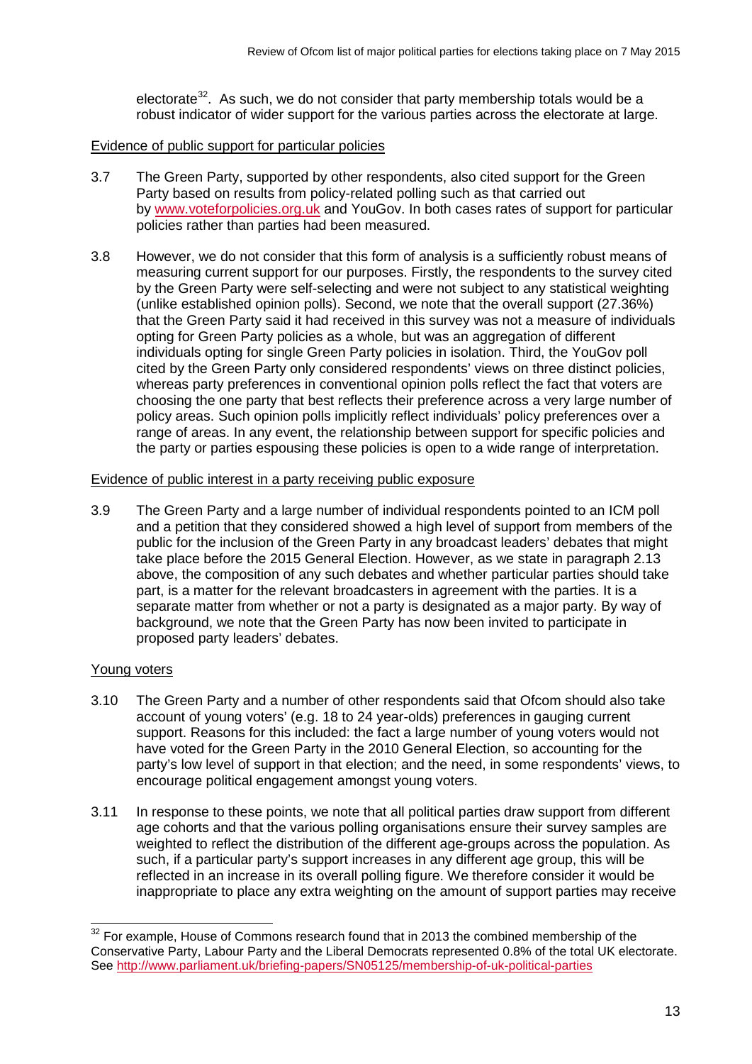electorate[32]. As such, we do not consider that party membership totals would be a robust indicator of wider support for the various parties across the electorate at large.

Evidence of public support for particular policies

3.7 The Green Party, supported by other respondents, also cited support for the Green Party based on results from policy-related polling such as that carried out by www.voteforpolicies.org.uk and YouGov. In both cases rates of support for particular policies rather than parties had been measured.

3.8 However, we do not consider that this form of analysis is a sufficiently robust means of measuring current support for our purposes. Firstly, the respondents to the survey cited by the Green Party were self-selecting and were not subject to any statistical weighting (unlike established opinion polls). Second, we note that the overall support (27.36%) that the Green Party said it had received in this survey was not a measure of individuals opting for Green Party policies as a whole, but was an aggregation of different individuals opting for single Green Party policies in isolation. Third, the YouGov poll cited by the Green Party only considered respondents' views on three distinct policies, whereas party preferences in conventional opinion polls reflect the fact that voters are choosing the one party that best reflects their preference across a very large number of policy areas. Such opinion polls implicitly reflect individuals' policy preferences over a range of areas. In any event, the relationship between support for specific policies and the party or parties espousing these policies is open to a wide range of interpretation.

Evidence of public interest in a party receiving public exposure

3.9 The Green Party and a large number of individual respondents pointed to an ICM poll and a petition that they considered showed a high level of support from members of the public for the inclusion of the Green Party in any broadcast leaders' debates that might take place before the 2015 General Election. However, as we state in paragraph 2.13 above, the composition of any such debates and whether particular parties should take part, is a matter for the relevant broadcasters in agreement with the parties. It is a separate matter from whether or not a party is designated as a major party. By way of background, we note that the Green Party has now been invited to participate in proposed party leaders' debates.

Young voters

3.10 The Green Party and a number of other respondents said that Ofcom should also take account of young voters' (e.g. 18 to 24 year-olds) preferences in gauging current support. Reasons for this included: the fact a large number of young voters would not have voted for the Green Party in the 2010 General Election, so accounting for the party's low level of support in that election; and the need, in some respondents' views, to encourage political engagement amongst young voters.

3.11 In response to these points, we note that all political parties draw support from different age cohorts and that the various polling organisations ensure their survey samples are weighted to reflect the distribution of the different age-groups across the population. As such, if a particular party's support increases in any different age group, this will be reflected in an increase in its overall polling figure. We therefore consider it would be inappropriate to place any extra weighting on the amount of support parties may receive

[32] For example, House of Commons research found that in 2013 the combined membership of the Conservative Party, Labour Party and the Liberal Democrats represented 0.8% of the total UK electorate. See http://www.parliament.uk/briefing-papers/SN05125/membership-of-uk-political-parties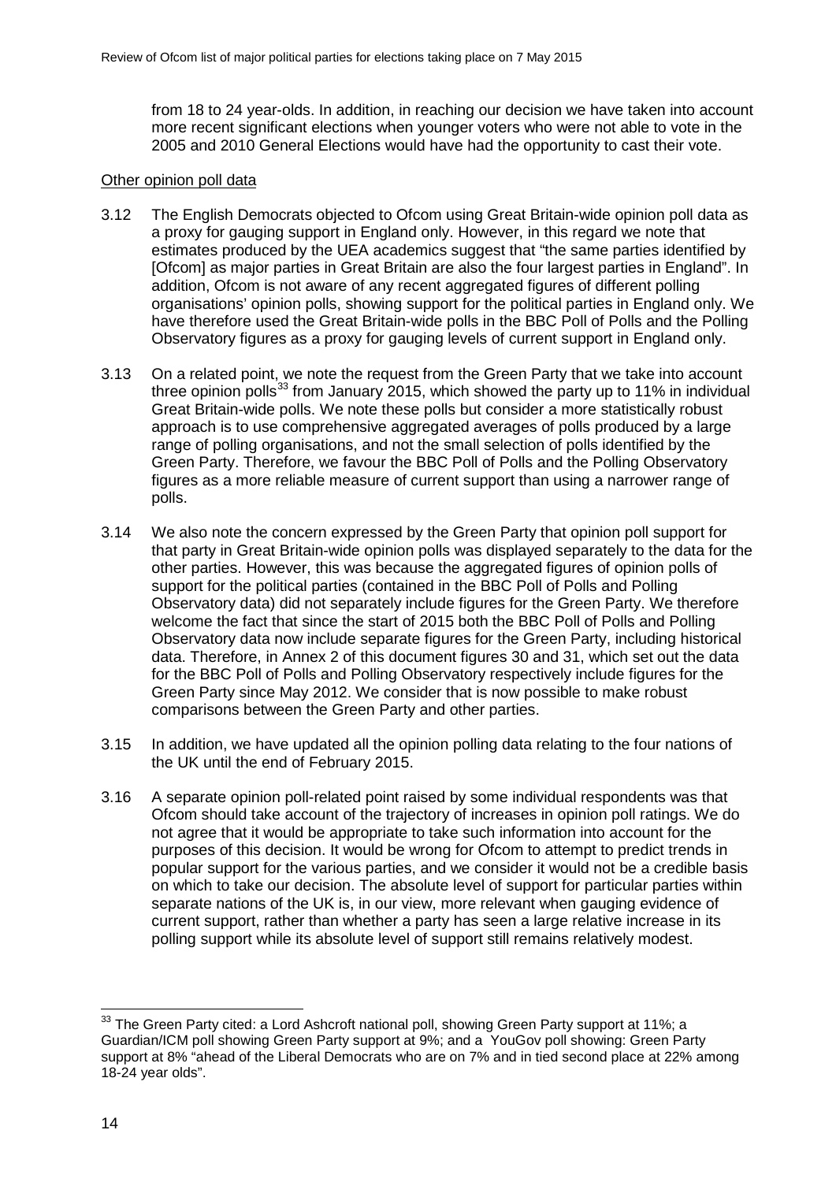from 18 to 24 year-olds. In addition, in reaching our decision we have taken into account more recent significant elections when younger voters who were not able to vote in the 2005 and 2010 General Elections would have had the opportunity to cast their vote.

Other opinion poll data

3.12 The English Democrats objected to Ofcom using Great Britain-wide opinion poll data as a proxy for gauging support in England only. However, in this regard we note that estimates produced by the UEA academics suggest that "the same parties identified by [Ofcom] as major parties in Great Britain are also the four largest parties in England". In addition, Ofcom is not aware of any recent aggregated figures of different polling organisations' opinion polls, showing support for the political parties in England only. We have therefore used the Great Britain-wide polls in the BBC Poll of Polls and the Polling Observatory figures as a proxy for gauging levels of current support in England only.

3.13 On a related point, we note the request from the Green Party that we take into account three opinion polls[33] from January 2015, which showed the party up to 11% in individual Great Britain-wide polls. We note these polls but consider a more statistically robust approach is to use comprehensive aggregated averages of polls produced by a large range of polling organisations, and not the small selection of polls identified by the Green Party. Therefore, we favour the BBC Poll of Polls and the Polling Observatory figures as a more reliable measure of current support than using a narrower range of polls.

3.14 We also note the concern expressed by the Green Party that opinion poll support for that party in Great Britain-wide opinion polls was displayed separately to the data for the other parties. However, this was because the aggregated figures of opinion polls of support for the political parties (contained in the BBC Poll of Polls and Polling Observatory data) did not separately include figures for the Green Party. We therefore welcome the fact that since the start of 2015 both the BBC Poll of Polls and Polling Observatory data now include separate figures for the Green Party, including historical data. Therefore, in Annex 2 of this document figures 30 and 31, which set out the data for the BBC Poll of Polls and Polling Observatory respectively include figures for the Green Party since May 2012. We consider that is now possible to make robust comparisons between the Green Party and other parties.

3.15 In addition, we have updated all the opinion polling data relating to the four nations of the UK until the end of February 2015.

3.16 A separate opinion poll-related point raised by some individual respondents was that Ofcom should take account of the trajectory of increases in opinion poll ratings. We do not agree that it would be appropriate to take such information into account for the purposes of this decision. It would be wrong for Ofcom to attempt to predict trends in popular support for the various parties, and we consider it would not be a credible basis on which to take our decision. The absolute level of support for particular parties within separate nations of the UK is, in our view, more relevant when gauging evidence of current support, rather than whether a party has seen a large relative increase in its polling support while its absolute level of support still remains relatively modest.

---

[33] The Green Party cited: a Lord Ashcroft national poll, showing Green Party support at 11%; a Guardian/ICM poll showing Green Party support at 9%; and a YouGov poll showing: Green Party support at 8% "ahead of the Liberal Democrats who are on 7% and in tied second place at 22% among 18-24 year olds".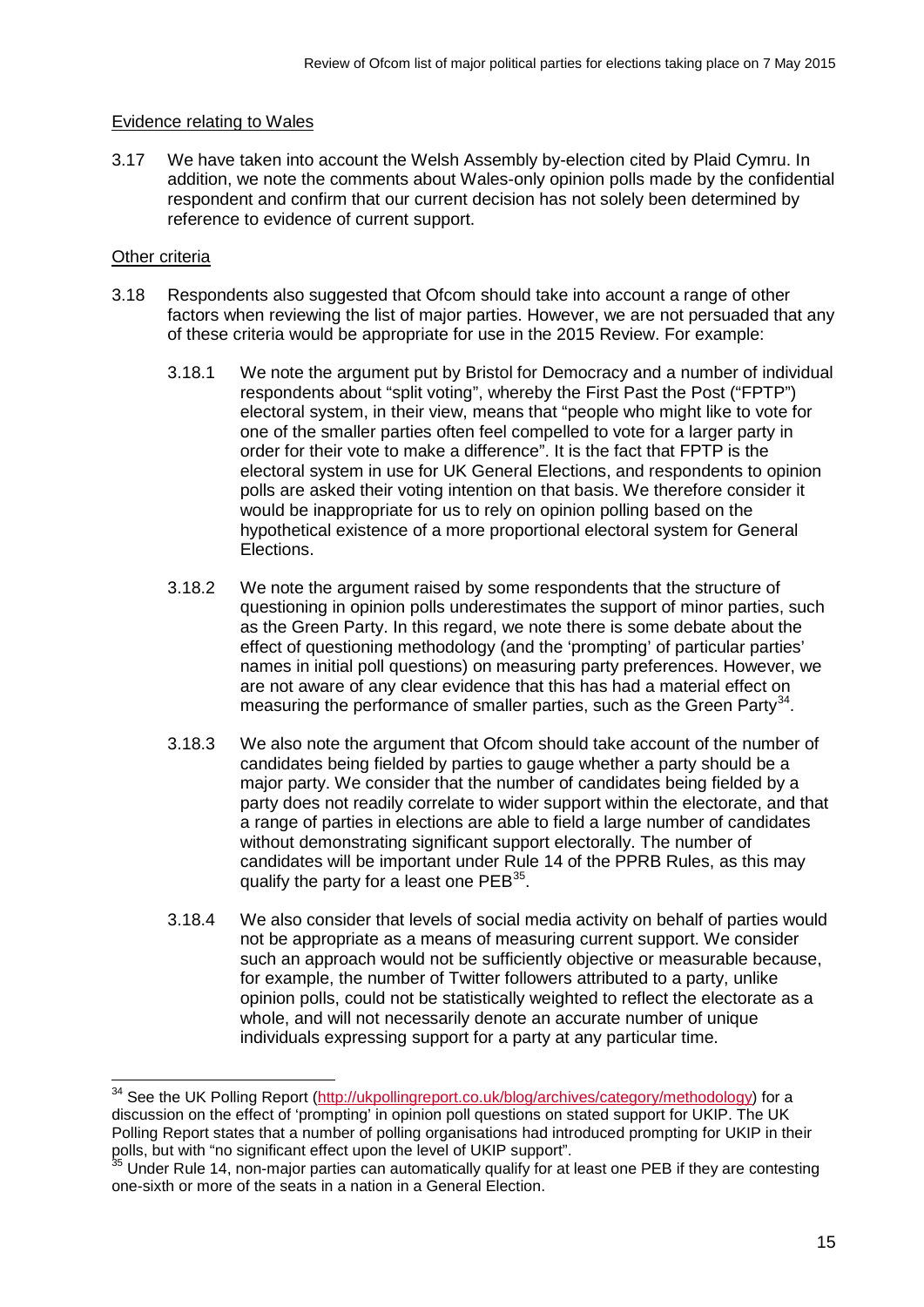Evidence relating to Wales

3.17 We have taken into account the Welsh Assembly by-election cited by Plaid Cymru. In addition, we note the comments about Wales-only opinion polls made by the confidential respondent and confirm that our current decision has not solely been determined by reference to evidence of current support.

Other criteria

3.18 Respondents also suggested that Ofcom should take into account a range of other factors when reviewing the list of major parties. However, we are not persuaded that any of these criteria would be appropriate for use in the 2015 Review. For example:

3.18.1 We note the argument put by Bristol for Democracy and a number of individual respondents about "split voting", whereby the First Past the Post ("FPTP") electoral system, in their view, means that "people who might like to vote for one of the smaller parties often feel compelled to vote for a larger party in order for their vote to make a difference". It is the fact that FPTP is the electoral system in use for UK General Elections, and respondents to opinion polls are asked their voting intention on that basis. We therefore consider it would be inappropriate for us to rely on opinion polling based on the hypothetical existence of a more proportional electoral system for General Elections.

3.18.2 We note the argument raised by some respondents that the structure of questioning in opinion polls underestimates the support of minor parties, such as the Green Party. In this regard, we note there is some debate about the effect of questioning methodology (and the 'prompting' of particular parties' names in initial poll questions) on measuring party preferences. However, we are not aware of any clear evidence that this has had a material effect on measuring the performance of smaller parties, such as the Green Party[34].

3.18.3 We also note the argument that Ofcom should take account of the number of candidates being fielded by parties to gauge whether a party should be a major party. We consider that the number of candidates being fielded by a party does not readily correlate to wider support within the electorate, and that a range of parties in elections are able to field a large number of candidates without demonstrating significant support electorally. The number of candidates will be important under Rule 14 of the PPRB Rules, as this may qualify the party for a least one PEB[35].

3.18.4 We also consider that levels of social media activity on behalf of parties would not be appropriate as a means of measuring current support. We consider such an approach would not be sufficiently objective or measurable because, for example, the number of Twitter followers attributed to a party, unlike opinion polls, could not be statistically weighted to reflect the electorate as a whole, and will not necessarily denote an accurate number of unique individuals expressing support for a party at any particular time.

---

[34] See the UK Polling Report (http://ukpollingreport.co.uk/blog/archives/category/methodology) for a discussion on the effect of 'prompting' in opinion poll questions on stated support for UKIP. The UK Polling Report states that a number of polling organisations had introduced prompting for UKIP in their polls, but with "no significant effect upon the level of UKIP support".

[35] Under Rule 14, non-major parties can automatically qualify for at least one PEB if they are contesting one-sixth or more of the seats in a nation in a General Election.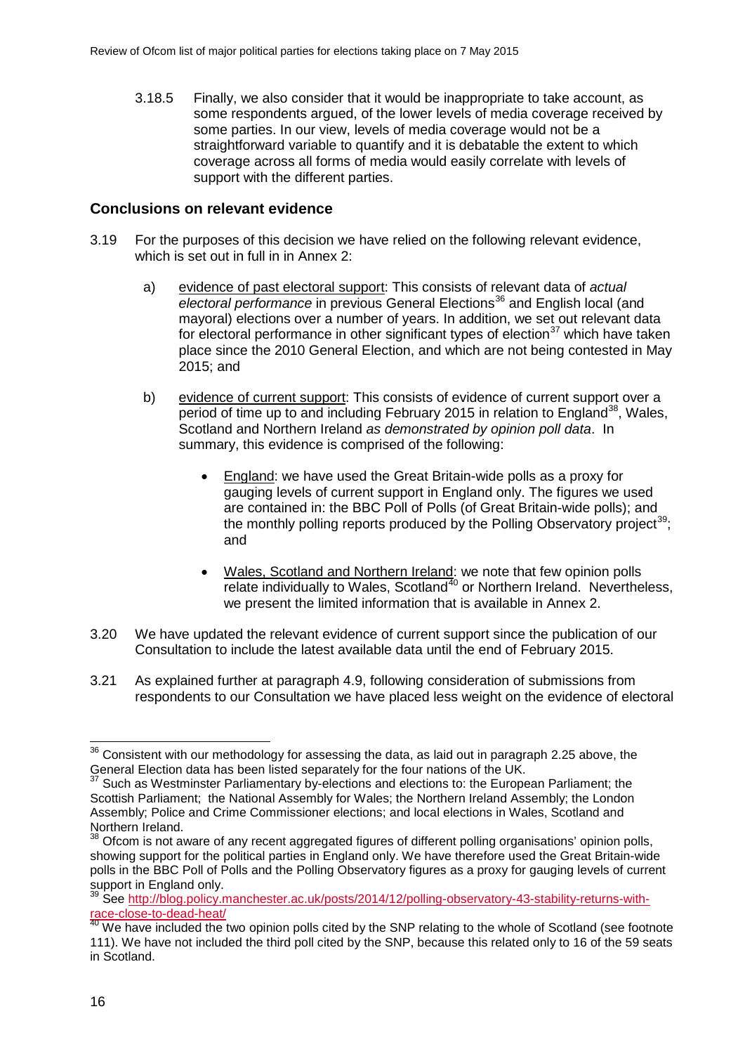3.18.5 Finally, we also consider that it would be inappropriate to take account, as some respondents argued, of the lower levels of media coverage received by some parties. In our view, levels of media coverage would not be a straightforward variable to quantify and it is debatable the extent to which coverage across all forms of media would easily correlate with levels of support with the different parties.

## Conclusions on relevant evidence

3.19 For the purposes of this decision we have relied on the following relevant evidence, which is set out in full in in Annex 2:

a) evidence of past electoral support: This consists of relevant data of *actual electoral performance* in previous General Elections[36] and English local (and mayoral) elections over a number of years. In addition, we set out relevant data for electoral performance in other significant types of election[37] which have taken place since the 2010 General Election, and which are not being contested in May 2015; and

b) evidence of current support: This consists of evidence of current support over a period of time up to and including February 2015 in relation to England[38], Wales, Scotland and Northern Ireland *as demonstrated by opinion poll data*. In summary, this evidence is comprised of the following:

- England: we have used the Great Britain-wide polls as a proxy for gauging levels of current support in England only. The figures we used are contained in: the BBC Poll of Polls (of Great Britain-wide polls); and the monthly polling reports produced by the Polling Observatory project[39]; and

- Wales, Scotland and Northern Ireland: we note that few opinion polls relate individually to Wales, Scotland[40] or Northern Ireland. Nevertheless, we present the limited information that is available in Annex 2.

3.20 We have updated the relevant evidence of current support since the publication of our Consultation to include the latest available data until the end of February 2015.

3.21 As explained further at paragraph 4.9, following consideration of submissions from respondents to our Consultation we have placed less weight on the evidence of electoral

---

[36] Consistent with our methodology for assessing the data, as laid out in paragraph 2.25 above, the General Election data has been listed separately for the four nations of the UK.

[37] Such as Westminster Parliamentary by-elections and elections to: the European Parliament; the Scottish Parliament; the National Assembly for Wales; the Northern Ireland Assembly; the London Assembly; Police and Crime Commissioner elections; and local elections in Wales, Scotland and Northern Ireland.

[38] Ofcom is not aware of any recent aggregated figures of different polling organisations' opinion polls, showing support for the political parties in England only. We have therefore used the Great Britain-wide polls in the BBC Poll of Polls and the Polling Observatory figures as a proxy for gauging levels of current support in England only.

[39] See http://blog.policy.manchester.ac.uk/posts/2014/12/polling-observatory-43-stability-returns-with-race-close-to-dead-heat/

[40] We have included the two opinion polls cited by the SNP relating to the whole of Scotland (see footnote 111). We have not included the third poll cited by the SNP, because this related only to 16 of the 59 seats in Scotland.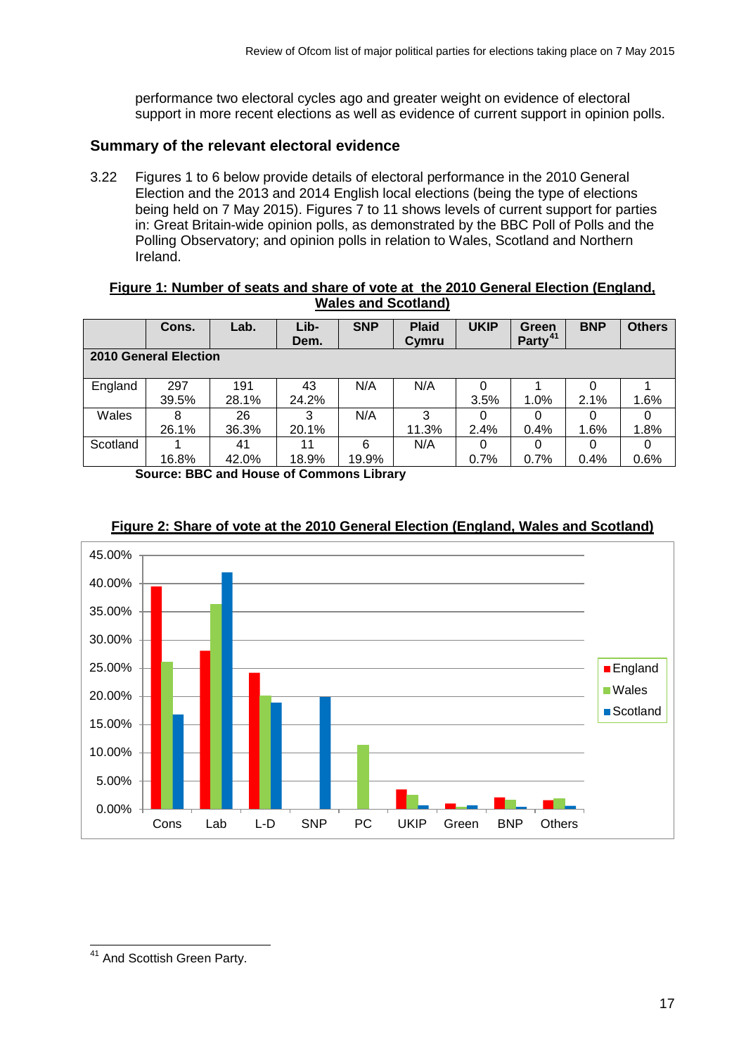performance two electoral cycles ago and greater weight on evidence of electoral support in more recent elections as well as evidence of current support in opinion polls.

## Summary of the relevant electoral evidence

3.22 Figures 1 to 6 below provide details of electoral performance in the 2010 General Election and the 2013 and 2014 English local elections (being the type of elections being held on 7 May 2015). Figures 7 to 11 shows levels of current support for parties in: Great Britain-wide opinion polls, as demonstrated by the BBC Poll of Polls and the Polling Observatory; and opinion polls in relation to Wales, Scotland and Northern Ireland.

**Figure 1: Number of seats and share of vote at the 2010 General Election (England, Wales and Scotland)**

| | Cons. | Lab. | Lib-Dem. | SNP | Plaid Cymru | UKIP | Green Party[41] | BNP | Others |
|---|---|---|---|---|---|---|---|---|---|
| **2010 General Election** | | | | | | | | | |
| England | 297<br>39.5% | 191<br>28.1% | 43<br>24.2% | N/A | N/A | 0<br>3.5% | 1<br>1.0% | 0<br>2.1% | 1<br>1.6% |
| Wales | 8<br>26.1% | 26<br>36.3% | 3<br>20.1% | N/A | 3<br>11.3% | 0<br>2.4% | 0<br>0.4% | 0<br>1.6% | 0<br>1.8% |
| Scotland | 1<br>16.8% | 41<br>42.0% | 11<br>18.9% | 6<br>19.9% | N/A | 0<br>0.7% | 0<br>0.7% | 0<br>0.4% | 0<br>0.6% |

**Source: BBC and House of Commons Library**

**Figure 2: Share of vote at the 2010 General Election (England, Wales and Scotland)**

[41] And Scottish Green Party.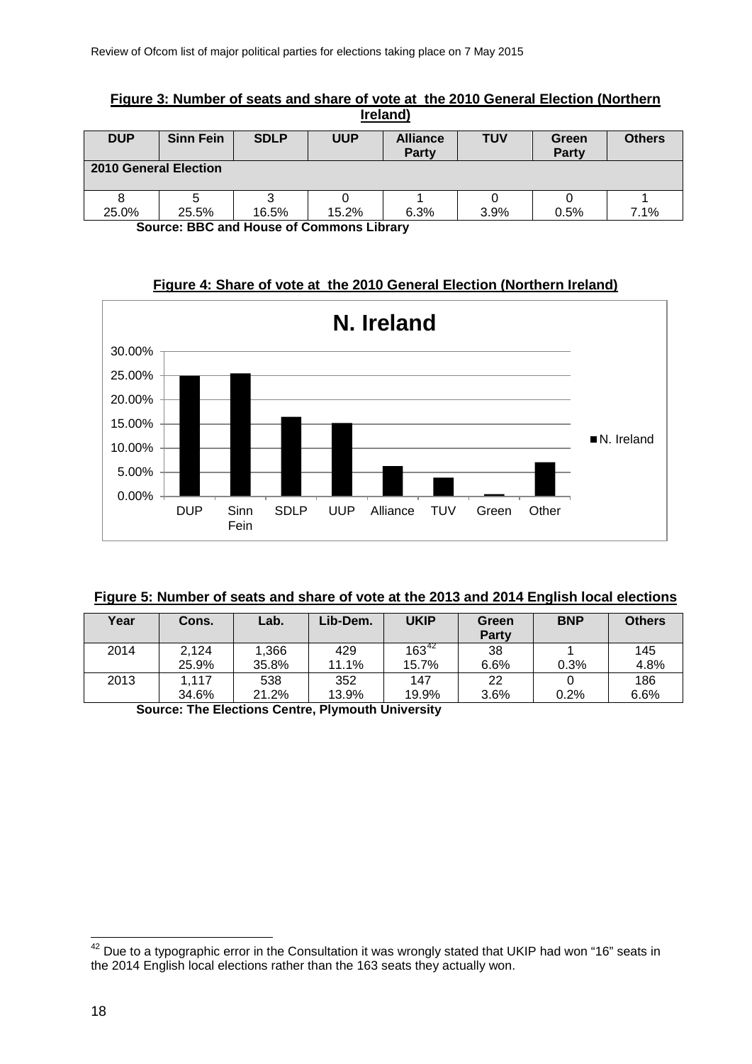**Figure 3: Number of seats and share of vote at the 2010 General Election (Northern Ireland)**

| DUP | Sinn Fein | SDLP | UUP | Alliance Party | TUV | Green Party | Others |
|---|---|---|---|---|---|---|---|
| **2010 General Election** | | | | | | | |
| 8<br>25.0% | 5<br>25.5% | 3<br>16.5% | 0<br>15.2% | 1<br>6.3% | 0<br>3.9% | 0<br>0.5% | 1<br>7.1% |

**Source: BBC and House of Commons Library**

**Figure 4: Share of vote at the 2010 General Election (Northern Ireland)**

**N. Ireland**

| | DUP | Sinn Fein | SDLP | UUP | Alliance | TUV | Green | Other |
|---|---|---|---|---|---|---|---|---|
| N. Ireland | 25.0% | 25.5% | 16.5% | 15.2% | 6.3% | 3.9% | 0.5% | 7.1% |

**Figure 5: Number of seats and share of vote at the 2013 and 2014 English local elections**

| Year | Cons. | Lab. | Lib-Dem. | UKIP | Green Party | BNP | Others |
|---|---|---|---|---|---|---|---|
| 2014 | 2,124<br>25.9% | 1,366<br>35.8% | 429<br>11.1% | 163[42]<br>15.7% | 38<br>6.6% | 1<br>0.3% | 145<br>4.8% |
| 2013 | 1,117<br>34.6% | 538<br>21.2% | 352<br>13.9% | 147<br>19.9% | 22<br>3.6% | 0<br>0.2% | 186<br>6.6% |

**Source: The Elections Centre, Plymouth University**

[42] Due to a typographic error in the Consultation it was wrongly stated that UKIP had won "16" seats in the 2014 English local elections rather than the 163 seats they actually won.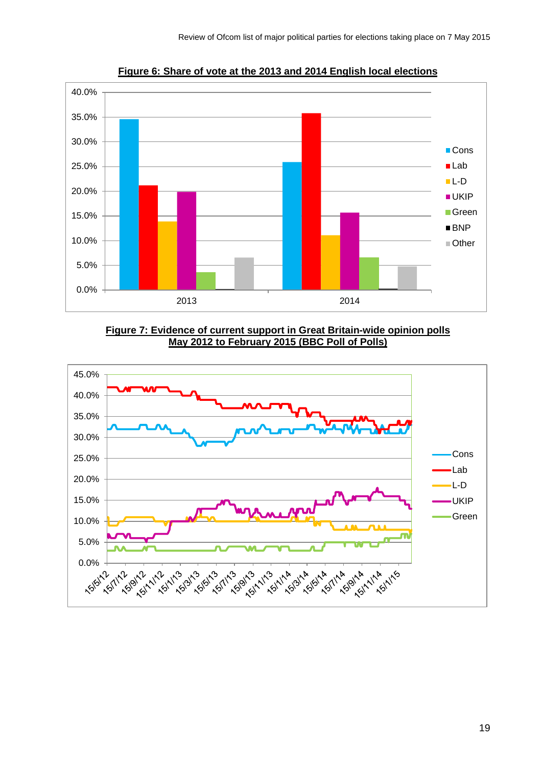**Figure 6: Share of vote at the 2013 and 2014 English local elections**

**Figure 7: Evidence of current support in Great Britain-wide opinion polls May 2012 to February 2015 (BBC Poll of Polls)**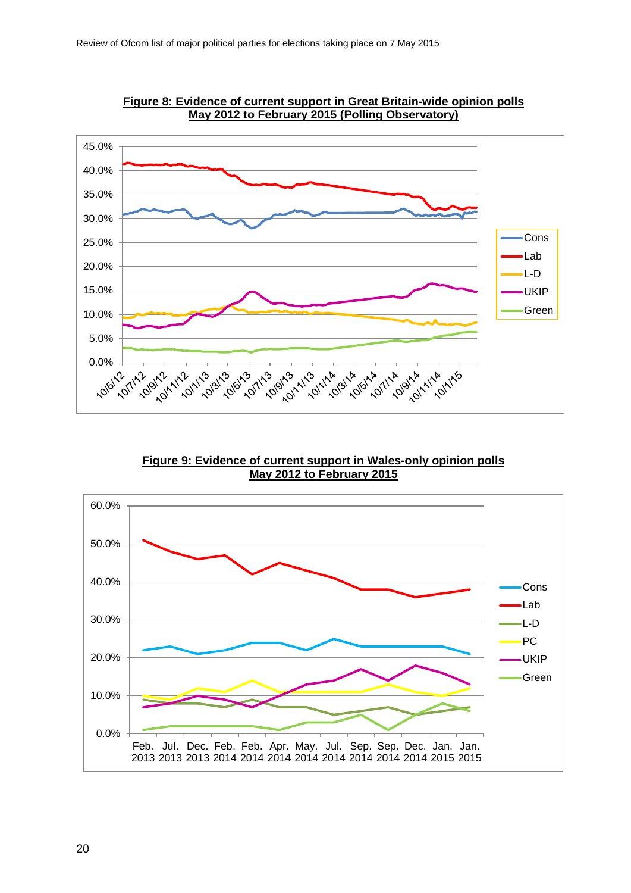**Figure 8: Evidence of current support in Great Britain-wide opinion polls May 2012 to February 2015 (Polling Observatory)**

**Figure 9: Evidence of current support in Wales-only opinion polls May 2012 to February 2015**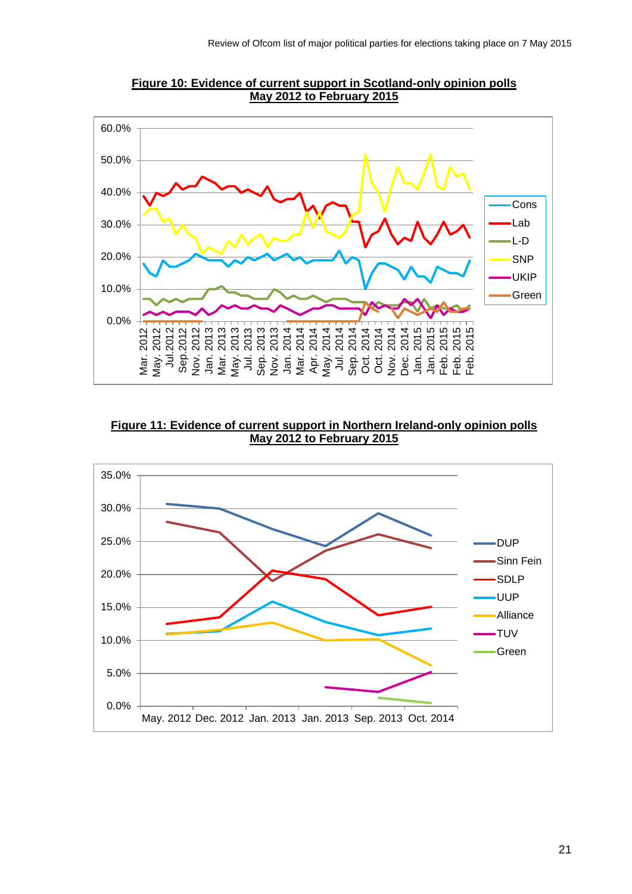**Figure 10: Evidence of current support in Scotland-only opinion polls May 2012 to February 2015**

**Figure 11: Evidence of current support in Northern Ireland-only opinion polls May 2012 to February 2015**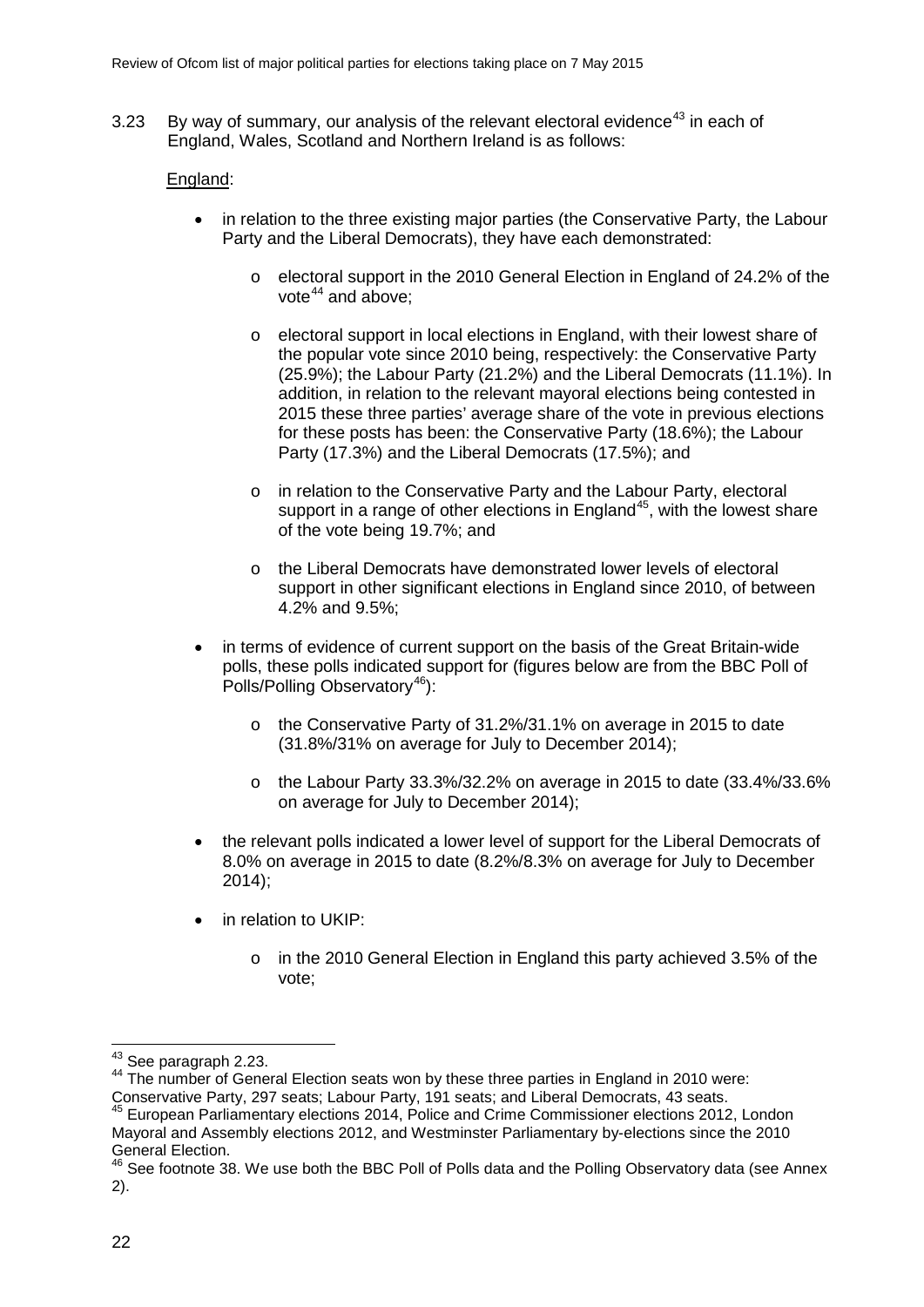3.23 By way of summary, our analysis of the relevant electoral evidence[43] in each of England, Wales, Scotland and Northern Ireland is as follows:

England:

- in relation to the three existing major parties (the Conservative Party, the Labour Party and the Liberal Democrats), they have each demonstrated:
  - electoral support in the 2010 General Election in England of 24.2% of the vote[44] and above;
  - electoral support in local elections in England, with their lowest share of the popular vote since 2010 being, respectively: the Conservative Party (25.9%); the Labour Party (21.2%) and the Liberal Democrats (11.1%). In addition, in relation to the relevant mayoral elections being contested in 2015 these three parties' average share of the vote in previous elections for these posts has been: the Conservative Party (18.6%); the Labour Party (17.3%) and the Liberal Democrats (17.5%); and
  - in relation to the Conservative Party and the Labour Party, electoral support in a range of other elections in England[45], with the lowest share of the vote being 19.7%; and
  - the Liberal Democrats have demonstrated lower levels of electoral support in other significant elections in England since 2010, of between 4.2% and 9.5%;
- in terms of evidence of current support on the basis of the Great Britain-wide polls, these polls indicated support for (figures below are from the BBC Poll of Polls/Polling Observatory[46]):
  - the Conservative Party of 31.2%/31.1% on average in 2015 to date (31.8%/31% on average for July to December 2014);
  - the Labour Party 33.3%/32.2% on average in 2015 to date (33.4%/33.6% on average for July to December 2014);
- the relevant polls indicated a lower level of support for the Liberal Democrats of 8.0% on average in 2015 to date (8.2%/8.3% on average for July to December 2014);
- in relation to UKIP:
  - in the 2010 General Election in England this party achieved 3.5% of the vote;

---

[43] See paragraph 2.23.

[44] The number of General Election seats won by these three parties in England in 2010 were: Conservative Party, 297 seats; Labour Party, 191 seats; and Liberal Democrats, 43 seats.

[45] European Parliamentary elections 2014, Police and Crime Commissioner elections 2012, London Mayoral and Assembly elections 2012, and Westminster Parliamentary by-elections since the 2010 General Election.

[46] See footnote 38. We use both the BBC Poll of Polls data and the Polling Observatory data (see Annex 2).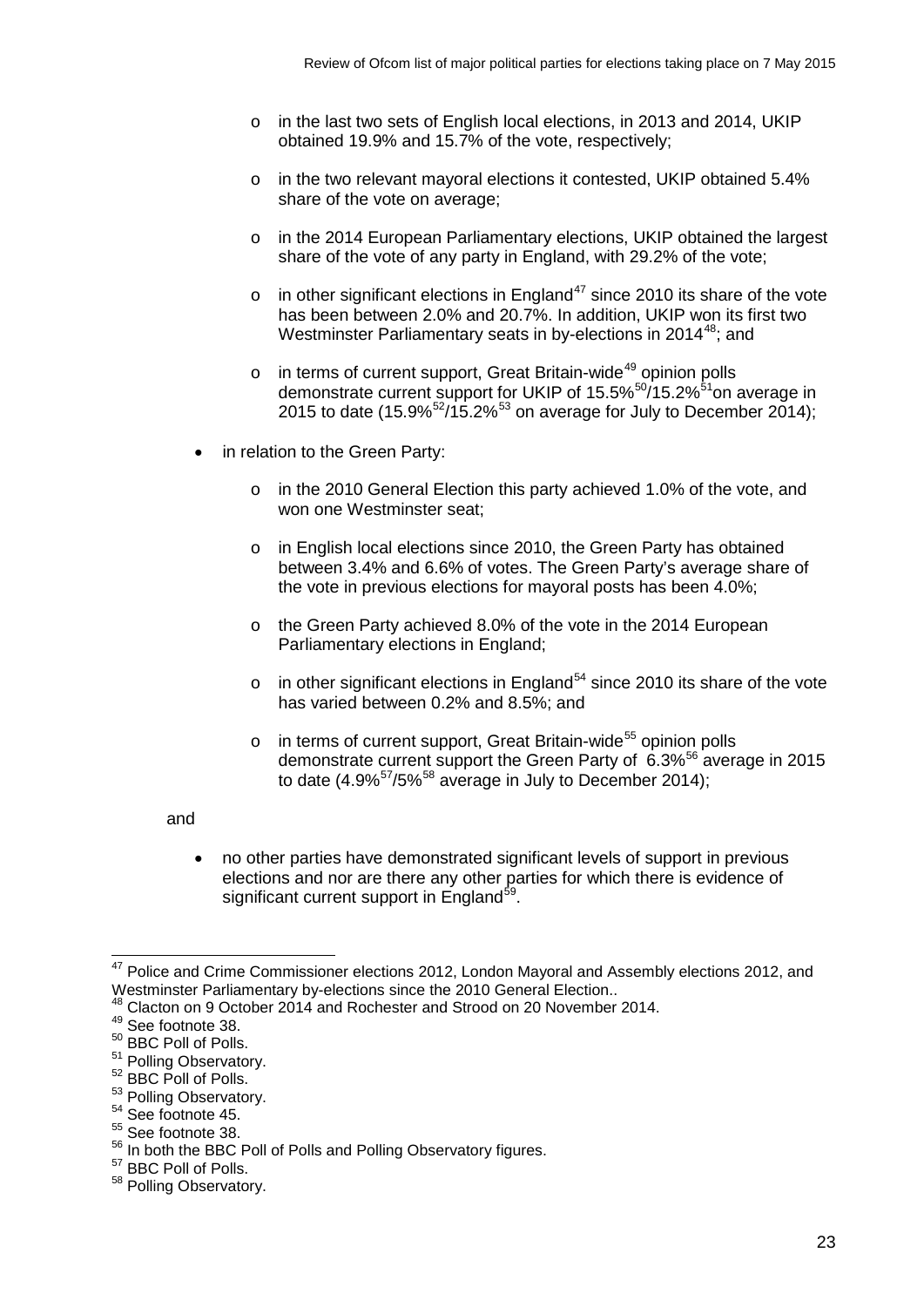- in the last two sets of English local elections, in 2013 and 2014, UKIP obtained 19.9% and 15.7% of the vote, respectively;
  - in the two relevant mayoral elections it contested, UKIP obtained 5.4% share of the vote on average;
  - in the 2014 European Parliamentary elections, UKIP obtained the largest share of the vote of any party in England, with 29.2% of the vote;
  - in other significant elections in England[47] since 2010 its share of the vote has been between 2.0% and 20.7%. In addition, UKIP won its first two Westminster Parliamentary seats in by-elections in 2014[48]; and
  - in terms of current support, Great Britain-wide[49] opinion polls demonstrate current support for UKIP of 15.5%[50]/15.2%[51]on average in 2015 to date (15.9%[52]/15.2%[53] on average for July to December 2014);

- in relation to the Green Party:
  - in the 2010 General Election this party achieved 1.0% of the vote, and won one Westminster seat;
  - in English local elections since 2010, the Green Party has obtained between 3.4% and 6.6% of votes. The Green Party's average share of the vote in previous elections for mayoral posts has been 4.0%;
  - the Green Party achieved 8.0% of the vote in the 2014 European Parliamentary elections in England;
  - in other significant elections in England[54] since 2010 its share of the vote has varied between 0.2% and 8.5%; and
  - in terms of current support, Great Britain-wide[55] opinion polls demonstrate current support the Green Party of 6.3%[56] average in 2015 to date (4.9%[57]/5%[58] average in July to December 2014);

and

- no other parties have demonstrated significant levels of support in previous elections and nor are there any other parties for which there is evidence of significant current support in England[59].

---

[47] Police and Crime Commissioner elections 2012, London Mayoral and Assembly elections 2012, and Westminster Parliamentary by-elections since the 2010 General Election..

[48] Clacton on 9 October 2014 and Rochester and Strood on 20 November 2014.

[49] See footnote 38.

[50] BBC Poll of Polls.

[51] Polling Observatory.

[52] BBC Poll of Polls.

[53] Polling Observatory.

[54] See footnote 45.

[55] See footnote 38.

[56] In both the BBC Poll of Polls and Polling Observatory figures.

[57] BBC Poll of Polls.

[58] Polling Observatory.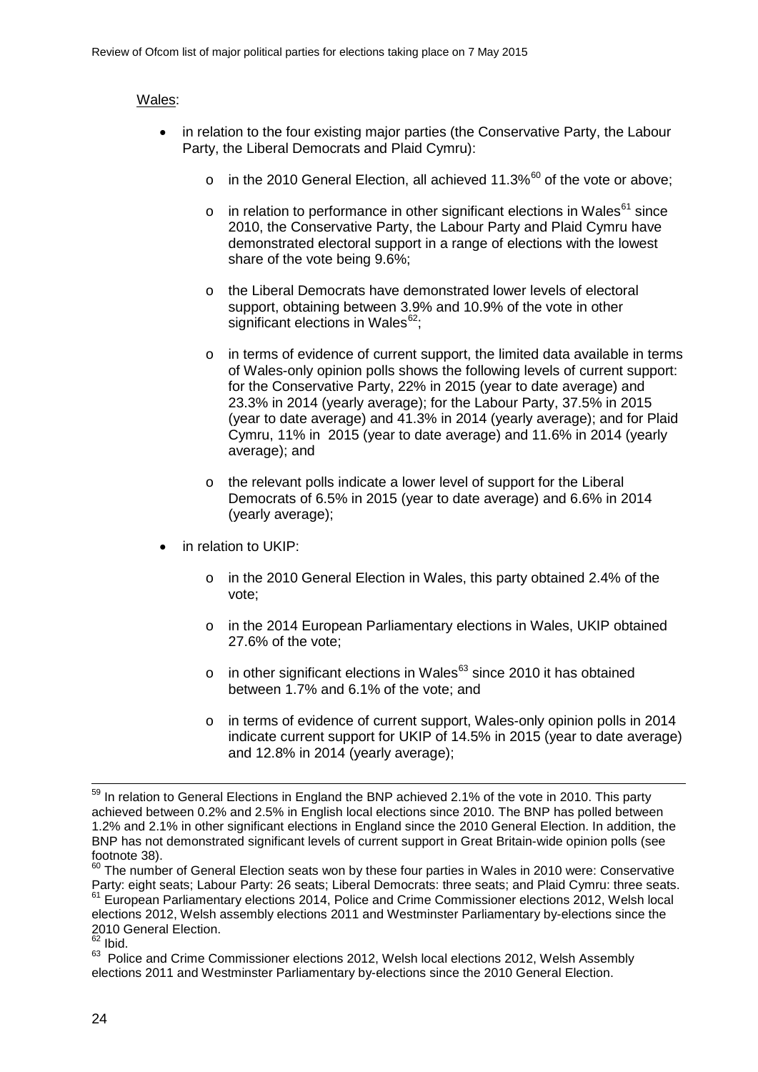Wales:

- in relation to the four existing major parties (the Conservative Party, the Labour Party, the Liberal Democrats and Plaid Cymru):
  - in the 2010 General Election, all achieved 11.3%[60] of the vote or above;
  - in relation to performance in other significant elections in Wales[61] since 2010, the Conservative Party, the Labour Party and Plaid Cymru have demonstrated electoral support in a range of elections with the lowest share of the vote being 9.6%;
  - the Liberal Democrats have demonstrated lower levels of electoral support, obtaining between 3.9% and 10.9% of the vote in other significant elections in Wales[62];
  - in terms of evidence of current support, the limited data available in terms of Wales-only opinion polls shows the following levels of current support: for the Conservative Party, 22% in 2015 (year to date average) and 23.3% in 2014 (yearly average); for the Labour Party, 37.5% in 2015 (year to date average) and 41.3% in 2014 (yearly average); and for Plaid Cymru, 11% in 2015 (year to date average) and 11.6% in 2014 (yearly average); and
  - the relevant polls indicate a lower level of support for the Liberal Democrats of 6.5% in 2015 (year to date average) and 6.6% in 2014 (yearly average);
- in relation to UKIP:
  - in the 2010 General Election in Wales, this party obtained 2.4% of the vote;
  - in the 2014 European Parliamentary elections in Wales, UKIP obtained 27.6% of the vote;
  - in other significant elections in Wales[63] since 2010 it has obtained between 1.7% and 6.1% of the vote; and
  - in terms of evidence of current support, Wales-only opinion polls in 2014 indicate current support for UKIP of 14.5% in 2015 (year to date average) and 12.8% in 2014 (yearly average);

---

[59] In relation to General Elections in England the BNP achieved 2.1% of the vote in 2010. This party achieved between 0.2% and 2.5% in English local elections since 2010. The BNP has polled between 1.2% and 2.1% in other significant elections in England since the 2010 General Election. In addition, the BNP has not demonstrated significant levels of current support in Great Britain-wide opinion polls (see footnote 38).

[60] The number of General Election seats won by these four parties in Wales in 2010 were: Conservative Party: eight seats; Labour Party: 26 seats; Liberal Democrats: three seats; and Plaid Cymru: three seats.

[61] European Parliamentary elections 2014, Police and Crime Commissioner elections 2012, Welsh local elections 2012, Welsh assembly elections 2011 and Westminster Parliamentary by-elections since the 2010 General Election.

[62] Ibid.

[63] Police and Crime Commissioner elections 2012, Welsh local elections 2012, Welsh Assembly elections 2011 and Westminster Parliamentary by-elections since the 2010 General Election.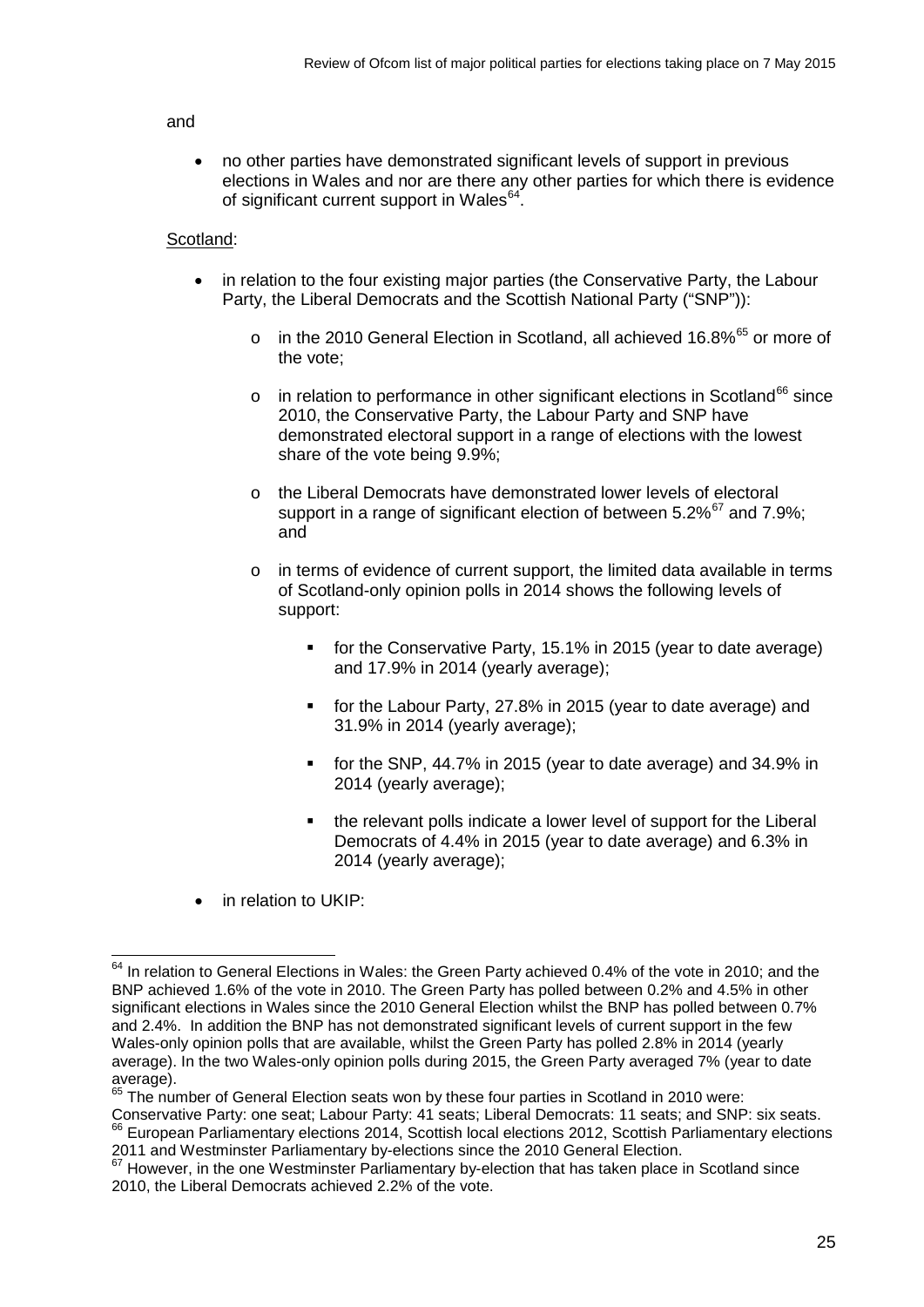and

- no other parties have demonstrated significant levels of support in previous elections in Wales and nor are there any other parties for which there is evidence of significant current support in Wales[64].

Scotland:

- in relation to the four existing major parties (the Conservative Party, the Labour Party, the Liberal Democrats and the Scottish National Party ("SNP")):
  - in the 2010 General Election in Scotland, all achieved 16.8%[65] or more of the vote;
  - in relation to performance in other significant elections in Scotland[66] since 2010, the Conservative Party, the Labour Party and SNP have demonstrated electoral support in a range of elections with the lowest share of the vote being 9.9%;
  - the Liberal Democrats have demonstrated lower levels of electoral support in a range of significant election of between 5.2%[67] and 7.9%; and
  - in terms of evidence of current support, the limited data available in terms of Scotland-only opinion polls in 2014 shows the following levels of support:
    - for the Conservative Party, 15.1% in 2015 (year to date average) and 17.9% in 2014 (yearly average);
    - for the Labour Party, 27.8% in 2015 (year to date average) and 31.9% in 2014 (yearly average);
    - for the SNP, 44.7% in 2015 (year to date average) and 34.9% in 2014 (yearly average);
    - the relevant polls indicate a lower level of support for the Liberal Democrats of 4.4% in 2015 (year to date average) and 6.3% in 2014 (yearly average);
- in relation to UKIP:

[64] In relation to General Elections in Wales: the Green Party achieved 0.4% of the vote in 2010; and the BNP achieved 1.6% of the vote in 2010. The Green Party has polled between 0.2% and 4.5% in other significant elections in Wales since the 2010 General Election whilst the BNP has polled between 0.7% and 2.4%. In addition the BNP has not demonstrated significant levels of current support in the few Wales-only opinion polls that are available, whilst the Green Party has polled 2.8% in 2014 (yearly average). In the two Wales-only opinion polls during 2015, the Green Party averaged 7% (year to date average).

[65] The number of General Election seats won by these four parties in Scotland in 2010 were: Conservative Party: one seat; Labour Party: 41 seats; Liberal Democrats: 11 seats; and SNP: six seats.

[66] European Parliamentary elections 2014, Scottish local elections 2012, Scottish Parliamentary elections 2011 and Westminster Parliamentary by-elections since the 2010 General Election.

[67] However, in the one Westminster Parliamentary by-election that has taken place in Scotland since 2010, the Liberal Democrats achieved 2.2% of the vote.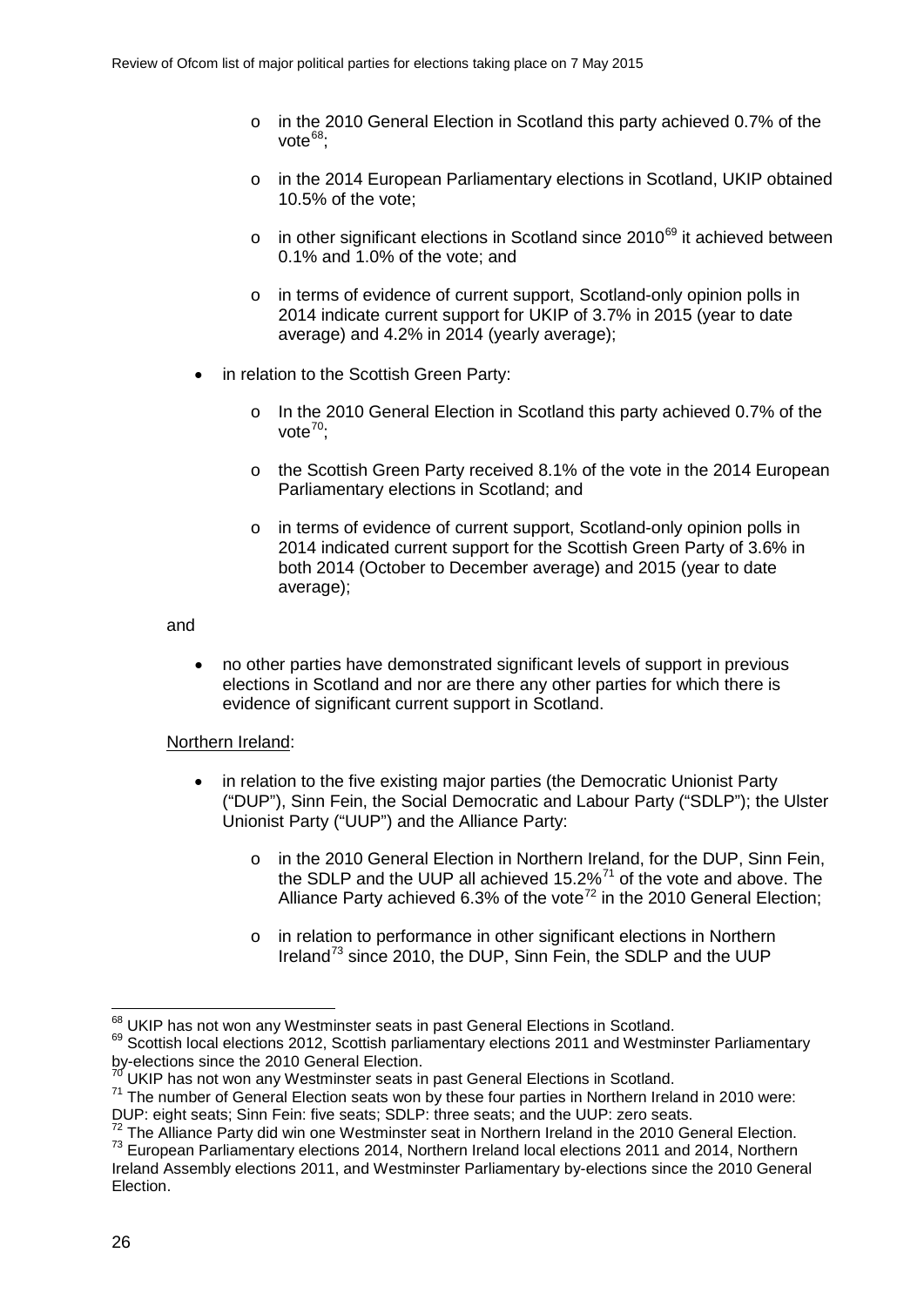- in the 2010 General Election in Scotland this party achieved 0.7% of the vote[68];
    - in the 2014 European Parliamentary elections in Scotland, UKIP obtained 10.5% of the vote;
    - in other significant elections in Scotland since 2010[69] it achieved between 0.1% and 1.0% of the vote; and
    - in terms of evidence of current support, Scotland-only opinion polls in 2014 indicate current support for UKIP of 3.7% in 2015 (year to date average) and 4.2% in 2014 (yearly average);

- in relation to the Scottish Green Party:
    - In the 2010 General Election in Scotland this party achieved 0.7% of the vote[70];
    - the Scottish Green Party received 8.1% of the vote in the 2014 European Parliamentary elections in Scotland; and
    - in terms of evidence of current support, Scotland-only opinion polls in 2014 indicated current support for the Scottish Green Party of 3.6% in both 2014 (October to December average) and 2015 (year to date average);

and

- no other parties have demonstrated significant levels of support in previous elections in Scotland and nor are there any other parties for which there is evidence of significant current support in Scotland.

Northern Ireland:

- in relation to the five existing major parties (the Democratic Unionist Party ("DUP"), Sinn Fein, the Social Democratic and Labour Party ("SDLP"); the Ulster Unionist Party ("UUP") and the Alliance Party:
    - in the 2010 General Election in Northern Ireland, for the DUP, Sinn Fein, the SDLP and the UUP all achieved 15.2%[71] of the vote and above. The Alliance Party achieved 6.3% of the vote[72] in the 2010 General Election;
    - in relation to performance in other significant elections in Northern Ireland[73] since 2010, the DUP, Sinn Fein, the SDLP and the UUP

---

[68] UKIP has not won any Westminster seats in past General Elections in Scotland.

[69] Scottish local elections 2012, Scottish parliamentary elections 2011 and Westminster Parliamentary by-elections since the 2010 General Election.

[70] UKIP has not won any Westminster seats in past General Elections in Scotland.

[71] The number of General Election seats won by these four parties in Northern Ireland in 2010 were: DUP: eight seats; Sinn Fein: five seats; SDLP: three seats; and the UUP: zero seats.

[72] The Alliance Party did win one Westminster seat in Northern Ireland in the 2010 General Election.

[73] European Parliamentary elections 2014, Northern Ireland local elections 2011 and 2014, Northern Ireland Assembly elections 2011, and Westminster Parliamentary by-elections since the 2010 General Election.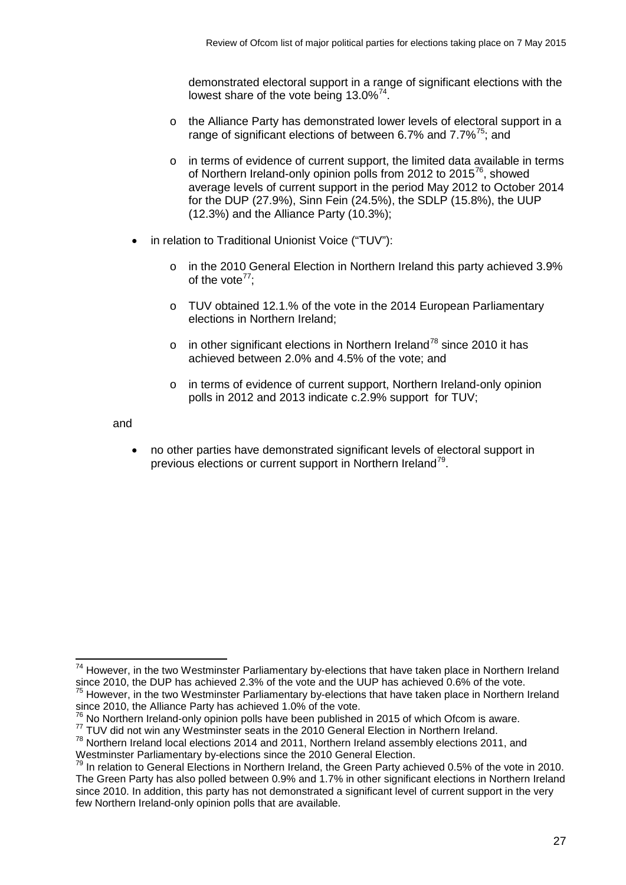demonstrated electoral support in a range of significant elections with the lowest share of the vote being 13.0%[74].

  - o the Alliance Party has demonstrated lower levels of electoral support in a range of significant elections of between 6.7% and 7.7%[75]; and
  - o in terms of evidence of current support, the limited data available in terms of Northern Ireland-only opinion polls from 2012 to 2015[76], showed average levels of current support in the period May 2012 to October 2014 for the DUP (27.9%), Sinn Fein (24.5%), the SDLP (15.8%), the UUP (12.3%) and the Alliance Party (10.3%);

- in relation to Traditional Unionist Voice ("TUV"):
  - o in the 2010 General Election in Northern Ireland this party achieved 3.9% of the vote[77];
  - o TUV obtained 12.1.% of the vote in the 2014 European Parliamentary elections in Northern Ireland;
  - o in other significant elections in Northern Ireland[78] since 2010 it has achieved between 2.0% and 4.5% of the vote; and
  - o in terms of evidence of current support, Northern Ireland-only opinion polls in 2012 and 2013 indicate c.2.9% support for TUV;

and

- no other parties have demonstrated significant levels of electoral support in previous elections or current support in Northern Ireland[79].

---

[74] However, in the two Westminster Parliamentary by-elections that have taken place in Northern Ireland since 2010, the DUP has achieved 2.3% of the vote and the UUP has achieved 0.6% of the vote.

[75] However, in the two Westminster Parliamentary by-elections that have taken place in Northern Ireland since 2010, the Alliance Party has achieved 1.0% of the vote.

[76] No Northern Ireland-only opinion polls have been published in 2015 of which Ofcom is aware.

[77] TUV did not win any Westminster seats in the 2010 General Election in Northern Ireland.

[78] Northern Ireland local elections 2014 and 2011, Northern Ireland assembly elections 2011, and Westminster Parliamentary by-elections since the 2010 General Election.

[79] In relation to General Elections in Northern Ireland, the Green Party achieved 0.5% of the vote in 2010. The Green Party has also polled between 0.9% and 1.7% in other significant elections in Northern Ireland since 2010. In addition, this party has not demonstrated a significant level of current support in the very few Northern Ireland-only opinion polls that are available.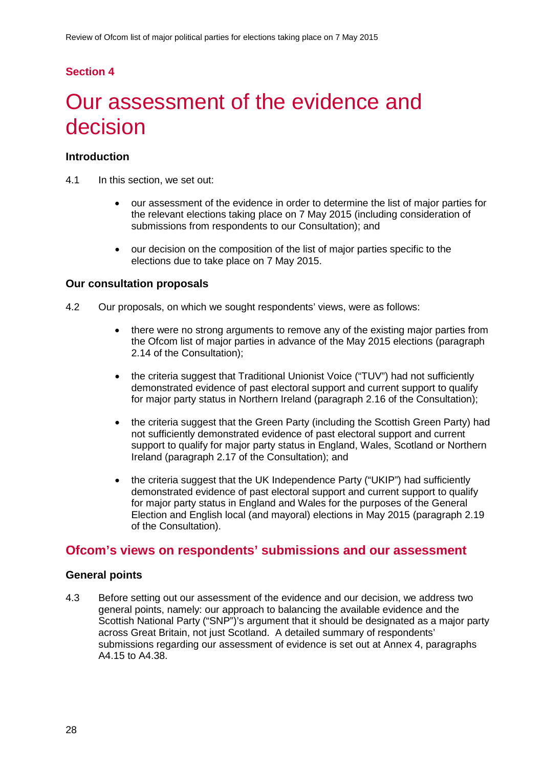## Section 4

# Our assessment of the evidence and decision

### Introduction

4.1 In this section, we set out:

- our assessment of the evidence in order to determine the list of major parties for the relevant elections taking place on 7 May 2015 (including consideration of submissions from respondents to our Consultation); and
- our decision on the composition of the list of major parties specific to the elections due to take place on 7 May 2015.

### Our consultation proposals

4.2 Our proposals, on which we sought respondents' views, were as follows:

- there were no strong arguments to remove any of the existing major parties from the Ofcom list of major parties in advance of the May 2015 elections (paragraph 2.14 of the Consultation);
- the criteria suggest that Traditional Unionist Voice ("TUV") had not sufficiently demonstrated evidence of past electoral support and current support to qualify for major party status in Northern Ireland (paragraph 2.16 of the Consultation);
- the criteria suggest that the Green Party (including the Scottish Green Party) had not sufficiently demonstrated evidence of past electoral support and current support to qualify for major party status in England, Wales, Scotland or Northern Ireland (paragraph 2.17 of the Consultation); and
- the criteria suggest that the UK Independence Party ("UKIP") had sufficiently demonstrated evidence of past electoral support and current support to qualify for major party status in England and Wales for the purposes of the General Election and English local (and mayoral) elections in May 2015 (paragraph 2.19 of the Consultation).

## Ofcom's views on respondents' submissions and our assessment

### General points

4.3 Before setting out our assessment of the evidence and our decision, we address two general points, namely: our approach to balancing the available evidence and the Scottish National Party ("SNP")'s argument that it should be designated as a major party across Great Britain, not just Scotland. A detailed summary of respondents' submissions regarding our assessment of evidence is set out at Annex 4, paragraphs A4.15 to A4.38.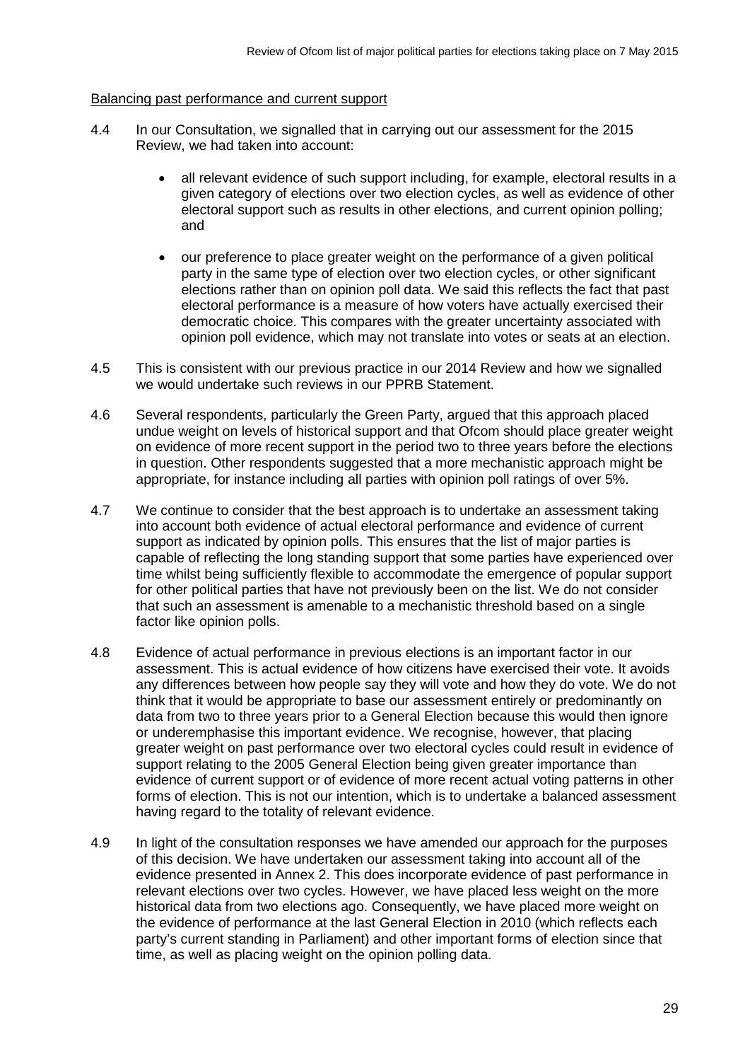Balancing past performance and current support

4.4 In our Consultation, we signalled that in carrying out our assessment for the 2015 Review, we had taken into account:

- all relevant evidence of such support including, for example, electoral results in a given category of elections over two election cycles, as well as evidence of other electoral support such as results in other elections, and current opinion polling; and

- our preference to place greater weight on the performance of a given political party in the same type of election over two election cycles, or other significant elections rather than on opinion poll data. We said this reflects the fact that past electoral performance is a measure of how voters have actually exercised their democratic choice. This compares with the greater uncertainty associated with opinion poll evidence, which may not translate into votes or seats at an election.

4.5 This is consistent with our previous practice in our 2014 Review and how we signalled we would undertake such reviews in our PPRB Statement.

4.6 Several respondents, particularly the Green Party, argued that this approach placed undue weight on levels of historical support and that Ofcom should place greater weight on evidence of more recent support in the period two to three years before the elections in question. Other respondents suggested that a more mechanistic approach might be appropriate, for instance including all parties with opinion poll ratings of over 5%.

4.7 We continue to consider that the best approach is to undertake an assessment taking into account both evidence of actual electoral performance and evidence of current support as indicated by opinion polls. This ensures that the list of major parties is capable of reflecting the long standing support that some parties have experienced over time whilst being sufficiently flexible to accommodate the emergence of popular support for other political parties that have not previously been on the list. We do not consider that such an assessment is amenable to a mechanistic threshold based on a single factor like opinion polls.

4.8 Evidence of actual performance in previous elections is an important factor in our assessment. This is actual evidence of how citizens have exercised their vote. It avoids any differences between how people say they will vote and how they do vote. We do not think that it would be appropriate to base our assessment entirely or predominantly on data from two to three years prior to a General Election because this would then ignore or underemphasise this important evidence. We recognise, however, that placing greater weight on past performance over two electoral cycles could result in evidence of support relating to the 2005 General Election being given greater importance than evidence of current support or of evidence of more recent actual voting patterns in other forms of election. This is not our intention, which is to undertake a balanced assessment having regard to the totality of relevant evidence.

4.9 In light of the consultation responses we have amended our approach for the purposes of this decision. We have undertaken our assessment taking into account all of the evidence presented in Annex 2. This does incorporate evidence of past performance in relevant elections over two cycles. However, we have placed less weight on the more historical data from two elections ago. Consequently, we have placed more weight on the evidence of performance at the last General Election in 2010 (which reflects each party's current standing in Parliament) and other important forms of election since that time, as well as placing weight on the opinion polling data.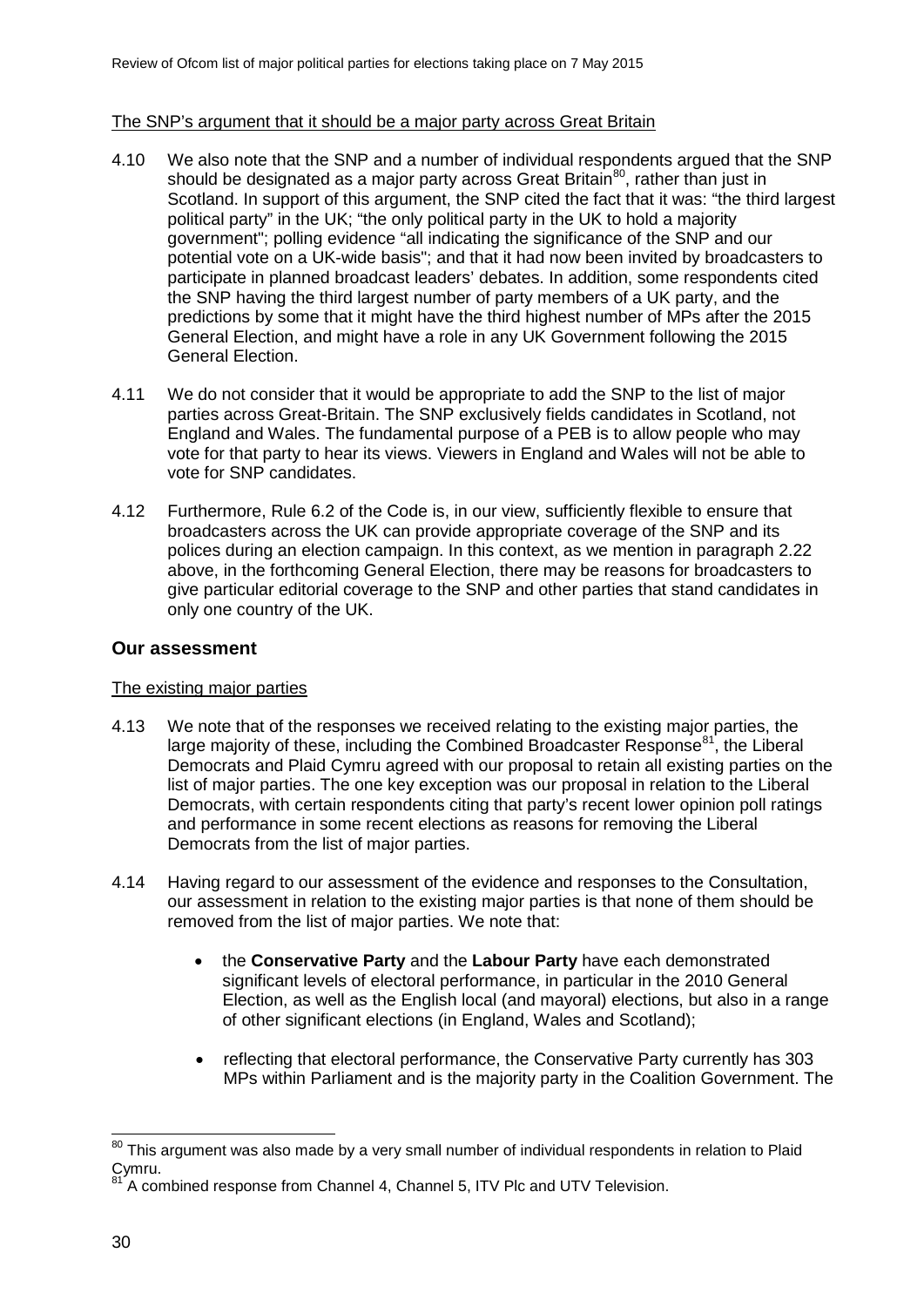The SNP's argument that it should be a major party across Great Britain

4.10 We also note that the SNP and a number of individual respondents argued that the SNP should be designated as a major party across Great Britain[80], rather than just in Scotland. In support of this argument, the SNP cited the fact that it was: "the third largest political party" in the UK; "the only political party in the UK to hold a majority government"; polling evidence "all indicating the significance of the SNP and our potential vote on a UK-wide basis"; and that it had now been invited by broadcasters to participate in planned broadcast leaders' debates. In addition, some respondents cited the SNP having the third largest number of party members of a UK party, and the predictions by some that it might have the third highest number of MPs after the 2015 General Election, and might have a role in any UK Government following the 2015 General Election.

4.11 We do not consider that it would be appropriate to add the SNP to the list of major parties across Great-Britain. The SNP exclusively fields candidates in Scotland, not England and Wales. The fundamental purpose of a PEB is to allow people who may vote for that party to hear its views. Viewers in England and Wales will not be able to vote for SNP candidates.

4.12 Furthermore, Rule 6.2 of the Code is, in our view, sufficiently flexible to ensure that broadcasters across the UK can provide appropriate coverage of the SNP and its polices during an election campaign. In this context, as we mention in paragraph 2.22 above, in the forthcoming General Election, there may be reasons for broadcasters to give particular editorial coverage to the SNP and other parties that stand candidates in only one country of the UK.

## Our assessment

The existing major parties

4.13 We note that of the responses we received relating to the existing major parties, the large majority of these, including the Combined Broadcaster Response[81], the Liberal Democrats and Plaid Cymru agreed with our proposal to retain all existing parties on the list of major parties. The one key exception was our proposal in relation to the Liberal Democrats, with certain respondents citing that party's recent lower opinion poll ratings and performance in some recent elections as reasons for removing the Liberal Democrats from the list of major parties.

4.14 Having regard to our assessment of the evidence and responses to the Consultation, our assessment in relation to the existing major parties is that none of them should be removed from the list of major parties. We note that:

- the **Conservative Party** and the **Labour Party** have each demonstrated significant levels of electoral performance, in particular in the 2010 General Election, as well as the English local (and mayoral) elections, but also in a range of other significant elections (in England, Wales and Scotland);
- reflecting that electoral performance, the Conservative Party currently has 303 MPs within Parliament and is the majority party in the Coalition Government. The

[80] This argument was also made by a very small number of individual respondents in relation to Plaid Cymru.

[81] A combined response from Channel 4, Channel 5, ITV Plc and UTV Television.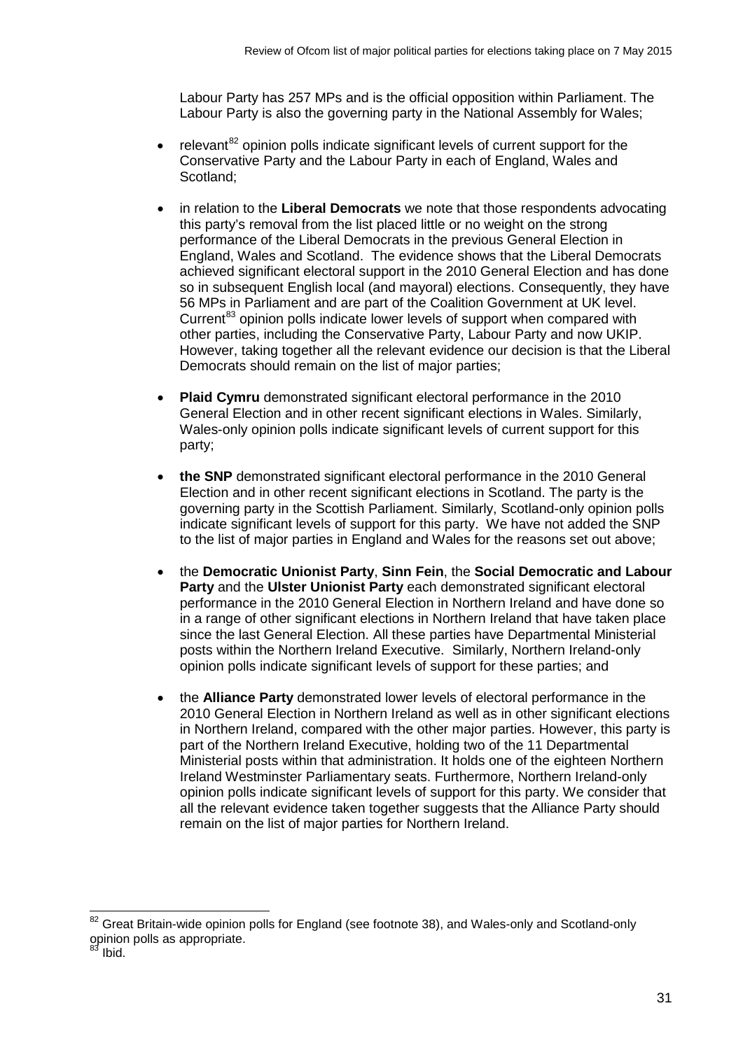Labour Party has 257 MPs and is the official opposition within Parliament. The Labour Party is also the governing party in the National Assembly for Wales;

- relevant[82] opinion polls indicate significant levels of current support for the Conservative Party and the Labour Party in each of England, Wales and Scotland;
- in relation to the **Liberal Democrats** we note that those respondents advocating this party's removal from the list placed little or no weight on the strong performance of the Liberal Democrats in the previous General Election in England, Wales and Scotland. The evidence shows that the Liberal Democrats achieved significant electoral support in the 2010 General Election and has done so in subsequent English local (and mayoral) elections. Consequently, they have 56 MPs in Parliament and are part of the Coalition Government at UK level. Current[83] opinion polls indicate lower levels of support when compared with other parties, including the Conservative Party, Labour Party and now UKIP. However, taking together all the relevant evidence our decision is that the Liberal Democrats should remain on the list of major parties;
- **Plaid Cymru** demonstrated significant electoral performance in the 2010 General Election and in other recent significant elections in Wales. Similarly, Wales-only opinion polls indicate significant levels of current support for this party;
- **the SNP** demonstrated significant electoral performance in the 2010 General Election and in other recent significant elections in Scotland. The party is the governing party in the Scottish Parliament. Similarly, Scotland-only opinion polls indicate significant levels of support for this party. We have not added the SNP to the list of major parties in England and Wales for the reasons set out above;
- the **Democratic Unionist Party**, **Sinn Fein**, the **Social Democratic and Labour Party** and the **Ulster Unionist Party** each demonstrated significant electoral performance in the 2010 General Election in Northern Ireland and have done so in a range of other significant elections in Northern Ireland that have taken place since the last General Election. All these parties have Departmental Ministerial posts within the Northern Ireland Executive. Similarly, Northern Ireland-only opinion polls indicate significant levels of support for these parties; and
- the **Alliance Party** demonstrated lower levels of electoral performance in the 2010 General Election in Northern Ireland as well as in other significant elections in Northern Ireland, compared with the other major parties. However, this party is part of the Northern Ireland Executive, holding two of the 11 Departmental Ministerial posts within that administration. It holds one of the eighteen Northern Ireland Westminster Parliamentary seats. Furthermore, Northern Ireland-only opinion polls indicate significant levels of support for this party. We consider that all the relevant evidence taken together suggests that the Alliance Party should remain on the list of major parties for Northern Ireland.

---

[82] Great Britain-wide opinion polls for England (see footnote 38), and Wales-only and Scotland-only opinion polls as appropriate.

[83] Ibid.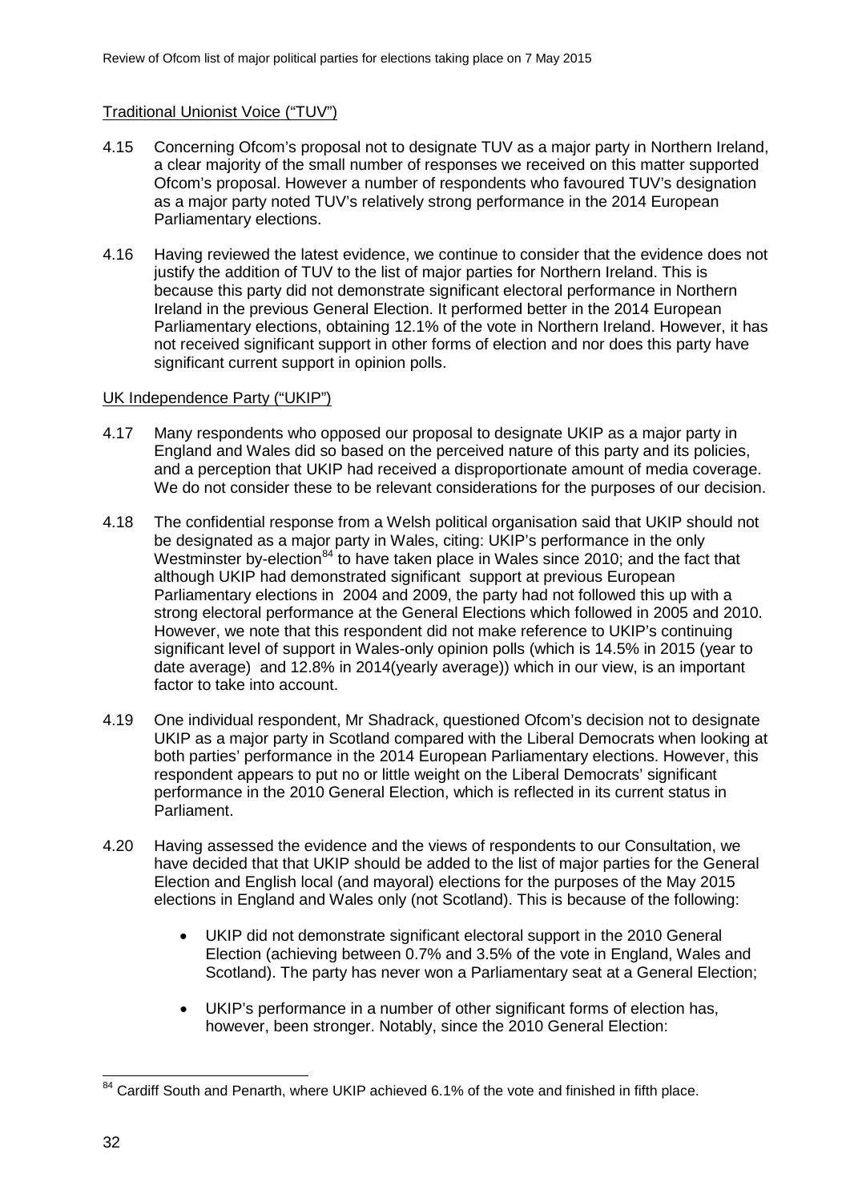Traditional Unionist Voice ("TUV")

4.15 Concerning Ofcom's proposal not to designate TUV as a major party in Northern Ireland, a clear majority of the small number of responses we received on this matter supported Ofcom's proposal. However a number of respondents who favoured TUV's designation as a major party noted TUV's relatively strong performance in the 2014 European Parliamentary elections.

4.16 Having reviewed the latest evidence, we continue to consider that the evidence does not justify the addition of TUV to the list of major parties for Northern Ireland. This is because this party did not demonstrate significant electoral performance in Northern Ireland in the previous General Election. It performed better in the 2014 European Parliamentary elections, obtaining 12.1% of the vote in Northern Ireland. However, it has not received significant support in other forms of election and nor does this party have significant current support in opinion polls.

UK Independence Party ("UKIP")

4.17 Many respondents who opposed our proposal to designate UKIP as a major party in England and Wales did so based on the perceived nature of this party and its policies, and a perception that UKIP had received a disproportionate amount of media coverage. We do not consider these to be relevant considerations for the purposes of our decision.

4.18 The confidential response from a Welsh political organisation said that UKIP should not be designated as a major party in Wales, citing: UKIP's performance in the only Westminster by-election[84] to have taken place in Wales since 2010; and the fact that although UKIP had demonstrated significant support at previous European Parliamentary elections in 2004 and 2009, the party had not followed this up with a strong electoral performance at the General Elections which followed in 2005 and 2010. However, we note that this respondent did not make reference to UKIP's continuing significant level of support in Wales-only opinion polls (which is 14.5% in 2015 (year to date average) and 12.8% in 2014(yearly average)) which in our view, is an important factor to take into account.

4.19 One individual respondent, Mr Shadrack, questioned Ofcom's decision not to designate UKIP as a major party in Scotland compared with the Liberal Democrats when looking at both parties' performance in the 2014 European Parliamentary elections. However, this respondent appears to put no or little weight on the Liberal Democrats' significant performance in the 2010 General Election, which is reflected in its current status in Parliament.

4.20 Having assessed the evidence and the views of respondents to our Consultation, we have decided that that UKIP should be added to the list of major parties for the General Election and English local (and mayoral) elections for the purposes of the May 2015 elections in England and Wales only (not Scotland). This is because of the following:

- UKIP did not demonstrate significant electoral support in the 2010 General Election (achieving between 0.7% and 3.5% of the vote in England, Wales and Scotland). The party has never won a Parliamentary seat at a General Election;

- UKIP's performance in a number of other significant forms of election has, however, been stronger. Notably, since the 2010 General Election:

[84] Cardiff South and Penarth, where UKIP achieved 6.1% of the vote and finished in fifth place.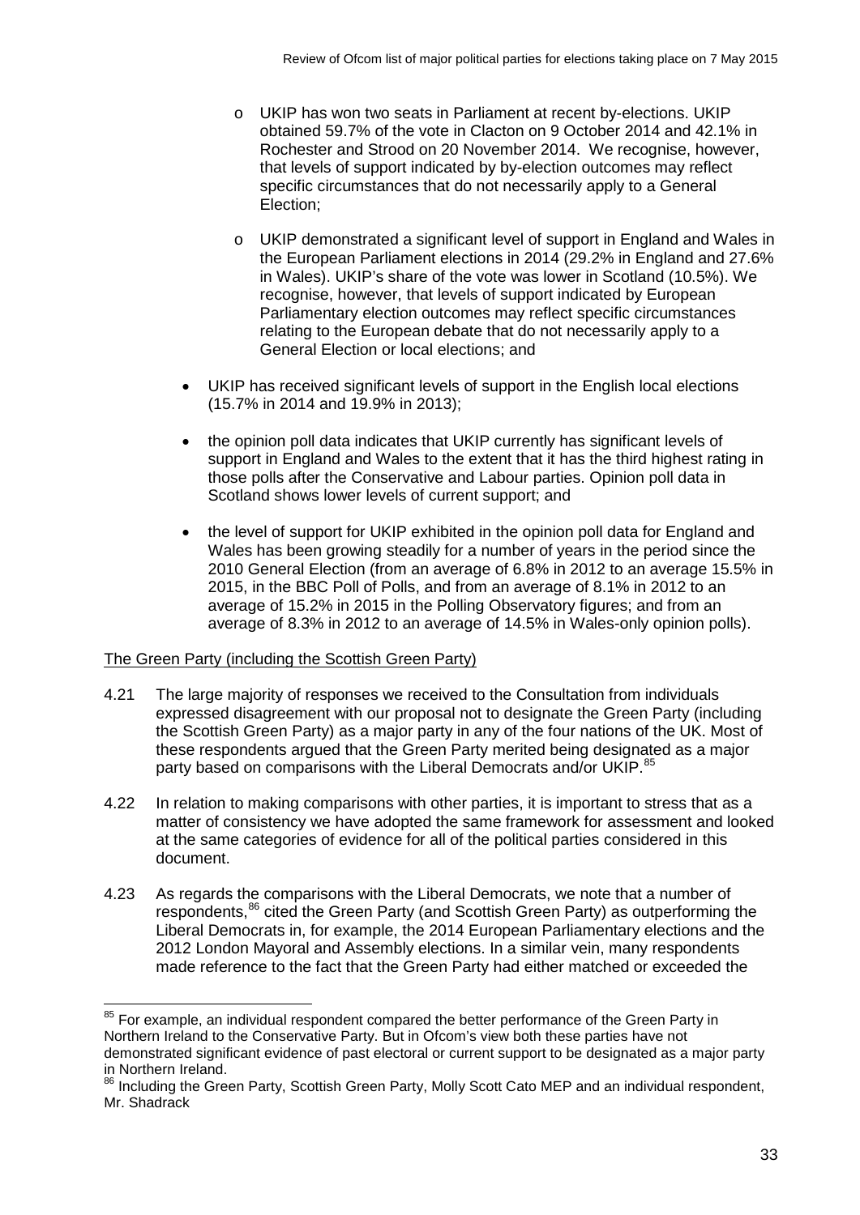- UKIP has won two seats in Parliament at recent by-elections. UKIP obtained 59.7% of the vote in Clacton on 9 October 2014 and 42.1% in Rochester and Strood on 20 November 2014. We recognise, however, that levels of support indicated by by-election outcomes may reflect specific circumstances that do not necessarily apply to a General Election;
- UKIP demonstrated a significant level of support in England and Wales in the European Parliament elections in 2014 (29.2% in England and 27.6% in Wales). UKIP's share of the vote was lower in Scotland (10.5%). We recognise, however, that levels of support indicated by European Parliamentary election outcomes may reflect specific circumstances relating to the European debate that do not necessarily apply to a General Election or local elections; and

- UKIP has received significant levels of support in the English local elections (15.7% in 2014 and 19.9% in 2013);
- the opinion poll data indicates that UKIP currently has significant levels of support in England and Wales to the extent that it has the third highest rating in those polls after the Conservative and Labour parties. Opinion poll data in Scotland shows lower levels of current support; and
- the level of support for UKIP exhibited in the opinion poll data for England and Wales has been growing steadily for a number of years in the period since the 2010 General Election (from an average of 6.8% in 2012 to an average 15.5% in 2015, in the BBC Poll of Polls, and from an average of 8.1% in 2012 to an average of 15.2% in 2015 in the Polling Observatory figures; and from an average of 8.3% in 2012 to an average of 14.5% in Wales-only opinion polls).

The Green Party (including the Scottish Green Party)

4.21 The large majority of responses we received to the Consultation from individuals expressed disagreement with our proposal not to designate the Green Party (including the Scottish Green Party) as a major party in any of the four nations of the UK. Most of these respondents argued that the Green Party merited being designated as a major party based on comparisons with the Liberal Democrats and/or UKIP.[85]

4.22 In relation to making comparisons with other parties, it is important to stress that as a matter of consistency we have adopted the same framework for assessment and looked at the same categories of evidence for all of the political parties considered in this document.

4.23 As regards the comparisons with the Liberal Democrats, we note that a number of respondents,[86] cited the Green Party (and Scottish Green Party) as outperforming the Liberal Democrats in, for example, the 2014 European Parliamentary elections and the 2012 London Mayoral and Assembly elections. In a similar vein, many respondents made reference to the fact that the Green Party had either matched or exceeded the

[85] For example, an individual respondent compared the better performance of the Green Party in Northern Ireland to the Conservative Party. But in Ofcom's view both these parties have not demonstrated significant evidence of past electoral or current support to be designated as a major party in Northern Ireland.

[86] Including the Green Party, Scottish Green Party, Molly Scott Cato MEP and an individual respondent, Mr. Shadrack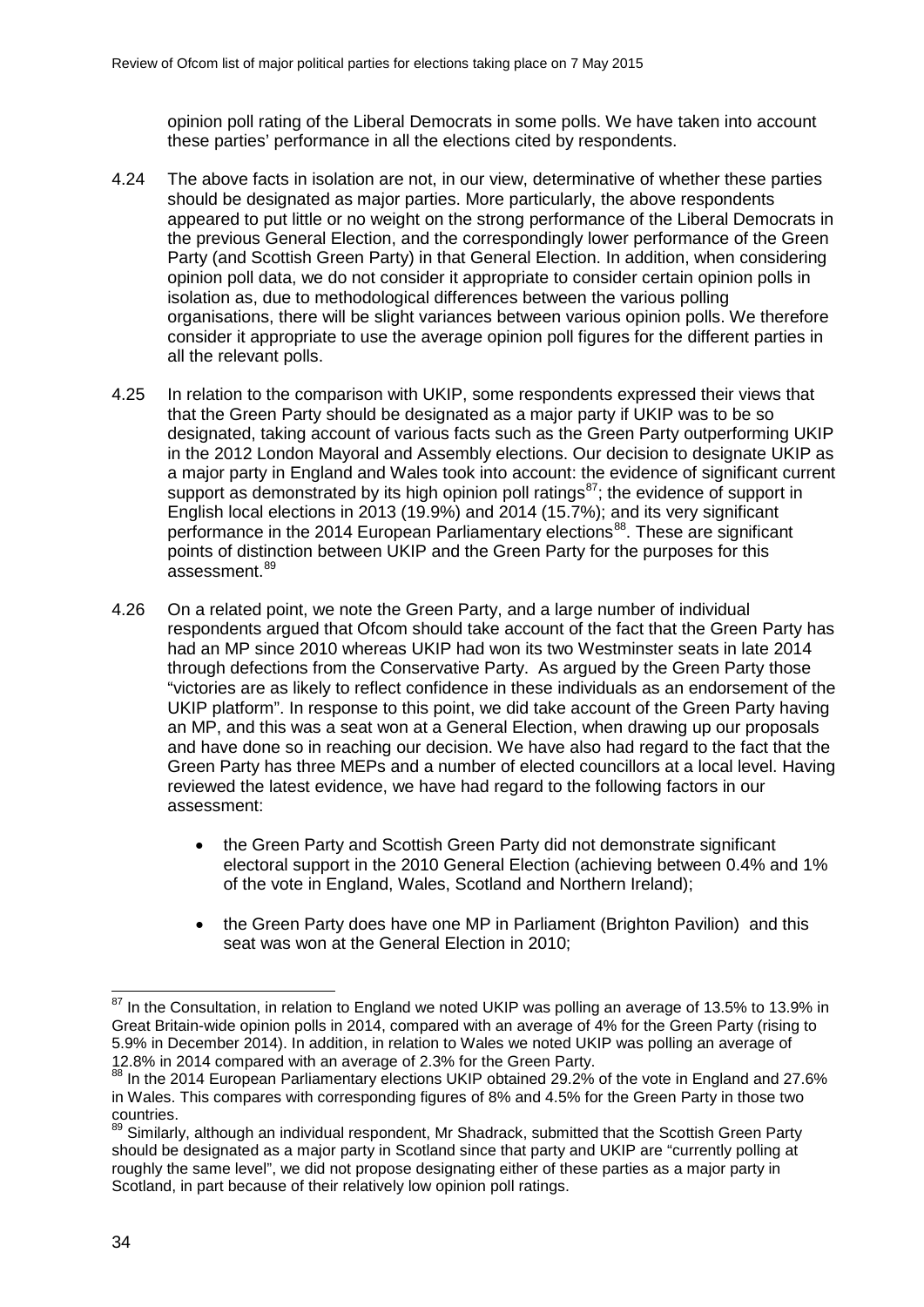opinion poll rating of the Liberal Democrats in some polls. We have taken into account these parties' performance in all the elections cited by respondents.

4.24 The above facts in isolation are not, in our view, determinative of whether these parties should be designated as major parties. More particularly, the above respondents appeared to put little or no weight on the strong performance of the Liberal Democrats in the previous General Election, and the correspondingly lower performance of the Green Party (and Scottish Green Party) in that General Election. In addition, when considering opinion poll data, we do not consider it appropriate to consider certain opinion polls in isolation as, due to methodological differences between the various polling organisations, there will be slight variances between various opinion polls. We therefore consider it appropriate to use the average opinion poll figures for the different parties in all the relevant polls.

4.25 In relation to the comparison with UKIP, some respondents expressed their views that that the Green Party should be designated as a major party if UKIP was to be so designated, taking account of various facts such as the Green Party outperforming UKIP in the 2012 London Mayoral and Assembly elections. Our decision to designate UKIP as a major party in England and Wales took into account: the evidence of significant current support as demonstrated by its high opinion poll ratings[87]; the evidence of support in English local elections in 2013 (19.9%) and 2014 (15.7%); and its very significant performance in the 2014 European Parliamentary elections[88]. These are significant points of distinction between UKIP and the Green Party for the purposes for this assessment.[89]

4.26 On a related point, we note the Green Party, and a large number of individual respondents argued that Ofcom should take account of the fact that the Green Party has had an MP since 2010 whereas UKIP had won its two Westminster seats in late 2014 through defections from the Conservative Party. As argued by the Green Party those "victories are as likely to reflect confidence in these individuals as an endorsement of the UKIP platform". In response to this point, we did take account of the Green Party having an MP, and this was a seat won at a General Election, when drawing up our proposals and have done so in reaching our decision. We have also had regard to the fact that the Green Party has three MEPs and a number of elected councillors at a local level. Having reviewed the latest evidence, we have had regard to the following factors in our assessment:

- the Green Party and Scottish Green Party did not demonstrate significant electoral support in the 2010 General Election (achieving between 0.4% and 1% of the vote in England, Wales, Scotland and Northern Ireland);
- the Green Party does have one MP in Parliament (Brighton Pavilion) and this seat was won at the General Election in 2010;

---

[87] In the Consultation, in relation to England we noted UKIP was polling an average of 13.5% to 13.9% in Great Britain-wide opinion polls in 2014, compared with an average of 4% for the Green Party (rising to 5.9% in December 2014). In addition, in relation to Wales we noted UKIP was polling an average of 12.8% in 2014 compared with an average of 2.3% for the Green Party.

[88] In the 2014 European Parliamentary elections UKIP obtained 29.2% of the vote in England and 27.6% in Wales. This compares with corresponding figures of 8% and 4.5% for the Green Party in those two countries.

[89] Similarly, although an individual respondent, Mr Shadrack, submitted that the Scottish Green Party should be designated as a major party in Scotland since that party and UKIP are "currently polling at roughly the same level", we did not propose designating either of these parties as a major party in Scotland, in part because of their relatively low opinion poll ratings.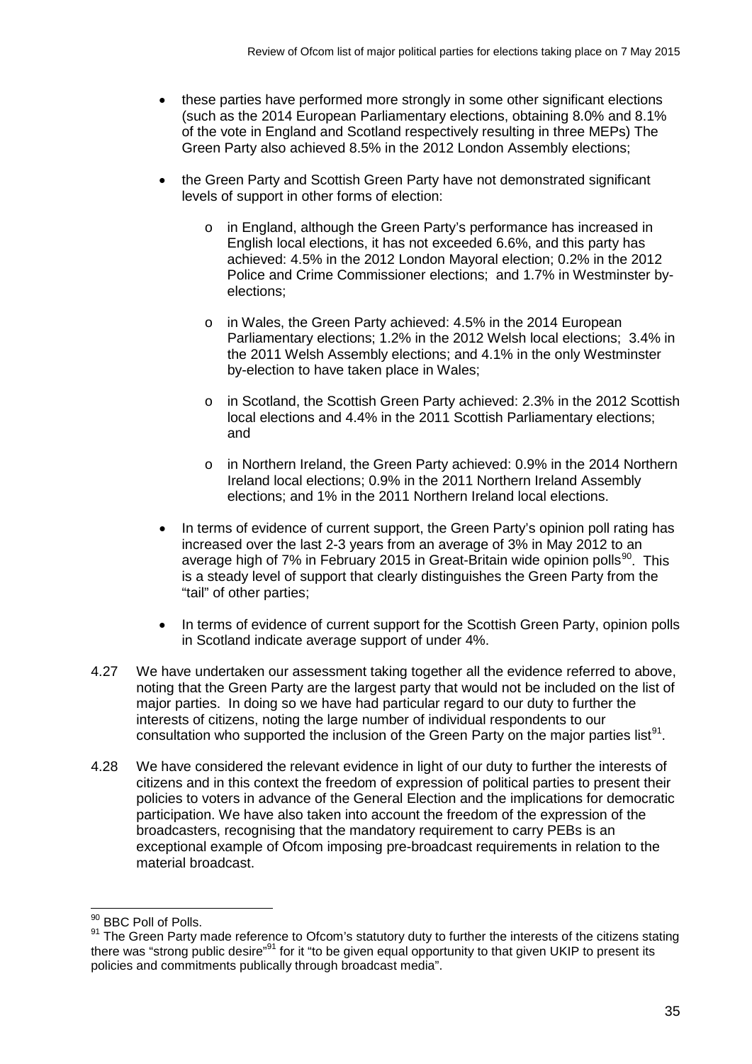- these parties have performed more strongly in some other significant elections (such as the 2014 European Parliamentary elections, obtaining 8.0% and 8.1% of the vote in England and Scotland respectively resulting in three MEPs) The Green Party also achieved 8.5% in the 2012 London Assembly elections;

- the Green Party and Scottish Green Party have not demonstrated significant levels of support in other forms of election:

  - in England, although the Green Party's performance has increased in English local elections, it has not exceeded 6.6%, and this party has achieved: 4.5% in the 2012 London Mayoral election; 0.2% in the 2012 Police and Crime Commissioner elections; and 1.7% in Westminster by-elections;

  - in Wales, the Green Party achieved: 4.5% in the 2014 European Parliamentary elections; 1.2% in the 2012 Welsh local elections; 3.4% in the 2011 Welsh Assembly elections; and 4.1% in the only Westminster by-election to have taken place in Wales;

  - in Scotland, the Scottish Green Party achieved: 2.3% in the 2012 Scottish local elections and 4.4% in the 2011 Scottish Parliamentary elections; and

  - in Northern Ireland, the Green Party achieved: 0.9% in the 2014 Northern Ireland local elections; 0.9% in the 2011 Northern Ireland Assembly elections; and 1% in the 2011 Northern Ireland local elections.

- In terms of evidence of current support, the Green Party's opinion poll rating has increased over the last 2-3 years from an average of 3% in May 2012 to an average high of 7% in February 2015 in Great-Britain wide opinion polls[90]. This is a steady level of support that clearly distinguishes the Green Party from the "tail" of other parties;

- In terms of evidence of current support for the Scottish Green Party, opinion polls in Scotland indicate average support of under 4%.

4.27 We have undertaken our assessment taking together all the evidence referred to above, noting that the Green Party are the largest party that would not be included on the list of major parties. In doing so we have had particular regard to our duty to further the interests of citizens, noting the large number of individual respondents to our consultation who supported the inclusion of the Green Party on the major parties list[91].

4.28 We have considered the relevant evidence in light of our duty to further the interests of citizens and in this context the freedom of expression of political parties to present their policies to voters in advance of the General Election and the implications for democratic participation. We have also taken into account the freedom of the expression of the broadcasters, recognising that the mandatory requirement to carry PEBs is an exceptional example of Ofcom imposing pre-broadcast requirements in relation to the material broadcast.

---

[90] BBC Poll of Polls.

[91] The Green Party made reference to Ofcom's statutory duty to further the interests of the citizens stating there was "strong public desire"[91] for it "to be given equal opportunity to that given UKIP to present its policies and commitments publically through broadcast media".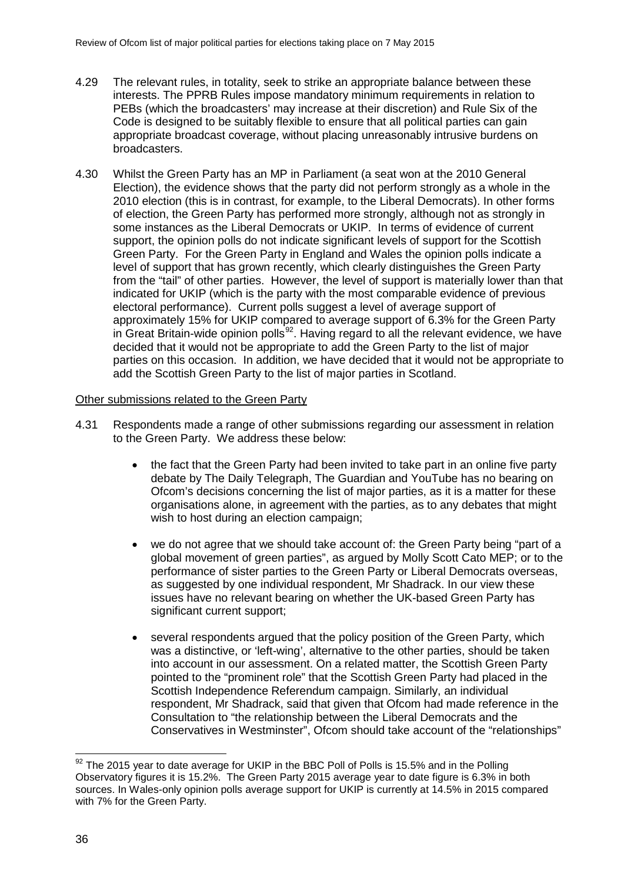4.29 The relevant rules, in totality, seek to strike an appropriate balance between these interests. The PPRB Rules impose mandatory minimum requirements in relation to PEBs (which the broadcasters' may increase at their discretion) and Rule Six of the Code is designed to be suitably flexible to ensure that all political parties can gain appropriate broadcast coverage, without placing unreasonably intrusive burdens on broadcasters.

4.30 Whilst the Green Party has an MP in Parliament (a seat won at the 2010 General Election), the evidence shows that the party did not perform strongly as a whole in the 2010 election (this is in contrast, for example, to the Liberal Democrats). In other forms of election, the Green Party has performed more strongly, although not as strongly in some instances as the Liberal Democrats or UKIP. In terms of evidence of current support, the opinion polls do not indicate significant levels of support for the Scottish Green Party. For the Green Party in England and Wales the opinion polls indicate a level of support that has grown recently, which clearly distinguishes the Green Party from the "tail" of other parties. However, the level of support is materially lower than that indicated for UKIP (which is the party with the most comparable evidence of previous electoral performance). Current polls suggest a level of average support of approximately 15% for UKIP compared to average support of 6.3% for the Green Party in Great Britain-wide opinion polls[92]. Having regard to all the relevant evidence, we have decided that it would not be appropriate to add the Green Party to the list of major parties on this occasion. In addition, we have decided that it would not be appropriate to add the Scottish Green Party to the list of major parties in Scotland.

Other submissions related to the Green Party

4.31 Respondents made a range of other submissions regarding our assessment in relation to the Green Party. We address these below:

- the fact that the Green Party had been invited to take part in an online five party debate by The Daily Telegraph, The Guardian and YouTube has no bearing on Ofcom's decisions concerning the list of major parties, as it is a matter for these organisations alone, in agreement with the parties, as to any debates that might wish to host during an election campaign;
- we do not agree that we should take account of: the Green Party being "part of a global movement of green parties", as argued by Molly Scott Cato MEP; or to the performance of sister parties to the Green Party or Liberal Democrats overseas, as suggested by one individual respondent, Mr Shadrack. In our view these issues have no relevant bearing on whether the UK-based Green Party has significant current support;
- several respondents argued that the policy position of the Green Party, which was a distinctive, or 'left-wing', alternative to the other parties, should be taken into account in our assessment. On a related matter, the Scottish Green Party pointed to the "prominent role" that the Scottish Green Party had placed in the Scottish Independence Referendum campaign. Similarly, an individual respondent, Mr Shadrack, said that given that Ofcom had made reference in the Consultation to "the relationship between the Liberal Democrats and the Conservatives in Westminster", Ofcom should take account of the "relationships"

[92] The 2015 year to date average for UKIP in the BBC Poll of Polls is 15.5% and in the Polling Observatory figures it is 15.2%. The Green Party 2015 average year to date figure is 6.3% in both sources. In Wales-only opinion polls average support for UKIP is currently at 14.5% in 2015 compared with 7% for the Green Party.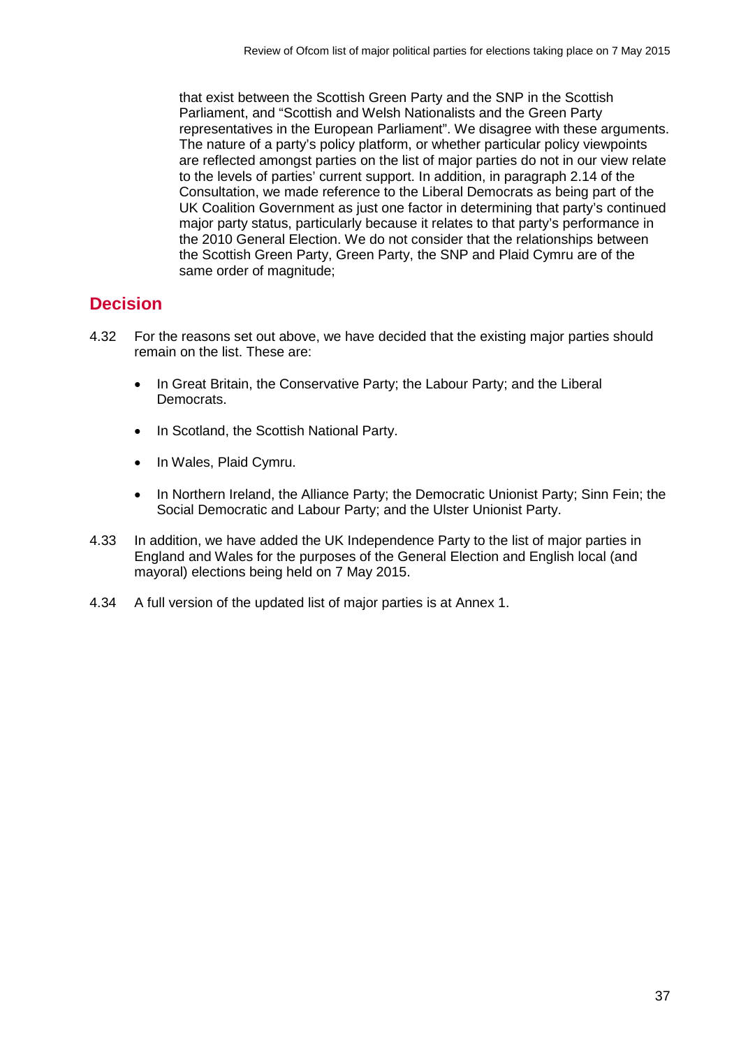that exist between the Scottish Green Party and the SNP in the Scottish Parliament, and "Scottish and Welsh Nationalists and the Green Party representatives in the European Parliament". We disagree with these arguments. The nature of a party's policy platform, or whether particular policy viewpoints are reflected amongst parties on the list of major parties do not in our view relate to the levels of parties' current support. In addition, in paragraph 2.14 of the Consultation, we made reference to the Liberal Democrats as being part of the UK Coalition Government as just one factor in determining that party's continued major party status, particularly because it relates to that party's performance in the 2010 General Election. We do not consider that the relationships between the Scottish Green Party, Green Party, the SNP and Plaid Cymru are of the same order of magnitude;

## Decision

4.32 For the reasons set out above, we have decided that the existing major parties should remain on the list. These are:

- In Great Britain, the Conservative Party; the Labour Party; and the Liberal Democrats.
- In Scotland, the Scottish National Party.
- In Wales, Plaid Cymru.
- In Northern Ireland, the Alliance Party; the Democratic Unionist Party; Sinn Fein; the Social Democratic and Labour Party; and the Ulster Unionist Party.

4.33 In addition, we have added the UK Independence Party to the list of major parties in England and Wales for the purposes of the General Election and English local (and mayoral) elections being held on 7 May 2015.

4.34 A full version of the updated list of major parties is at Annex 1.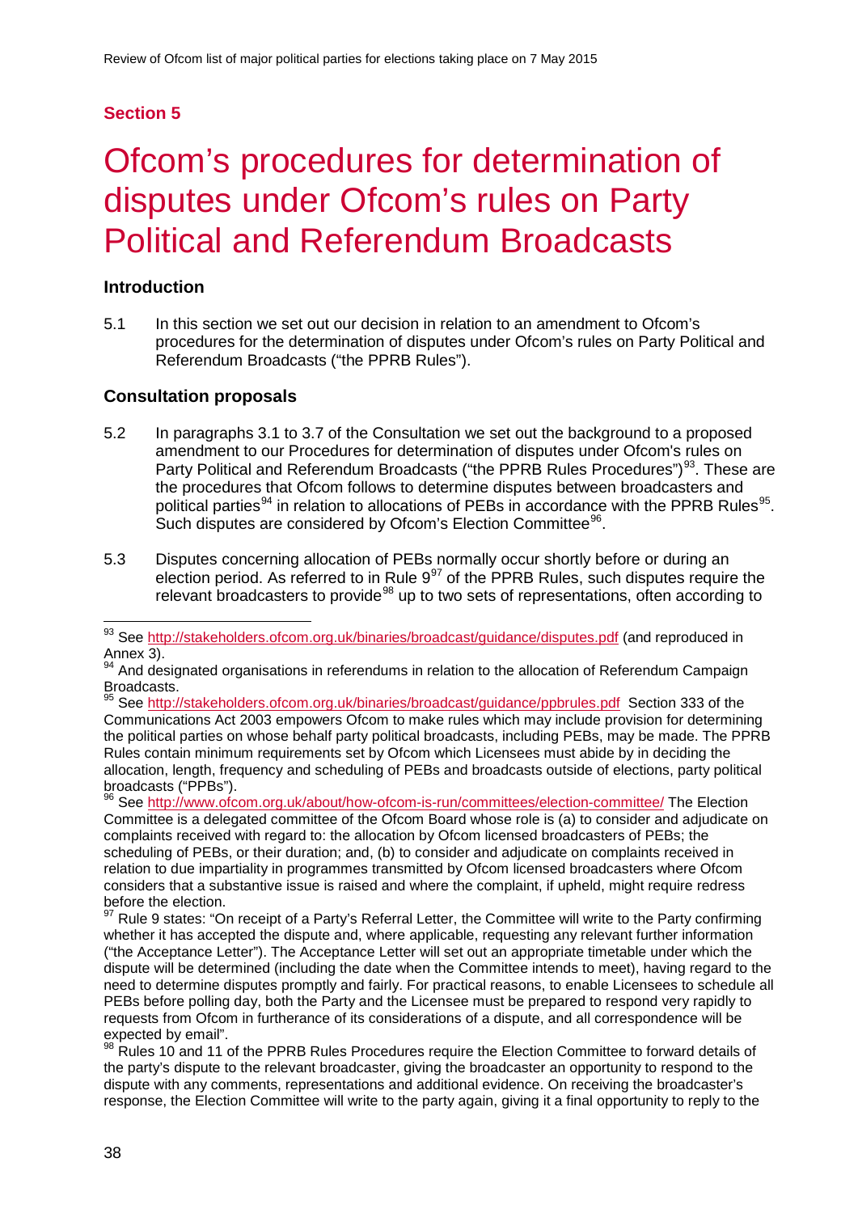**Section 5**

# Ofcom's procedures for determination of disputes under Ofcom's rules on Party Political and Referendum Broadcasts

## Introduction

5.1 In this section we set out our decision in relation to an amendment to Ofcom's procedures for the determination of disputes under Ofcom's rules on Party Political and Referendum Broadcasts ("the PPRB Rules").

## Consultation proposals

5.2 In paragraphs 3.1 to 3.7 of the Consultation we set out the background to a proposed amendment to our Procedures for determination of disputes under Ofcom's rules on Party Political and Referendum Broadcasts ("the PPRB Rules Procedures")[93]. These are the procedures that Ofcom follows to determine disputes between broadcasters and political parties[94] in relation to allocations of PEBs in accordance with the PPRB Rules[95]. Such disputes are considered by Ofcom's Election Committee[96].

5.3 Disputes concerning allocation of PEBs normally occur shortly before or during an election period. As referred to in Rule 9[97] of the PPRB Rules, such disputes require the relevant broadcasters to provide[98] up to two sets of representations, often according to

---

[93] See http://stakeholders.ofcom.org.uk/binaries/broadcast/guidance/disputes.pdf (and reproduced in Annex 3).

[94] And designated organisations in referendums in relation to the allocation of Referendum Campaign Broadcasts.

[95] See http://stakeholders.ofcom.org.uk/binaries/broadcast/guidance/ppbrules.pdf Section 333 of the Communications Act 2003 empowers Ofcom to make rules which may include provision for determining the political parties on whose behalf party political broadcasts, including PEBs, may be made. The PPRB Rules contain minimum requirements set by Ofcom which Licensees must abide by in deciding the allocation, length, frequency and scheduling of PEBs and broadcasts outside of elections, party political broadcasts ("PPBs").

[96] See http://www.ofcom.org.uk/about/how-ofcom-is-run/committees/election-committee/ The Election Committee is a delegated committee of the Ofcom Board whose role is (a) to consider and adjudicate on complaints received with regard to: the allocation by Ofcom licensed broadcasters of PEBs; the scheduling of PEBs, or their duration; and, (b) to consider and adjudicate on complaints received in relation to due impartiality in programmes transmitted by Ofcom licensed broadcasters where Ofcom considers that a substantive issue is raised and where the complaint, if upheld, might require redress before the election.

[97] Rule 9 states: "On receipt of a Party's Referral Letter, the Committee will write to the Party confirming whether it has accepted the dispute and, where applicable, requesting any relevant further information ("the Acceptance Letter"). The Acceptance Letter will set out an appropriate timetable under which the dispute will be determined (including the date when the Committee intends to meet), having regard to the need to determine disputes promptly and fairly. For practical reasons, to enable Licensees to schedule all PEBs before polling day, both the Party and the Licensee must be prepared to respond very rapidly to requests from Ofcom in furtherance of its considerations of a dispute, and all correspondence will be expected by email".

[98] Rules 10 and 11 of the PPRB Rules Procedures require the Election Committee to forward details of the party's dispute to the relevant broadcaster, giving the broadcaster an opportunity to respond to the dispute with any comments, representations and additional evidence. On receiving the broadcaster's response, the Election Committee will write to the party again, giving it a final opportunity to reply to the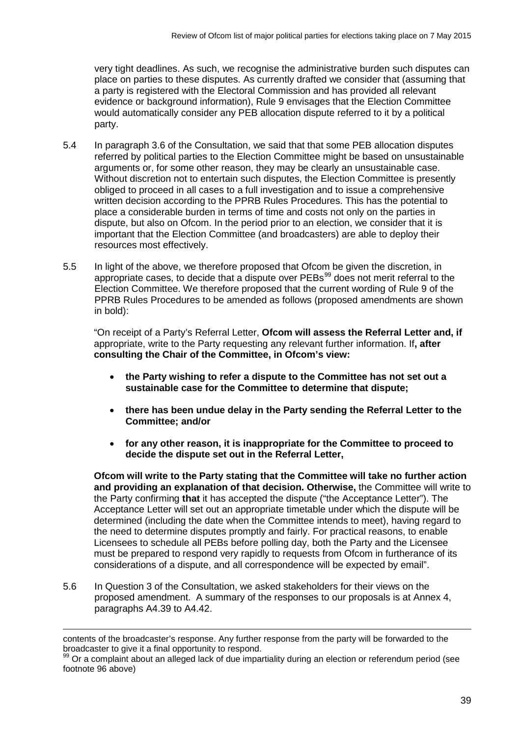very tight deadlines. As such, we recognise the administrative burden such disputes can place on parties to these disputes. As currently drafted we consider that (assuming that a party is registered with the Electoral Commission and has provided all relevant evidence or background information), Rule 9 envisages that the Election Committee would automatically consider any PEB allocation dispute referred to it by a political party.

5.4 In paragraph 3.6 of the Consultation, we said that that some PEB allocation disputes referred by political parties to the Election Committee might be based on unsustainable arguments or, for some other reason, they may be clearly an unsustainable case. Without discretion not to entertain such disputes, the Election Committee is presently obliged to proceed in all cases to a full investigation and to issue a comprehensive written decision according to the PPRB Rules Procedures. This has the potential to place a considerable burden in terms of time and costs not only on the parties in dispute, but also on Ofcom. In the period prior to an election, we consider that it is important that the Election Committee (and broadcasters) are able to deploy their resources most effectively.

5.5 In light of the above, we therefore proposed that Ofcom be given the discretion, in appropriate cases, to decide that a dispute over PEBs[99] does not merit referral to the Election Committee. We therefore proposed that the current wording of Rule 9 of the PPRB Rules Procedures to be amended as follows (proposed amendments are shown in bold):

> "On receipt of a Party's Referral Letter, **Ofcom will assess the Referral Letter and, if** appropriate, write to the Party requesting any relevant further information. If**, after consulting the Chair of the Committee, in Ofcom's view:**
>
> - **the Party wishing to refer a dispute to the Committee has not set out a sustainable case for the Committee to determine that dispute;**
> - **there has been undue delay in the Party sending the Referral Letter to the Committee; and/or**
> - **for any other reason, it is inappropriate for the Committee to proceed to decide the dispute set out in the Referral Letter,**
>
> **Ofcom will write to the Party stating that the Committee will take no further action and providing an explanation of that decision. Otherwise,** the Committee will write to the Party confirming **that** it has accepted the dispute ("the Acceptance Letter"). The Acceptance Letter will set out an appropriate timetable under which the dispute will be determined (including the date when the Committee intends to meet), having regard to the need to determine disputes promptly and fairly. For practical reasons, to enable Licensees to schedule all PEBs before polling day, both the Party and the Licensee must be prepared to respond very rapidly to requests from Ofcom in furtherance of its considerations of a dispute, and all correspondence will be expected by email".

5.6 In Question 3 of the Consultation, we asked stakeholders for their views on the proposed amendment. A summary of the responses to our proposals is at Annex 4, paragraphs A4.39 to A4.42.

---

contents of the broadcaster's response. Any further response from the party will be forwarded to the broadcaster to give it a final opportunity to respond.

[99] Or a complaint about an alleged lack of due impartiality during an election or referendum period (see footnote 96 above)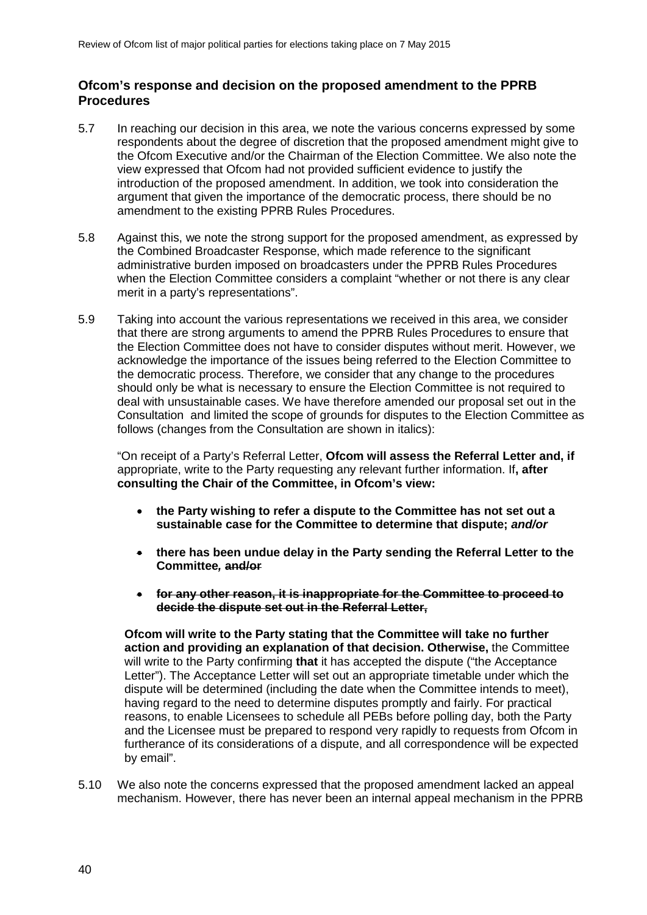### Ofcom's response and decision on the proposed amendment to the PPRB Procedures

5.7 In reaching our decision in this area, we note the various concerns expressed by some respondents about the degree of discretion that the proposed amendment might give to the Ofcom Executive and/or the Chairman of the Election Committee. We also note the view expressed that Ofcom had not provided sufficient evidence to justify the introduction of the proposed amendment. In addition, we took into consideration the argument that given the importance of the democratic process, there should be no amendment to the existing PPRB Rules Procedures.

5.8 Against this, we note the strong support for the proposed amendment, as expressed by the Combined Broadcaster Response, which made reference to the significant administrative burden imposed on broadcasters under the PPRB Rules Procedures when the Election Committee considers a complaint "whether or not there is any clear merit in a party's representations".

5.9 Taking into account the various representations we received in this area, we consider that there are strong arguments to amend the PPRB Rules Procedures to ensure that the Election Committee does not have to consider disputes without merit. However, we acknowledge the importance of the issues being referred to the Election Committee to the democratic process. Therefore, we consider that any change to the procedures should only be what is necessary to ensure the Election Committee is not required to deal with unsustainable cases. We have therefore amended our proposal set out in the Consultation and limited the scope of grounds for disputes to the Election Committee as follows (changes from the Consultation are shown in italics):

"On receipt of a Party's Referral Letter, **Ofcom will assess the Referral Letter and, if** appropriate, write to the Party requesting any relevant further information. If**, after consulting the Chair of the Committee, in Ofcom's view:**

- **the Party wishing to refer a dispute to the Committee has not set out a sustainable case for the Committee to determine that dispute;** ***and/or***
- **there has been undue delay in the Party sending the Referral Letter to the Committee***,* ~~**and/or**~~
- ~~**for any other reason, it is inappropriate for the Committee to proceed to decide the dispute set out in the Referral Letter,**~~

**Ofcom will write to the Party stating that the Committee will take no further action and providing an explanation of that decision. Otherwise,** the Committee will write to the Party confirming **that** it has accepted the dispute ("the Acceptance Letter"). The Acceptance Letter will set out an appropriate timetable under which the dispute will be determined (including the date when the Committee intends to meet), having regard to the need to determine disputes promptly and fairly. For practical reasons, to enable Licensees to schedule all PEBs before polling day, both the Party and the Licensee must be prepared to respond very rapidly to requests from Ofcom in furtherance of its considerations of a dispute, and all correspondence will be expected by email".

5.10 We also note the concerns expressed that the proposed amendment lacked an appeal mechanism. However, there has never been an internal appeal mechanism in the PPRB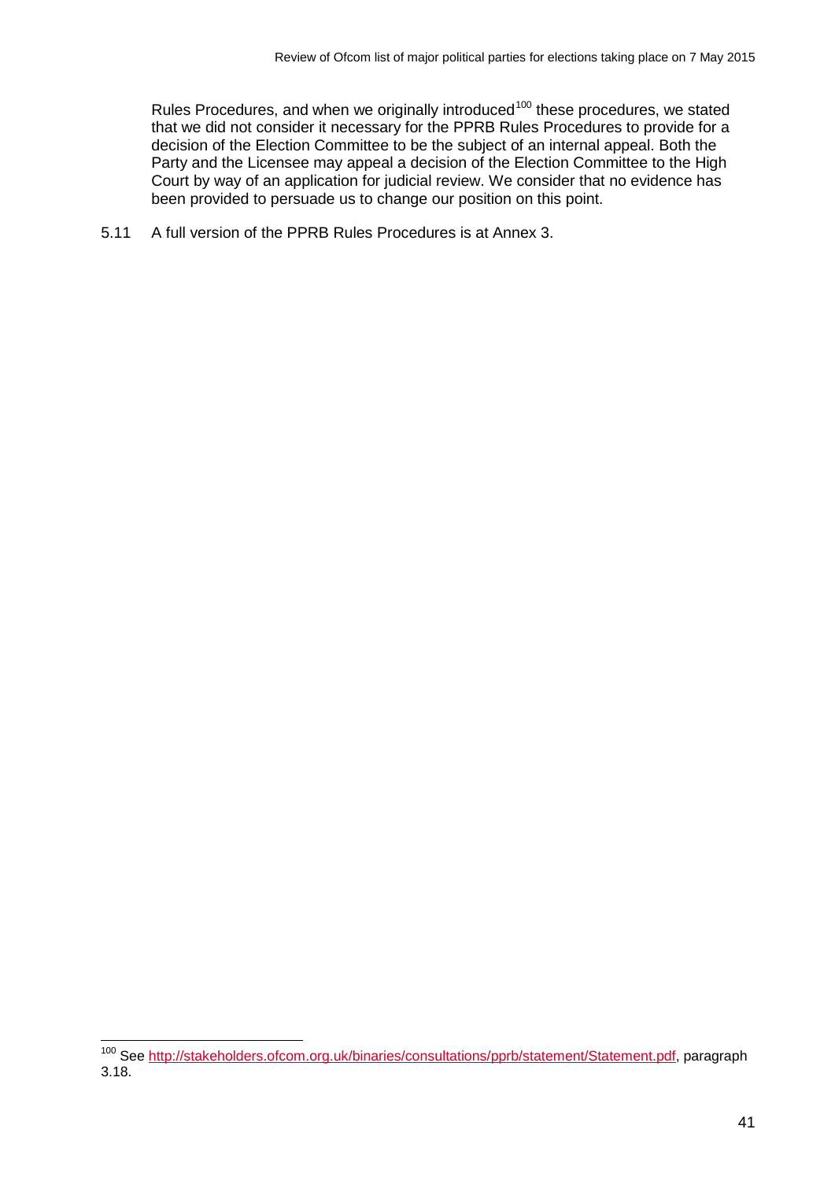Rules Procedures, and when we originally introduced[100] these procedures, we stated that we did not consider it necessary for the PPRB Rules Procedures to provide for a decision of the Election Committee to be the subject of an internal appeal. Both the Party and the Licensee may appeal a decision of the Election Committee to the High Court by way of an application for judicial review. We consider that no evidence has been provided to persuade us to change our position on this point.

5.11 A full version of the PPRB Rules Procedures is at Annex 3.

---

[100] See http://stakeholders.ofcom.org.uk/binaries/consultations/pprb/statement/Statement.pdf, paragraph 3.18.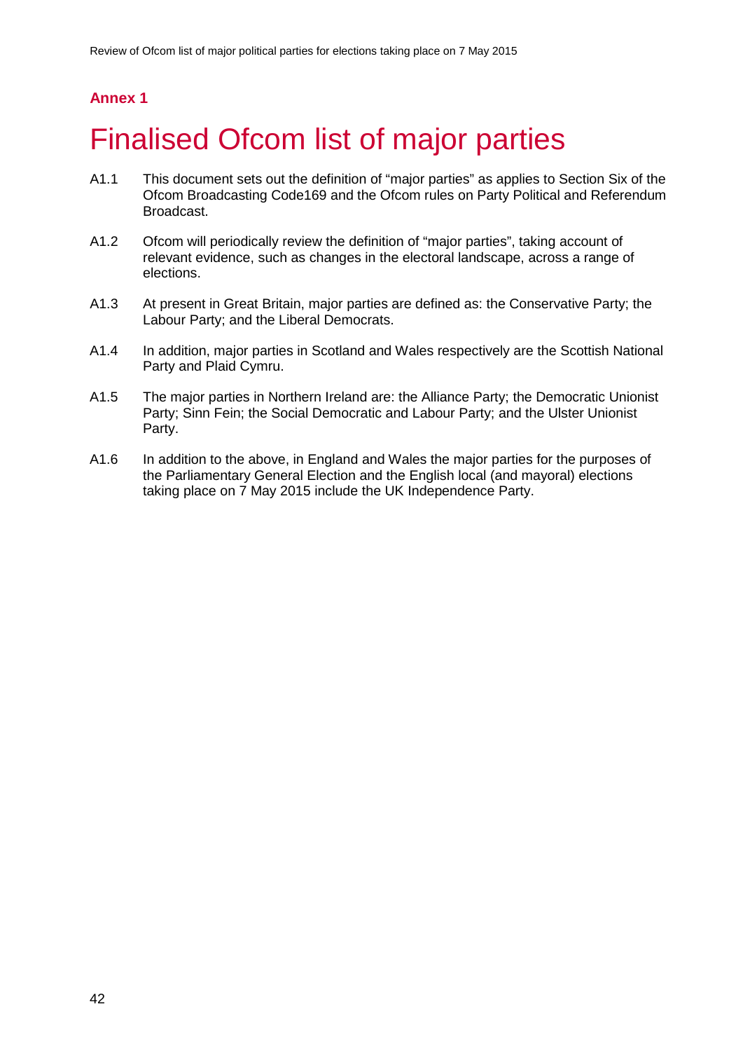**Annex 1**

# Finalised Ofcom list of major parties

A1.1 This document sets out the definition of "major parties" as applies to Section Six of the Ofcom Broadcasting Code169 and the Ofcom rules on Party Political and Referendum Broadcast.

A1.2 Ofcom will periodically review the definition of "major parties", taking account of relevant evidence, such as changes in the electoral landscape, across a range of elections.

A1.3 At present in Great Britain, major parties are defined as: the Conservative Party; the Labour Party; and the Liberal Democrats.

A1.4 In addition, major parties in Scotland and Wales respectively are the Scottish National Party and Plaid Cymru.

A1.5 The major parties in Northern Ireland are: the Alliance Party; the Democratic Unionist Party; Sinn Fein; the Social Democratic and Labour Party; and the Ulster Unionist Party.

A1.6 In addition to the above, in England and Wales the major parties for the purposes of the Parliamentary General Election and the English local (and mayoral) elections taking place on 7 May 2015 include the UK Independence Party.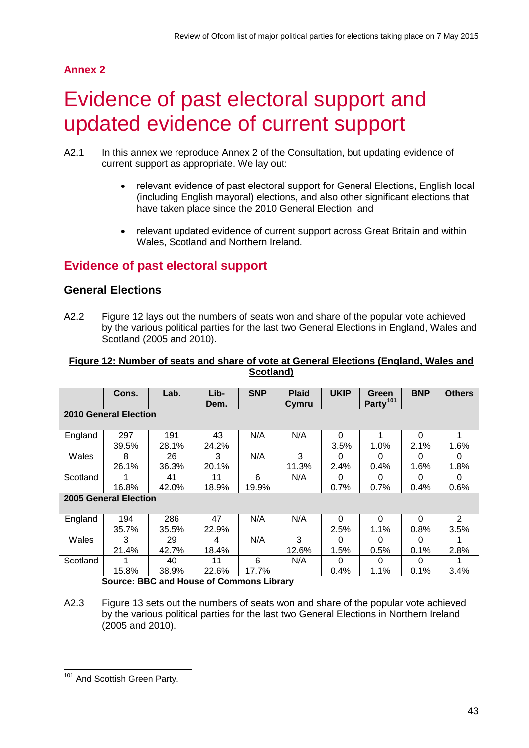## Annex 2

# Evidence of past electoral support and updated evidence of current support

A2.1 In this annex we reproduce Annex 2 of the Consultation, but updating evidence of current support as appropriate. We lay out:

- relevant evidence of past electoral support for General Elections, English local (including English mayoral) elections, and also other significant elections that have taken place since the 2010 General Election; and
- relevant updated evidence of current support across Great Britain and within Wales, Scotland and Northern Ireland.

## Evidence of past electoral support

### General Elections

A2.2 Figure 12 lays out the numbers of seats won and share of the popular vote achieved by the various political parties for the last two General Elections in England, Wales and Scotland (2005 and 2010).

**Figure 12: Number of seats and share of vote at General Elections (England, Wales and Scotland)**

| | Cons. | Lab. | Lib-Dem. | SNP | Plaid Cymru | UKIP | Green Party[101] | BNP | Others |
|---|---|---|---|---|---|---|---|---|---|
| **2010 General Election** | | | | | | | | | |
| England | 297<br>39.5% | 191<br>28.1% | 43<br>24.2% | N/A | N/A | 0<br>3.5% | 1<br>1.0% | 0<br>2.1% | 1<br>1.6% |
| Wales | 8<br>26.1% | 26<br>36.3% | 3<br>20.1% | N/A | 3<br>11.3% | 0<br>2.4% | 0<br>0.4% | 0<br>1.6% | 0<br>1.8% |
| Scotland | 1<br>16.8% | 41<br>42.0% | 11<br>18.9% | 6<br>19.9% | N/A | 0<br>0.7% | 0<br>0.7% | 0<br>0.4% | 0<br>0.6% |
| **2005 General Election** | | | | | | | | | |
| England | 194<br>35.7% | 286<br>35.5% | 47<br>22.9% | N/A | N/A | 0<br>2.5% | 0<br>1.1% | 0<br>0.8% | 2<br>3.5% |
| Wales | 3<br>21.4% | 29<br>42.7% | 4<br>18.4% | N/A | 3<br>12.6% | 0<br>1.5% | 0<br>0.5% | 0<br>0.1% | 1<br>2.8% |
| Scotland | 1<br>15.8% | 40<br>38.9% | 11<br>22.6% | 6<br>17.7% | N/A | 0<br>0.4% | 0<br>1.1% | 0<br>0.1% | 1<br>3.4% |

**Source: BBC and House of Commons Library**

A2.3 Figure 13 sets out the numbers of seats won and share of the popular vote achieved by the various political parties for the last two General Elections in Northern Ireland (2005 and 2010).

[101] And Scottish Green Party.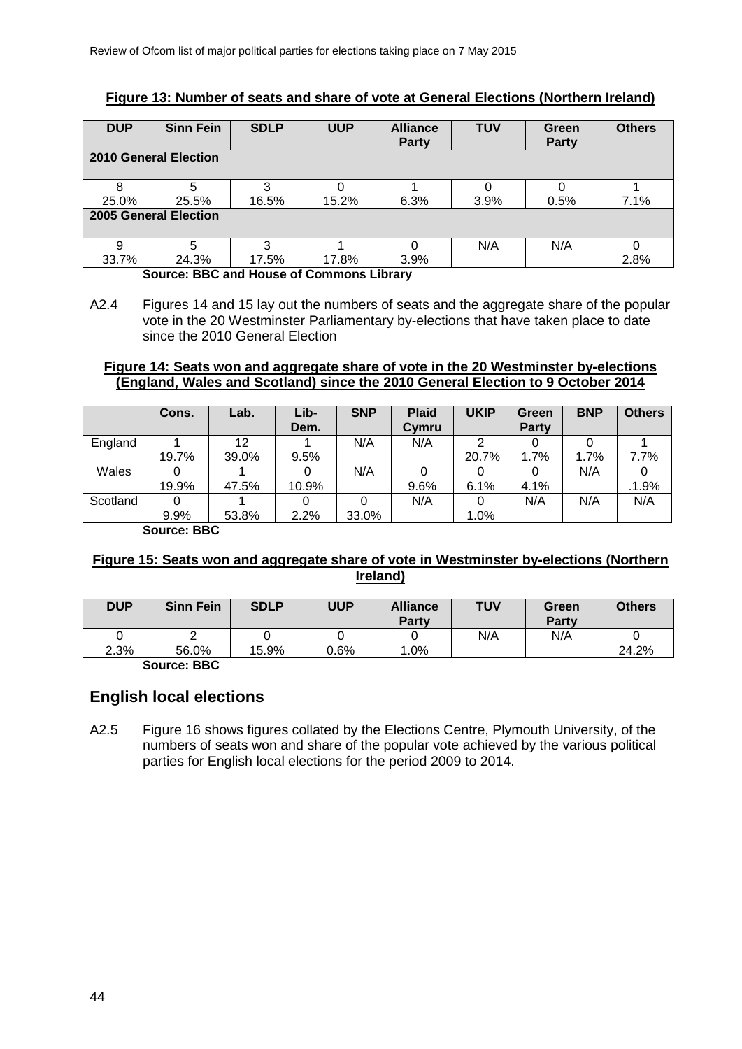**Figure 13: Number of seats and share of vote at General Elections (Northern Ireland)**

| DUP | Sinn Fein | SDLP | UUP | Alliance Party | TUV | Green Party | Others |
|---|---|---|---|---|---|---|---|
| **2010 General Election** | | | | | | | |
| 8<br>25.0% | 5<br>25.5% | 3<br>16.5% | 0<br>15.2% | 1<br>6.3% | 0<br>3.9% | 0<br>0.5% | 1<br>7.1% |
| **2005 General Election** | | | | | | | |
| 9<br>33.7% | 5<br>24.3% | 3<br>17.5% | 1<br>17.8% | 0<br>3.9% | N/A | N/A | 0<br>2.8% |

**Source: BBC and House of Commons Library**

A2.4 Figures 14 and 15 lay out the numbers of seats and the aggregate share of the popular vote in the 20 Westminster Parliamentary by-elections that have taken place to date since the 2010 General Election

**Figure 14: Seats won and aggregate share of vote in the 20 Westminster by-elections (England, Wales and Scotland) since the 2010 General Election to 9 October 2014**

| | Cons. | Lab. | Lib-Dem. | SNP | Plaid Cymru | UKIP | Green Party | BNP | Others |
|---|---|---|---|---|---|---|---|---|---|
| England | 1<br>19.7% | 12<br>39.0% | 1<br>9.5% | N/A | N/A | 2<br>20.7% | 0<br>1.7% | 0<br>1.7% | 1<br>7.7% |
| Wales | 0<br>19.9% | 1<br>47.5% | 0<br>10.9% | N/A | 0<br>9.6% | 0<br>6.1% | 0<br>4.1% | N/A | 0<br>.1.9% |
| Scotland | 0<br>9.9% | 1<br>53.8% | 0<br>2.2% | 0<br>33.0% | N/A | 0<br>1.0% | N/A | N/A | N/A |

**Source: BBC**

**Figure 15: Seats won and aggregate share of vote in Westminster by-elections (Northern Ireland)**

| DUP | Sinn Fein | SDLP | UUP | Alliance Party | TUV | Green Party | Others |
|---|---|---|---|---|---|---|---|
| 0<br>2.3% | 2<br>56.0% | 0<br>15.9% | 0<br>0.6% | 0<br>1.0% | N/A | N/A | 0<br>24.2% |

**Source: BBC**

## English local elections

A2.5 Figure 16 shows figures collated by the Elections Centre, Plymouth University, of the numbers of seats won and share of the popular vote achieved by the various political parties for English local elections for the period 2009 to 2014.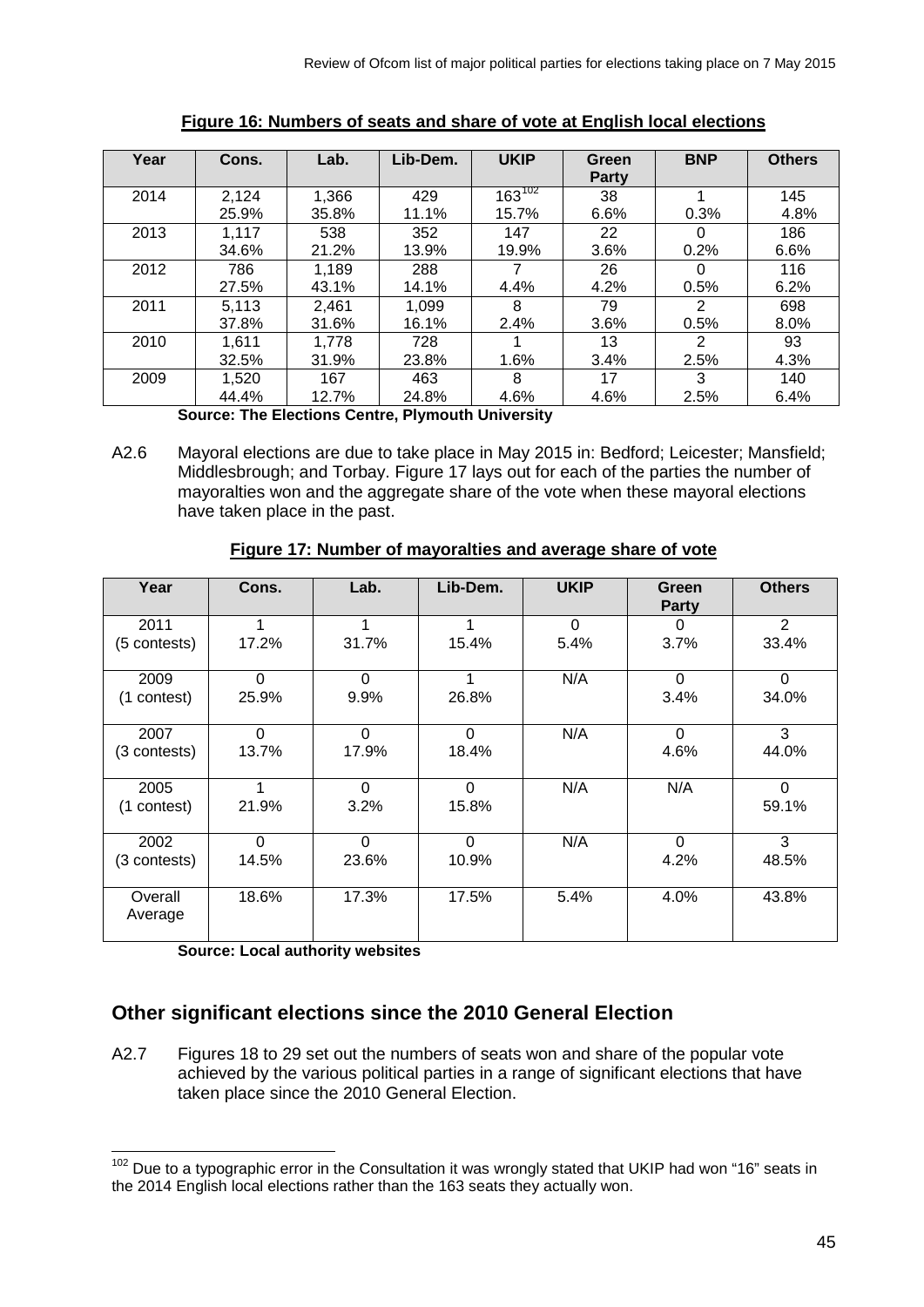**Figure 16: Numbers of seats and share of vote at English local elections**

| Year | Cons. | Lab. | Lib-Dem. | UKIP | Green Party | BNP | Others |
|---|---|---|---|---|---|---|---|
| 2014 | 2,124<br>25.9% | 1,366<br>35.8% | 429<br>11.1% | 163[102]<br>15.7% | 38<br>6.6% | 1<br>0.3% | 145<br>4.8% |
| 2013 | 1,117<br>34.6% | 538<br>21.2% | 352<br>13.9% | 147<br>19.9% | 22<br>3.6% | 0<br>0.2% | 186<br>6.6% |
| 2012 | 786<br>27.5% | 1,189<br>43.1% | 288<br>14.1% | 7<br>4.4% | 26<br>4.2% | 0<br>0.5% | 116<br>6.2% |
| 2011 | 5,113<br>37.8% | 2,461<br>31.6% | 1,099<br>16.1% | 8<br>2.4% | 79<br>3.6% | 2<br>0.5% | 698<br>8.0% |
| 2010 | 1,611<br>32.5% | 1,778<br>31.9% | 728<br>23.8% | 1<br>1.6% | 13<br>3.4% | 2<br>2.5% | 93<br>4.3% |
| 2009 | 1,520<br>44.4% | 167<br>12.7% | 463<br>24.8% | 8<br>4.6% | 17<br>4.6% | 3<br>2.5% | 140<br>6.4% |

**Source: The Elections Centre, Plymouth University**

A2.6 Mayoral elections are due to take place in May 2015 in: Bedford; Leicester; Mansfield; Middlesbrough; and Torbay. Figure 17 lays out for each of the parties the number of mayoralties won and the aggregate share of the vote when these mayoral elections have taken place in the past.

**Figure 17: Number of mayoralties and average share of vote**

| Year | Cons. | Lab. | Lib-Dem. | UKIP | Green Party | Others |
|---|---|---|---|---|---|---|
| 2011<br>(5 contests) | 1<br>17.2% | 1<br>31.7% | 1<br>15.4% | 0<br>5.4% | 0<br>3.7% | 2<br>33.4% |
| 2009<br>(1 contest) | 0<br>25.9% | 0<br>9.9% | 1<br>26.8% | N/A | 0<br>3.4% | 0<br>34.0% |
| 2007<br>(3 contests) | 0<br>13.7% | 0<br>17.9% | 0<br>18.4% | N/A | 0<br>4.6% | 3<br>44.0% |
| 2005<br>(1 contest) | 1<br>21.9% | 0<br>3.2% | 0<br>15.8% | N/A | N/A | 0<br>59.1% |
| 2002<br>(3 contests) | 0<br>14.5% | 0<br>23.6% | 0<br>10.9% | N/A | 0<br>4.2% | 3<br>48.5% |
| Overall Average | 18.6% | 17.3% | 17.5% | 5.4% | 4.0% | 43.8% |

**Source: Local authority websites**

## Other significant elections since the 2010 General Election

A2.7 Figures 18 to 29 set out the numbers of seats won and share of the popular vote achieved by the various political parties in a range of significant elections that have taken place since the 2010 General Election.

[102] Due to a typographic error in the Consultation it was wrongly stated that UKIP had won "16" seats in the 2014 English local elections rather than the 163 seats they actually won.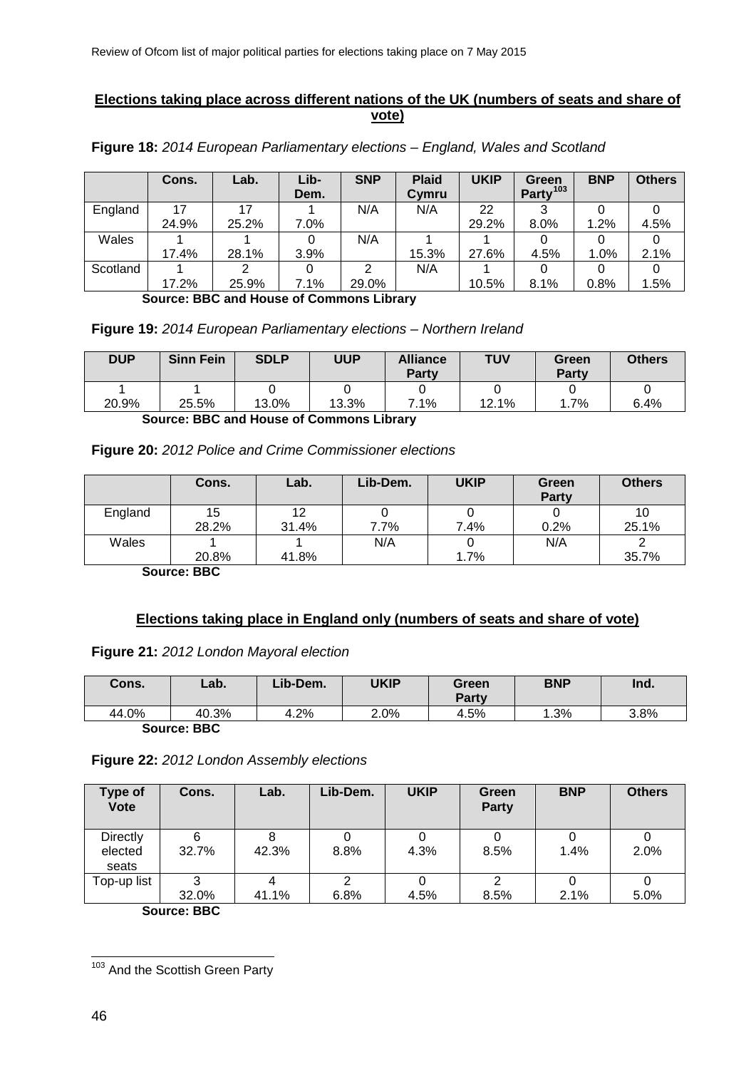**Elections taking place across different nations of the UK (numbers of seats and share of vote)**

**Figure 18:** *2014 European Parliamentary elections – England, Wales and Scotland*

| | Cons. | Lab. | Lib-Dem. | SNP | Plaid Cymru | UKIP | Green Party[103] | BNP | Others |
|---|---|---|---|---|---|---|---|---|---|
| England | 17<br>24.9% | 17<br>25.2% | 1<br>7.0% | N/A | N/A | 22<br>29.2% | 3<br>8.0% | 0<br>1.2% | 0<br>4.5% |
| Wales | 1<br>17.4% | 1<br>28.1% | 0<br>3.9% | N/A | 1<br>15.3% | 1<br>27.6% | 0<br>4.5% | 0<br>1.0% | 0<br>2.1% |
| Scotland | 1<br>17.2% | 2<br>25.9% | 0<br>7.1% | 2<br>29.0% | N/A | 1<br>10.5% | 0<br>8.1% | 0<br>0.8% | 0<br>1.5% |

**Source: BBC and House of Commons Library**

**Figure 19:** *2014 European Parliamentary elections – Northern Ireland*

| DUP | Sinn Fein | SDLP | UUP | Alliance Party | TUV | Green Party | Others |
|---|---|---|---|---|---|---|---|
| 1<br>20.9% | 1<br>25.5% | 0<br>13.0% | 0<br>13.3% | 0<br>7.1% | 0<br>12.1% | 0<br>1.7% | 0<br>6.4% |

**Source: BBC and House of Commons Library**

**Figure 20:** *2012 Police and Crime Commissioner elections*

| | Cons. | Lab. | Lib-Dem. | UKIP | Green Party | Others |
|---|---|---|---|---|---|---|
| England | 15<br>28.2% | 12<br>31.4% | 0<br>7.7% | 0<br>7.4% | 0<br>0.2% | 10<br>25.1% |
| Wales | 1<br>20.8% | 1<br>41.8% | N/A | 0<br>1.7% | N/A | 2<br>35.7% |

**Source: BBC**

**Elections taking place in England only (numbers of seats and share of vote)**

**Figure 21:** *2012 London Mayoral election*

| Cons. | Lab. | Lib-Dem. | UKIP | Green Party | BNP | Ind. |
|---|---|---|---|---|---|---|
| 44.0% | 40.3% | 4.2% | 2.0% | 4.5% | 1.3% | 3.8% |

**Source: BBC**

**Figure 22:** *2012 London Assembly elections*

| Type of Vote | Cons. | Lab. | Lib-Dem. | UKIP | Green Party | BNP | Others |
|---|---|---|---|---|---|---|---|
| Directly elected seats | 6<br>32.7% | 8<br>42.3% | 0<br>8.8% | 0<br>4.3% | 0<br>8.5% | 0<br>1.4% | 0<br>2.0% |
| Top-up list | 3<br>32.0% | 4<br>41.1% | 2<br>6.8% | 0<br>4.5% | 2<br>8.5% | 0<br>2.1% | 0<br>5.0% |

**Source: BBC**

[103] And the Scottish Green Party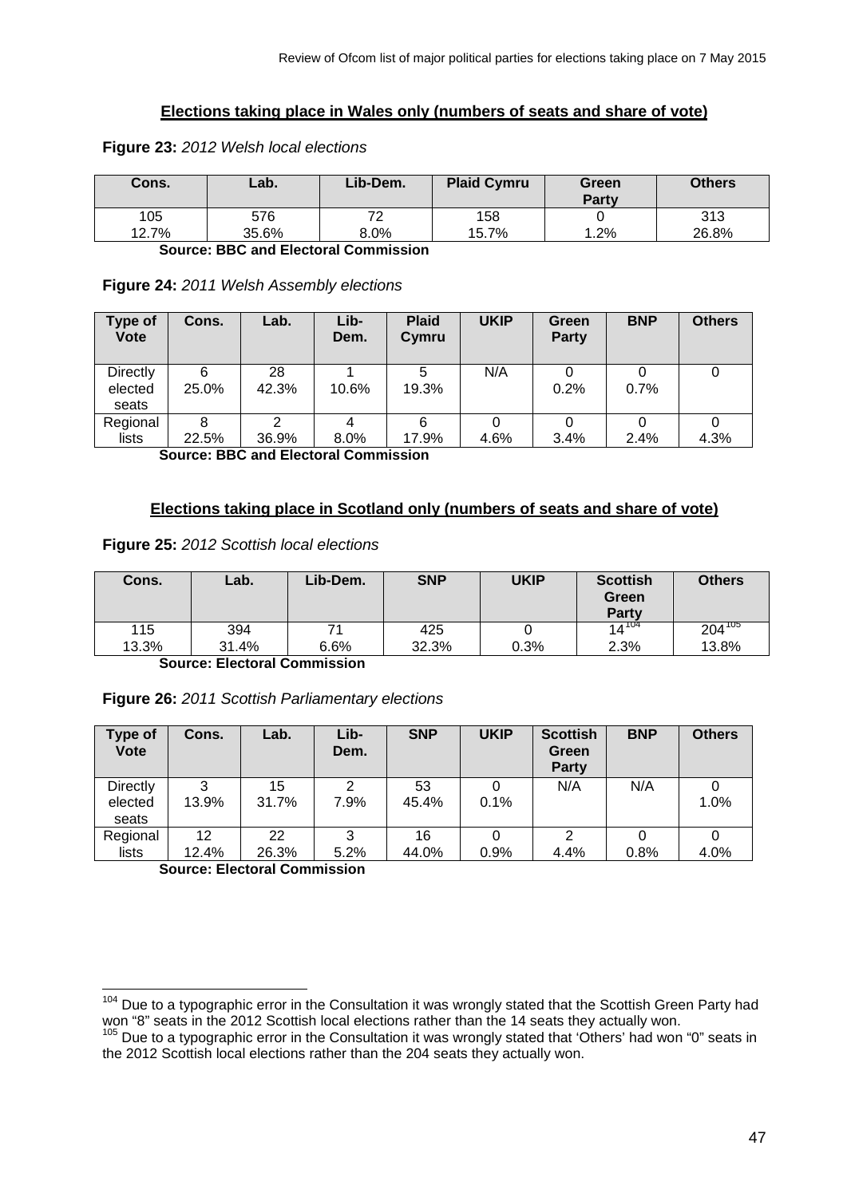## Elections taking place in Wales only (numbers of seats and share of vote)

**Figure 23:** *2012 Welsh local elections*

| Cons. | Lab. | Lib-Dem. | Plaid Cymru | Green Party | Others |
|---|---|---|---|---|---|
| 105<br>12.7% | 576<br>35.6% | 72<br>8.0% | 158<br>15.7% | 0<br>1.2% | 313<br>26.8% |

**Source: BBC and Electoral Commission**

**Figure 24:** *2011 Welsh Assembly elections*

| Type of Vote | Cons. | Lab. | Lib-Dem. | Plaid Cymru | UKIP | Green Party | BNP | Others |
|---|---|---|---|---|---|---|---|---|
| Directly elected seats | 6<br>25.0% | 28<br>42.3% | 1<br>10.6% | 5<br>19.3% | N/A | 0<br>0.2% | 0<br>0.7% | 0 |
| Regional lists | 8<br>22.5% | 2<br>36.9% | 4<br>8.0% | 6<br>17.9% | 0<br>4.6% | 0<br>3.4% | 0<br>2.4% | 0<br>4.3% |

**Source: BBC and Electoral Commission**

## Elections taking place in Scotland only (numbers of seats and share of vote)

**Figure 25:** *2012 Scottish local elections*

| Cons. | Lab. | Lib-Dem. | SNP | UKIP | Scottish Green Party | Others |
|---|---|---|---|---|---|---|
| 115<br>13.3% | 394<br>31.4% | 71<br>6.6% | 425<br>32.3% | 0<br>0.3% | 14[104]<br>2.3% | 204[105]<br>13.8% |

**Source: Electoral Commission**

**Figure 26:** *2011 Scottish Parliamentary elections*

| Type of Vote | Cons. | Lab. | Lib-Dem. | SNP | UKIP | Scottish Green Party | BNP | Others |
|---|---|---|---|---|---|---|---|---|
| Directly elected seats | 3<br>13.9% | 15<br>31.7% | 2<br>7.9% | 53<br>45.4% | 0<br>0.1% | N/A | N/A | 0<br>1.0% |
| Regional lists | 12<br>12.4% | 22<br>26.3% | 3<br>5.2% | 16<br>44.0% | 0<br>0.9% | 2<br>4.4% | 0<br>0.8% | 0<br>4.0% |

**Source: Electoral Commission**

[104] Due to a typographic error in the Consultation it was wrongly stated that the Scottish Green Party had won "8" seats in the 2012 Scottish local elections rather than the 14 seats they actually won.

[105] Due to a typographic error in the Consultation it was wrongly stated that 'Others' had won "0" seats in the 2012 Scottish local elections rather than the 204 seats they actually won.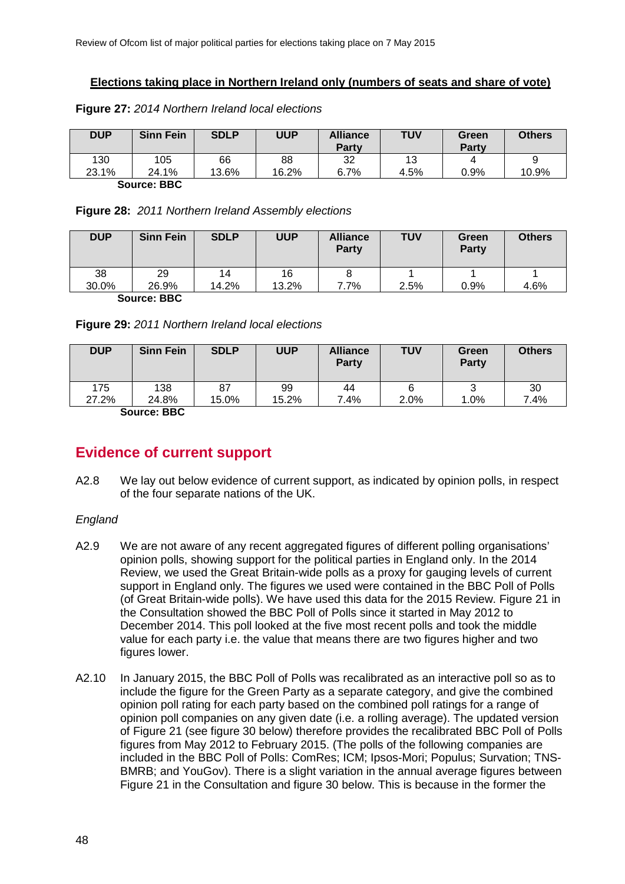**Elections taking place in Northern Ireland only (numbers of seats and share of vote)**

**Figure 27:** *2014 Northern Ireland local elections*

| DUP | Sinn Fein | SDLP | UUP | Alliance Party | TUV | Green Party | Others |
|---|---|---|---|---|---|---|---|
| 130<br>23.1% | 105<br>24.1% | 66<br>13.6% | 88<br>16.2% | 32<br>6.7% | 13<br>4.5% | 4<br>0.9% | 9<br>10.9% |

**Source: BBC**

**Figure 28:** *2011 Northern Ireland Assembly elections*

| DUP | Sinn Fein | SDLP | UUP | Alliance Party | TUV | Green Party | Others |
|---|---|---|---|---|---|---|---|
| 38<br>30.0% | 29<br>26.9% | 14<br>14.2% | 16<br>13.2% | 8<br>7.7% | 1<br>2.5% | 1<br>0.9% | 1<br>4.6% |

**Source: BBC**

**Figure 29:** *2011 Northern Ireland local elections*

| DUP | Sinn Fein | SDLP | UUP | Alliance Party | TUV | Green Party | Others |
|---|---|---|---|---|---|---|---|
| 175<br>27.2% | 138<br>24.8% | 87<br>15.0% | 99<br>15.2% | 44<br>7.4% | 6<br>2.0% | 3<br>1.0% | 30<br>7.4% |

**Source: BBC**

## Evidence of current support

A2.8 We lay out below evidence of current support, as indicated by opinion polls, in respect of the four separate nations of the UK.

*England*

A2.9 We are not aware of any recent aggregated figures of different polling organisations' opinion polls, showing support for the political parties in England only. In the 2014 Review, we used the Great Britain-wide polls as a proxy for gauging levels of current support in England only. The figures we used were contained in the BBC Poll of Polls (of Great Britain-wide polls). We have used this data for the 2015 Review. Figure 21 in the Consultation showed the BBC Poll of Polls since it started in May 2012 to December 2014. This poll looked at the five most recent polls and took the middle value for each party i.e. the value that means there are two figures higher and two figures lower.

A2.10 In January 2015, the BBC Poll of Polls was recalibrated as an interactive poll so as to include the figure for the Green Party as a separate category, and give the combined opinion poll rating for each party based on the combined poll ratings for a range of opinion poll companies on any given date (i.e. a rolling average). The updated version of Figure 21 (see figure 30 below) therefore provides the recalibrated BBC Poll of Polls figures from May 2012 to February 2015. (The polls of the following companies are included in the BBC Poll of Polls: ComRes; ICM; Ipsos-Mori; Populus; Survation; TNS-BMRB; and YouGov). There is a slight variation in the annual average figures between Figure 21 in the Consultation and figure 30 below. This is because in the former the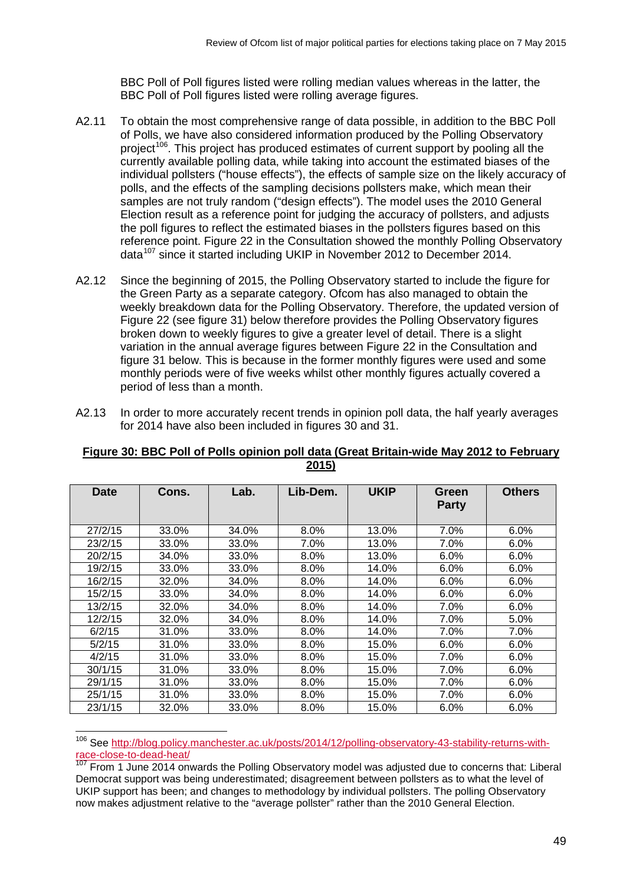BBC Poll of Poll figures listed were rolling median values whereas in the latter, the BBC Poll of Poll figures listed were rolling average figures.

A2.11 To obtain the most comprehensive range of data possible, in addition to the BBC Poll of Polls, we have also considered information produced by the Polling Observatory project[106]. This project has produced estimates of current support by pooling all the currently available polling data, while taking into account the estimated biases of the individual pollsters ("house effects"), the effects of sample size on the likely accuracy of polls, and the effects of the sampling decisions pollsters make, which mean their samples are not truly random ("design effects"). The model uses the 2010 General Election result as a reference point for judging the accuracy of pollsters, and adjusts the poll figures to reflect the estimated biases in the pollsters figures based on this reference point. Figure 22 in the Consultation showed the monthly Polling Observatory data[107] since it started including UKIP in November 2012 to December 2014.

A2.12 Since the beginning of 2015, the Polling Observatory started to include the figure for the Green Party as a separate category. Ofcom has also managed to obtain the weekly breakdown data for the Polling Observatory. Therefore, the updated version of Figure 22 (see figure 31) below therefore provides the Polling Observatory figures broken down to weekly figures to give a greater level of detail. There is a slight variation in the annual average figures between Figure 22 in the Consultation and figure 31 below. This is because in the former monthly figures were used and some monthly periods were of five weeks whilst other monthly figures actually covered a period of less than a month.

A2.13 In order to more accurately recent trends in opinion poll data, the half yearly averages for 2014 have also been included in figures 30 and 31.

**Figure 30: BBC Poll of Polls opinion poll data (Great Britain-wide May 2012 to February 2015)**

| Date | Cons. | Lab. | Lib-Dem. | UKIP | Green Party | Others |
|---|---|---|---|---|---|---|
| 27/2/15 | 33.0% | 34.0% | 8.0% | 13.0% | 7.0% | 6.0% |
| 23/2/15 | 33.0% | 33.0% | 7.0% | 13.0% | 7.0% | 6.0% |
| 20/2/15 | 34.0% | 33.0% | 8.0% | 13.0% | 6.0% | 6.0% |
| 19/2/15 | 33.0% | 33.0% | 8.0% | 14.0% | 6.0% | 6.0% |
| 16/2/15 | 32.0% | 34.0% | 8.0% | 14.0% | 6.0% | 6.0% |
| 15/2/15 | 33.0% | 34.0% | 8.0% | 14.0% | 6.0% | 6.0% |
| 13/2/15 | 32.0% | 34.0% | 8.0% | 14.0% | 7.0% | 6.0% |
| 12/2/15 | 32.0% | 34.0% | 8.0% | 14.0% | 7.0% | 5.0% |
| 6/2/15 | 31.0% | 33.0% | 8.0% | 14.0% | 7.0% | 7.0% |
| 5/2/15 | 31.0% | 33.0% | 8.0% | 15.0% | 6.0% | 6.0% |
| 4/2/15 | 31.0% | 33.0% | 8.0% | 15.0% | 7.0% | 6.0% |
| 30/1/15 | 31.0% | 33.0% | 8.0% | 15.0% | 7.0% | 6.0% |
| 29/1/15 | 31.0% | 33.0% | 8.0% | 15.0% | 7.0% | 6.0% |
| 25/1/15 | 31.0% | 33.0% | 8.0% | 15.0% | 7.0% | 6.0% |
| 23/1/15 | 32.0% | 33.0% | 8.0% | 15.0% | 6.0% | 6.0% |

[106] See http://blog.policy.manchester.ac.uk/posts/2014/12/polling-observatory-43-stability-returns-with-race-close-to-dead-heat/

[107] From 1 June 2014 onwards the Polling Observatory model was adjusted due to concerns that: Liberal Democrat support was being underestimated; disagreement between pollsters as to what the level of UKIP support has been; and changes to methodology by individual pollsters. The polling Observatory now makes adjustment relative to the "average pollster" rather than the 2010 General Election.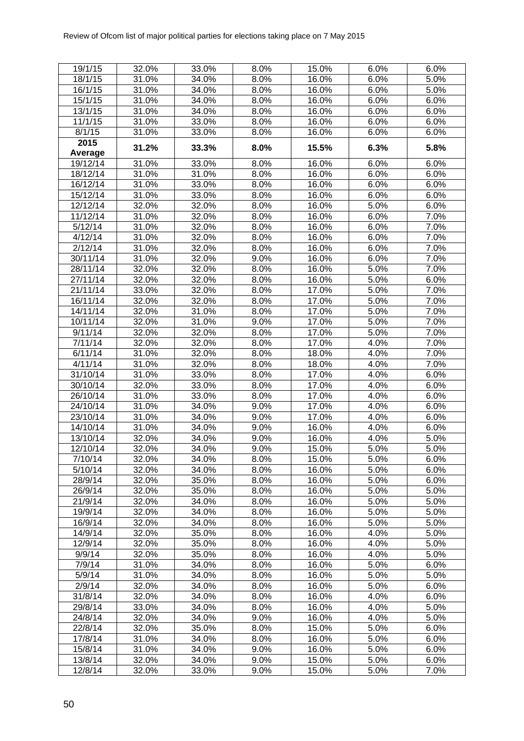| 19/1/15 | 32.0% | 33.0% | 8.0% | 15.0% | 6.0% | 6.0% |
|---|---|---|---|---|---|---|
| 18/1/15 | 31.0% | 34.0% | 8.0% | 16.0% | 6.0% | 5.0% |
| 16/1/15 | 31.0% | 34.0% | 8.0% | 16.0% | 6.0% | 5.0% |
| 15/1/15 | 31.0% | 34.0% | 8.0% | 16.0% | 6.0% | 6.0% |
| 13/1/15 | 31.0% | 34.0% | 8.0% | 16.0% | 6.0% | 6.0% |
| 11/1/15 | 31.0% | 33.0% | 8.0% | 16.0% | 6.0% | 6.0% |
| 8/1/15 | 31.0% | 33.0% | 8.0% | 16.0% | 6.0% | 6.0% |
| **2015 Average** | **31.2%** | **33.3%** | **8.0%** | **15.5%** | **6.3%** | **5.8%** |
| 19/12/14 | 31.0% | 33.0% | 8.0% | 16.0% | 6.0% | 6.0% |
| 18/12/14 | 31.0% | 31.0% | 8.0% | 16.0% | 6.0% | 6.0% |
| 16/12/14 | 31.0% | 33.0% | 8.0% | 16.0% | 6.0% | 6.0% |
| 15/12/14 | 31.0% | 33.0% | 8.0% | 16.0% | 6.0% | 6.0% |
| 12/12/14 | 32.0% | 32.0% | 8.0% | 16.0% | 5.0% | 6.0% |
| 11/12/14 | 31.0% | 32.0% | 8.0% | 16.0% | 6.0% | 7.0% |
| 5/12/14 | 31.0% | 32.0% | 8.0% | 16.0% | 6.0% | 7.0% |
| 4/12/14 | 31.0% | 32.0% | 8.0% | 16.0% | 6.0% | 7.0% |
| 2/12/14 | 31.0% | 32.0% | 8.0% | 16.0% | 6.0% | 7.0% |
| 30/11/14 | 31.0% | 32.0% | 9.0% | 16.0% | 6.0% | 7.0% |
| 28/11/14 | 32.0% | 32.0% | 8.0% | 16.0% | 5.0% | 7.0% |
| 27/11/14 | 32.0% | 32.0% | 8.0% | 16.0% | 5.0% | 6.0% |
| 21/11/14 | 33.0% | 32.0% | 8.0% | 17.0% | 5.0% | 7.0% |
| 16/11/14 | 32.0% | 32.0% | 8.0% | 17.0% | 5.0% | 7.0% |
| 14/11/14 | 32.0% | 31.0% | 8.0% | 17.0% | 5.0% | 7.0% |
| 10/11/14 | 32.0% | 31.0% | 9.0% | 17.0% | 5.0% | 7.0% |
| 9/11/14 | 32.0% | 32.0% | 8.0% | 17.0% | 5.0% | 7.0% |
| 7/11/14 | 32.0% | 32.0% | 8.0% | 17.0% | 4.0% | 7.0% |
| 6/11/14 | 31.0% | 32.0% | 8.0% | 18.0% | 4.0% | 7.0% |
| 4/11/14 | 31.0% | 32.0% | 8.0% | 18.0% | 4.0% | 7.0% |
| 31/10/14 | 31.0% | 33.0% | 8.0% | 17.0% | 4.0% | 6.0% |
| 30/10/14 | 32.0% | 33.0% | 8.0% | 17.0% | 4.0% | 6.0% |
| 26/10/14 | 31.0% | 33.0% | 8.0% | 17.0% | 4.0% | 6.0% |
| 24/10/14 | 31.0% | 34.0% | 9.0% | 17.0% | 4.0% | 6.0% |
| 23/10/14 | 31.0% | 34.0% | 9.0% | 17.0% | 4.0% | 6.0% |
| 14/10/14 | 31.0% | 34.0% | 9.0% | 16.0% | 4.0% | 6.0% |
| 13/10/14 | 32.0% | 34.0% | 9.0% | 16.0% | 4.0% | 5.0% |
| 12/10/14 | 32.0% | 34.0% | 9.0% | 15.0% | 5.0% | 5.0% |
| 7/10/14 | 32.0% | 34.0% | 8.0% | 15.0% | 5.0% | 6.0% |
| 5/10/14 | 32.0% | 34.0% | 8.0% | 16.0% | 5.0% | 6.0% |
| 28/9/14 | 32.0% | 35.0% | 8.0% | 16.0% | 5.0% | 6.0% |
| 26/9/14 | 32.0% | 35.0% | 8.0% | 16.0% | 5.0% | 5.0% |
| 21/9/14 | 32.0% | 34.0% | 8.0% | 16.0% | 5.0% | 5.0% |
| 19/9/14 | 32.0% | 34.0% | 8.0% | 16.0% | 5.0% | 5.0% |
| 16/9/14 | 32.0% | 34.0% | 8.0% | 16.0% | 5.0% | 5.0% |
| 14/9/14 | 32.0% | 35.0% | 8.0% | 16.0% | 4.0% | 5.0% |
| 12/9/14 | 32.0% | 35.0% | 8.0% | 16.0% | 4.0% | 5.0% |
| 9/9/14 | 32.0% | 35.0% | 8.0% | 16.0% | 4.0% | 5.0% |
| 7/9/14 | 31.0% | 34.0% | 8.0% | 16.0% | 5.0% | 6.0% |
| 5/9/14 | 31.0% | 34.0% | 8.0% | 16.0% | 5.0% | 5.0% |
| 2/9/14 | 32.0% | 34.0% | 8.0% | 16.0% | 5.0% | 6.0% |
| 31/8/14 | 32.0% | 34.0% | 8.0% | 16.0% | 4.0% | 6.0% |
| 29/8/14 | 33.0% | 34.0% | 8.0% | 16.0% | 4.0% | 5.0% |
| 24/8/14 | 32.0% | 34.0% | 9.0% | 16.0% | 4.0% | 5.0% |
| 22/8/14 | 32.0% | 35.0% | 8.0% | 15.0% | 5.0% | 6.0% |
| 17/8/14 | 31.0% | 34.0% | 8.0% | 16.0% | 5.0% | 6.0% |
| 15/8/14 | 31.0% | 34.0% | 9.0% | 16.0% | 5.0% | 6.0% |
| 13/8/14 | 32.0% | 34.0% | 9.0% | 15.0% | 5.0% | 6.0% |
| 12/8/14 | 32.0% | 33.0% | 9.0% | 15.0% | 5.0% | 7.0% |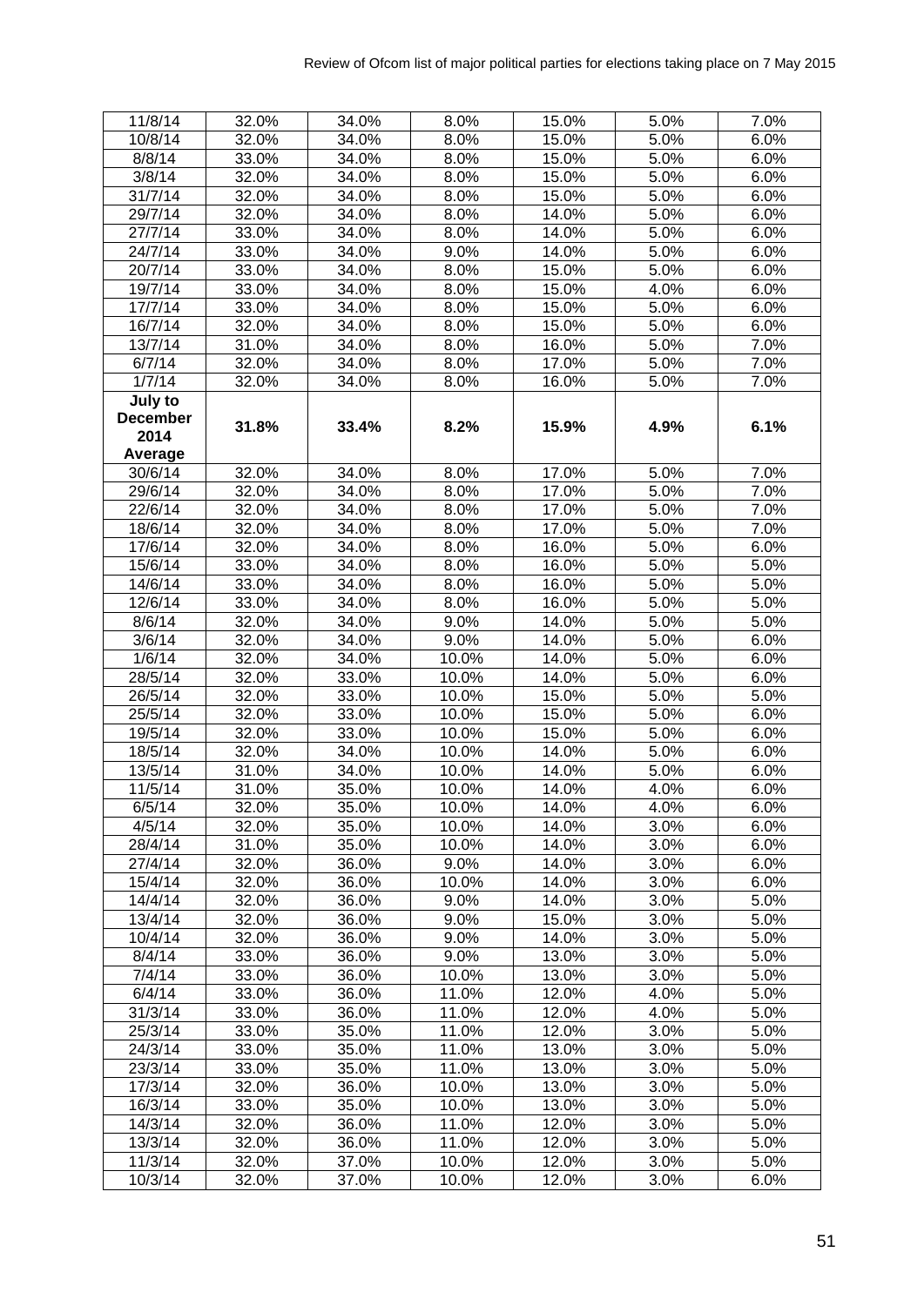| 11/8/14 | 32.0% | 34.0% | 8.0% | 15.0% | 5.0% | 7.0% |
|---|---|---|---|---|---|---|
| 10/8/14 | 32.0% | 34.0% | 8.0% | 15.0% | 5.0% | 6.0% |
| 8/8/14 | 33.0% | 34.0% | 8.0% | 15.0% | 5.0% | 6.0% |
| 3/8/14 | 32.0% | 34.0% | 8.0% | 15.0% | 5.0% | 6.0% |
| 31/7/14 | 32.0% | 34.0% | 8.0% | 15.0% | 5.0% | 6.0% |
| 29/7/14 | 32.0% | 34.0% | 8.0% | 14.0% | 5.0% | 6.0% |
| 27/7/14 | 33.0% | 34.0% | 8.0% | 14.0% | 5.0% | 6.0% |
| 24/7/14 | 33.0% | 34.0% | 9.0% | 14.0% | 5.0% | 6.0% |
| 20/7/14 | 33.0% | 34.0% | 8.0% | 15.0% | 5.0% | 6.0% |
| 19/7/14 | 33.0% | 34.0% | 8.0% | 15.0% | 4.0% | 6.0% |
| 17/7/14 | 33.0% | 34.0% | 8.0% | 15.0% | 5.0% | 6.0% |
| 16/7/14 | 32.0% | 34.0% | 8.0% | 15.0% | 5.0% | 6.0% |
| 13/7/14 | 31.0% | 34.0% | 8.0% | 16.0% | 5.0% | 7.0% |
| 6/7/14 | 32.0% | 34.0% | 8.0% | 17.0% | 5.0% | 7.0% |
| 1/7/14 | 32.0% | 34.0% | 8.0% | 16.0% | 5.0% | 7.0% |
| **July to December 2014 Average** | **31.8%** | **33.4%** | **8.2%** | **15.9%** | **4.9%** | **6.1%** |
| 30/6/14 | 32.0% | 34.0% | 8.0% | 17.0% | 5.0% | 7.0% |
| 29/6/14 | 32.0% | 34.0% | 8.0% | 17.0% | 5.0% | 7.0% |
| 22/6/14 | 32.0% | 34.0% | 8.0% | 17.0% | 5.0% | 7.0% |
| 18/6/14 | 32.0% | 34.0% | 8.0% | 17.0% | 5.0% | 7.0% |
| 17/6/14 | 32.0% | 34.0% | 8.0% | 16.0% | 5.0% | 6.0% |
| 15/6/14 | 33.0% | 34.0% | 8.0% | 16.0% | 5.0% | 5.0% |
| 14/6/14 | 33.0% | 34.0% | 8.0% | 16.0% | 5.0% | 5.0% |
| 12/6/14 | 33.0% | 34.0% | 8.0% | 16.0% | 5.0% | 5.0% |
| 8/6/14 | 32.0% | 34.0% | 9.0% | 14.0% | 5.0% | 5.0% |
| 3/6/14 | 32.0% | 34.0% | 9.0% | 14.0% | 5.0% | 6.0% |
| 1/6/14 | 32.0% | 34.0% | 10.0% | 14.0% | 5.0% | 6.0% |
| 28/5/14 | 32.0% | 33.0% | 10.0% | 14.0% | 5.0% | 6.0% |
| 26/5/14 | 32.0% | 33.0% | 10.0% | 15.0% | 5.0% | 5.0% |
| 25/5/14 | 32.0% | 33.0% | 10.0% | 15.0% | 5.0% | 6.0% |
| 19/5/14 | 32.0% | 33.0% | 10.0% | 15.0% | 5.0% | 6.0% |
| 18/5/14 | 32.0% | 34.0% | 10.0% | 14.0% | 5.0% | 6.0% |
| 13/5/14 | 31.0% | 34.0% | 10.0% | 14.0% | 5.0% | 6.0% |
| 11/5/14 | 31.0% | 35.0% | 10.0% | 14.0% | 4.0% | 6.0% |
| 6/5/14 | 32.0% | 35.0% | 10.0% | 14.0% | 4.0% | 6.0% |
| 4/5/14 | 32.0% | 35.0% | 10.0% | 14.0% | 3.0% | 6.0% |
| 28/4/14 | 31.0% | 35.0% | 10.0% | 14.0% | 3.0% | 6.0% |
| 27/4/14 | 32.0% | 36.0% | 9.0% | 14.0% | 3.0% | 6.0% |
| 15/4/14 | 32.0% | 36.0% | 10.0% | 14.0% | 3.0% | 6.0% |
| 14/4/14 | 32.0% | 36.0% | 9.0% | 14.0% | 3.0% | 5.0% |
| 13/4/14 | 32.0% | 36.0% | 9.0% | 15.0% | 3.0% | 5.0% |
| 10/4/14 | 32.0% | 36.0% | 9.0% | 14.0% | 3.0% | 5.0% |
| 8/4/14 | 33.0% | 36.0% | 9.0% | 13.0% | 3.0% | 5.0% |
| 7/4/14 | 33.0% | 36.0% | 10.0% | 13.0% | 3.0% | 5.0% |
| 6/4/14 | 33.0% | 36.0% | 11.0% | 12.0% | 4.0% | 5.0% |
| 31/3/14 | 33.0% | 36.0% | 11.0% | 12.0% | 4.0% | 5.0% |
| 25/3/14 | 33.0% | 35.0% | 11.0% | 12.0% | 3.0% | 5.0% |
| 24/3/14 | 33.0% | 35.0% | 11.0% | 13.0% | 3.0% | 5.0% |
| 23/3/14 | 33.0% | 35.0% | 11.0% | 13.0% | 3.0% | 5.0% |
| 17/3/14 | 32.0% | 36.0% | 10.0% | 13.0% | 3.0% | 5.0% |
| 16/3/14 | 33.0% | 35.0% | 10.0% | 13.0% | 3.0% | 5.0% |
| 14/3/14 | 32.0% | 36.0% | 11.0% | 12.0% | 3.0% | 5.0% |
| 13/3/14 | 32.0% | 36.0% | 11.0% | 12.0% | 3.0% | 5.0% |
| 11/3/14 | 32.0% | 37.0% | 10.0% | 12.0% | 3.0% | 5.0% |
| 10/3/14 | 32.0% | 37.0% | 10.0% | 12.0% | 3.0% | 6.0% |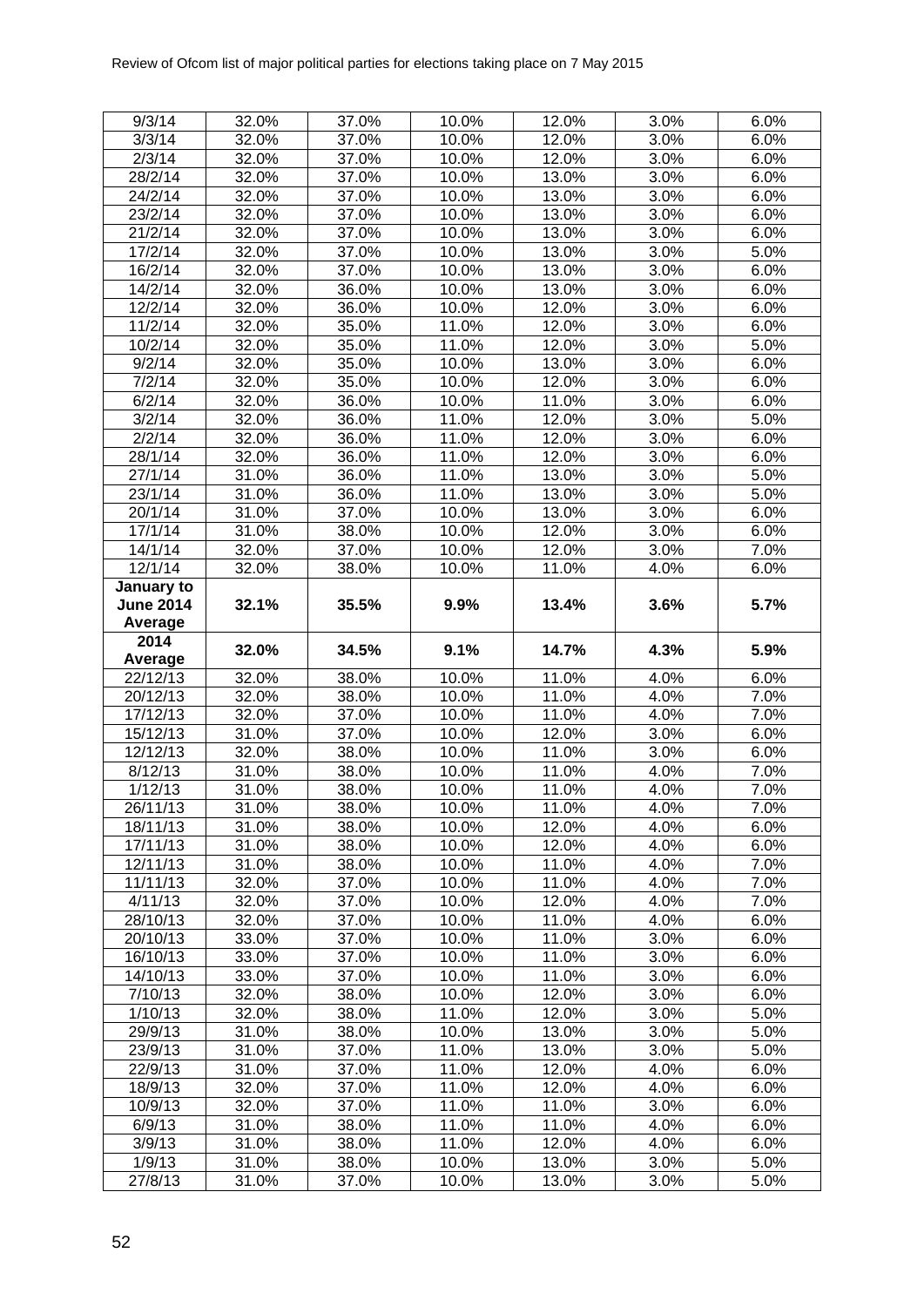| 9/3/14 | 32.0% | 37.0% | 10.0% | 12.0% | 3.0% | 6.0% |
|---|---|---|---|---|---|---|
| 3/3/14 | 32.0% | 37.0% | 10.0% | 12.0% | 3.0% | 6.0% |
| 2/3/14 | 32.0% | 37.0% | 10.0% | 12.0% | 3.0% | 6.0% |
| 28/2/14 | 32.0% | 37.0% | 10.0% | 13.0% | 3.0% | 6.0% |
| 24/2/14 | 32.0% | 37.0% | 10.0% | 13.0% | 3.0% | 6.0% |
| 23/2/14 | 32.0% | 37.0% | 10.0% | 13.0% | 3.0% | 6.0% |
| 21/2/14 | 32.0% | 37.0% | 10.0% | 13.0% | 3.0% | 6.0% |
| 17/2/14 | 32.0% | 37.0% | 10.0% | 13.0% | 3.0% | 5.0% |
| 16/2/14 | 32.0% | 37.0% | 10.0% | 13.0% | 3.0% | 6.0% |
| 14/2/14 | 32.0% | 36.0% | 10.0% | 13.0% | 3.0% | 6.0% |
| 12/2/14 | 32.0% | 36.0% | 10.0% | 12.0% | 3.0% | 6.0% |
| 11/2/14 | 32.0% | 35.0% | 11.0% | 12.0% | 3.0% | 6.0% |
| 10/2/14 | 32.0% | 35.0% | 11.0% | 12.0% | 3.0% | 5.0% |
| 9/2/14 | 32.0% | 35.0% | 10.0% | 13.0% | 3.0% | 6.0% |
| 7/2/14 | 32.0% | 35.0% | 10.0% | 12.0% | 3.0% | 6.0% |
| 6/2/14 | 32.0% | 36.0% | 10.0% | 11.0% | 3.0% | 6.0% |
| 3/2/14 | 32.0% | 36.0% | 11.0% | 12.0% | 3.0% | 5.0% |
| 2/2/14 | 32.0% | 36.0% | 11.0% | 12.0% | 3.0% | 6.0% |
| 28/1/14 | 32.0% | 36.0% | 11.0% | 12.0% | 3.0% | 6.0% |
| 27/1/14 | 31.0% | 36.0% | 11.0% | 13.0% | 3.0% | 5.0% |
| 23/1/14 | 31.0% | 36.0% | 11.0% | 13.0% | 3.0% | 5.0% |
| 20/1/14 | 31.0% | 37.0% | 10.0% | 13.0% | 3.0% | 6.0% |
| 17/1/14 | 31.0% | 38.0% | 10.0% | 12.0% | 3.0% | 6.0% |
| 14/1/14 | 32.0% | 37.0% | 10.0% | 12.0% | 3.0% | 7.0% |
| 12/1/14 | 32.0% | 38.0% | 10.0% | 11.0% | 4.0% | 6.0% |
| **January to June 2014 Average** | **32.1%** | **35.5%** | **9.9%** | **13.4%** | **3.6%** | **5.7%** |
| **2014 Average** | **32.0%** | **34.5%** | **9.1%** | **14.7%** | **4.3%** | **5.9%** |
| 22/12/13 | 32.0% | 38.0% | 10.0% | 11.0% | 4.0% | 6.0% |
| 20/12/13 | 32.0% | 38.0% | 10.0% | 11.0% | 4.0% | 7.0% |
| 17/12/13 | 32.0% | 37.0% | 10.0% | 11.0% | 4.0% | 7.0% |
| 15/12/13 | 31.0% | 37.0% | 10.0% | 12.0% | 3.0% | 6.0% |
| 12/12/13 | 32.0% | 38.0% | 10.0% | 11.0% | 3.0% | 6.0% |
| 8/12/13 | 31.0% | 38.0% | 10.0% | 11.0% | 4.0% | 7.0% |
| 1/12/13 | 31.0% | 38.0% | 10.0% | 11.0% | 4.0% | 7.0% |
| 26/11/13 | 31.0% | 38.0% | 10.0% | 11.0% | 4.0% | 7.0% |
| 18/11/13 | 31.0% | 38.0% | 10.0% | 12.0% | 4.0% | 6.0% |
| 17/11/13 | 31.0% | 38.0% | 10.0% | 12.0% | 4.0% | 6.0% |
| 12/11/13 | 31.0% | 38.0% | 10.0% | 11.0% | 4.0% | 7.0% |
| 11/11/13 | 32.0% | 37.0% | 10.0% | 11.0% | 4.0% | 7.0% |
| 4/11/13 | 32.0% | 37.0% | 10.0% | 12.0% | 4.0% | 7.0% |
| 28/10/13 | 32.0% | 37.0% | 10.0% | 11.0% | 4.0% | 6.0% |
| 20/10/13 | 33.0% | 37.0% | 10.0% | 11.0% | 3.0% | 6.0% |
| 16/10/13 | 33.0% | 37.0% | 10.0% | 11.0% | 3.0% | 6.0% |
| 14/10/13 | 33.0% | 37.0% | 10.0% | 11.0% | 3.0% | 6.0% |
| 7/10/13 | 32.0% | 38.0% | 10.0% | 12.0% | 3.0% | 6.0% |
| 1/10/13 | 32.0% | 38.0% | 11.0% | 12.0% | 3.0% | 5.0% |
| 29/9/13 | 31.0% | 38.0% | 10.0% | 13.0% | 3.0% | 5.0% |
| 23/9/13 | 31.0% | 37.0% | 11.0% | 13.0% | 3.0% | 5.0% |
| 22/9/13 | 31.0% | 37.0% | 11.0% | 12.0% | 4.0% | 6.0% |
| 18/9/13 | 32.0% | 37.0% | 11.0% | 12.0% | 4.0% | 6.0% |
| 10/9/13 | 32.0% | 37.0% | 11.0% | 11.0% | 3.0% | 6.0% |
| 6/9/13 | 31.0% | 38.0% | 11.0% | 11.0% | 4.0% | 6.0% |
| 3/9/13 | 31.0% | 38.0% | 11.0% | 12.0% | 4.0% | 6.0% |
| 1/9/13 | 31.0% | 38.0% | 10.0% | 13.0% | 3.0% | 5.0% |
| 27/8/13 | 31.0% | 37.0% | 10.0% | 13.0% | 3.0% | 5.0% |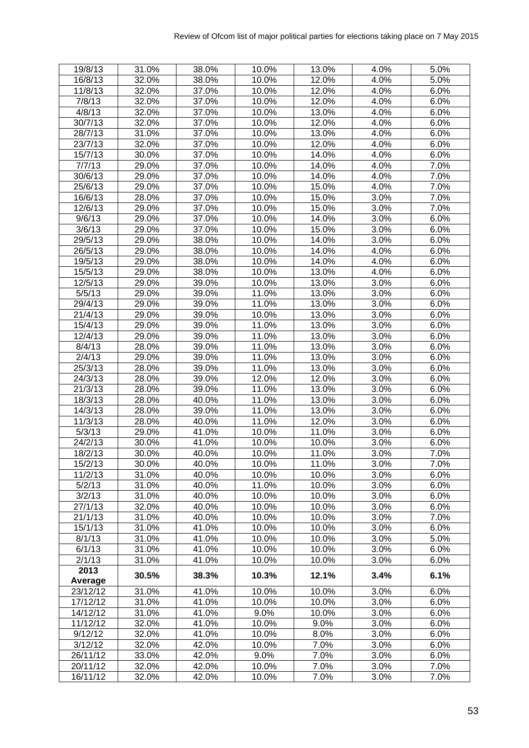| 19/8/13 | 31.0% | 38.0% | 10.0% | 13.0% | 4.0% | 5.0% |
|---|---|---|---|---|---|---|
| 16/8/13 | 32.0% | 38.0% | 10.0% | 12.0% | 4.0% | 5.0% |
| 11/8/13 | 32.0% | 37.0% | 10.0% | 12.0% | 4.0% | 6.0% |
| 7/8/13 | 32.0% | 37.0% | 10.0% | 12.0% | 4.0% | 6.0% |
| 4/8/13 | 32.0% | 37.0% | 10.0% | 13.0% | 4.0% | 6.0% |
| 30/7/13 | 32.0% | 37.0% | 10.0% | 12.0% | 4.0% | 6.0% |
| 28/7/13 | 31.0% | 37.0% | 10.0% | 13.0% | 4.0% | 6.0% |
| 23/7/13 | 32.0% | 37.0% | 10.0% | 12.0% | 4.0% | 6.0% |
| 15/7/13 | 30.0% | 37.0% | 10.0% | 14.0% | 4.0% | 6.0% |
| 7/7/13 | 29.0% | 37.0% | 10.0% | 14.0% | 4.0% | 7.0% |
| 30/6/13 | 29.0% | 37.0% | 10.0% | 14.0% | 4.0% | 7.0% |
| 25/6/13 | 29.0% | 37.0% | 10.0% | 15.0% | 4.0% | 7.0% |
| 16/6/13 | 28.0% | 37.0% | 10.0% | 15.0% | 3.0% | 7.0% |
| 12/6/13 | 29.0% | 37.0% | 10.0% | 15.0% | 3.0% | 7.0% |
| 9/6/13 | 29.0% | 37.0% | 10.0% | 14.0% | 3.0% | 6.0% |
| 3/6/13 | 29.0% | 37.0% | 10.0% | 15.0% | 3.0% | 6.0% |
| 29/5/13 | 29.0% | 38.0% | 10.0% | 14.0% | 3.0% | 6.0% |
| 26/5/13 | 29.0% | 38.0% | 10.0% | 14.0% | 4.0% | 6.0% |
| 19/5/13 | 29.0% | 38.0% | 10.0% | 14.0% | 4.0% | 6.0% |
| 15/5/13 | 29.0% | 38.0% | 10.0% | 13.0% | 4.0% | 6.0% |
| 12/5/13 | 29.0% | 39.0% | 10.0% | 13.0% | 3.0% | 6.0% |
| 5/5/13 | 29.0% | 39.0% | 11.0% | 13.0% | 3.0% | 6.0% |
| 29/4/13 | 29.0% | 39.0% | 11.0% | 13.0% | 3.0% | 6.0% |
| 21/4/13 | 29.0% | 39.0% | 10.0% | 13.0% | 3.0% | 6.0% |
| 15/4/13 | 29.0% | 39.0% | 11.0% | 13.0% | 3.0% | 6.0% |
| 12/4/13 | 29.0% | 39.0% | 11.0% | 13.0% | 3.0% | 6.0% |
| 8/4/13 | 28.0% | 39.0% | 11.0% | 13.0% | 3.0% | 6.0% |
| 2/4/13 | 29.0% | 39.0% | 11.0% | 13.0% | 3.0% | 6.0% |
| 25/3/13 | 28.0% | 39.0% | 11.0% | 13.0% | 3.0% | 6.0% |
| 24/3/13 | 28.0% | 39.0% | 12.0% | 12.0% | 3.0% | 6.0% |
| 21/3/13 | 28.0% | 39.0% | 11.0% | 13.0% | 3.0% | 6.0% |
| 18/3/13 | 28.0% | 40.0% | 11.0% | 13.0% | 3.0% | 6.0% |
| 14/3/13 | 28.0% | 39.0% | 11.0% | 13.0% | 3.0% | 6.0% |
| 11/3/13 | 28.0% | 40.0% | 11.0% | 12.0% | 3.0% | 6.0% |
| 5/3/13 | 29.0% | 41.0% | 10.0% | 11.0% | 3.0% | 6.0% |
| 24/2/13 | 30.0% | 41.0% | 10.0% | 10.0% | 3.0% | 6.0% |
| 18/2/13 | 30.0% | 40.0% | 10.0% | 11.0% | 3.0% | 7.0% |
| 15/2/13 | 30.0% | 40.0% | 10.0% | 11.0% | 3.0% | 7.0% |
| 11/2/13 | 31.0% | 40.0% | 10.0% | 10.0% | 3.0% | 6.0% |
| 5/2/13 | 31.0% | 40.0% | 11.0% | 10.0% | 3.0% | 6.0% |
| 3/2/13 | 31.0% | 40.0% | 10.0% | 10.0% | 3.0% | 6.0% |
| 27/1/13 | 32.0% | 40.0% | 10.0% | 10.0% | 3.0% | 6.0% |
| 21/1/13 | 31.0% | 40.0% | 10.0% | 10.0% | 3.0% | 7.0% |
| 15/1/13 | 31.0% | 41.0% | 10.0% | 10.0% | 3.0% | 6.0% |
| 8/1/13 | 31.0% | 41.0% | 10.0% | 10.0% | 3.0% | 5.0% |
| 6/1/13 | 31.0% | 41.0% | 10.0% | 10.0% | 3.0% | 6.0% |
| 2/1/13 | 31.0% | 41.0% | 10.0% | 10.0% | 3.0% | 6.0% |
| **2013 Average** | **30.5%** | **38.3%** | **10.3%** | **12.1%** | **3.4%** | **6.1%** |
| 23/12/12 | 31.0% | 41.0% | 10.0% | 10.0% | 3.0% | 6.0% |
| 17/12/12 | 31.0% | 41.0% | 10.0% | 10.0% | 3.0% | 6.0% |
| 14/12/12 | 31.0% | 41.0% | 9.0% | 10.0% | 3.0% | 6.0% |
| 11/12/12 | 32.0% | 41.0% | 10.0% | 9.0% | 3.0% | 6.0% |
| 9/12/12 | 32.0% | 41.0% | 10.0% | 8.0% | 3.0% | 6.0% |
| 3/12/12 | 32.0% | 42.0% | 10.0% | 7.0% | 3.0% | 6.0% |
| 26/11/12 | 33.0% | 42.0% | 9.0% | 7.0% | 3.0% | 6.0% |
| 20/11/12 | 32.0% | 42.0% | 10.0% | 7.0% | 3.0% | 7.0% |
| 16/11/12 | 32.0% | 42.0% | 10.0% | 7.0% | 3.0% | 7.0% |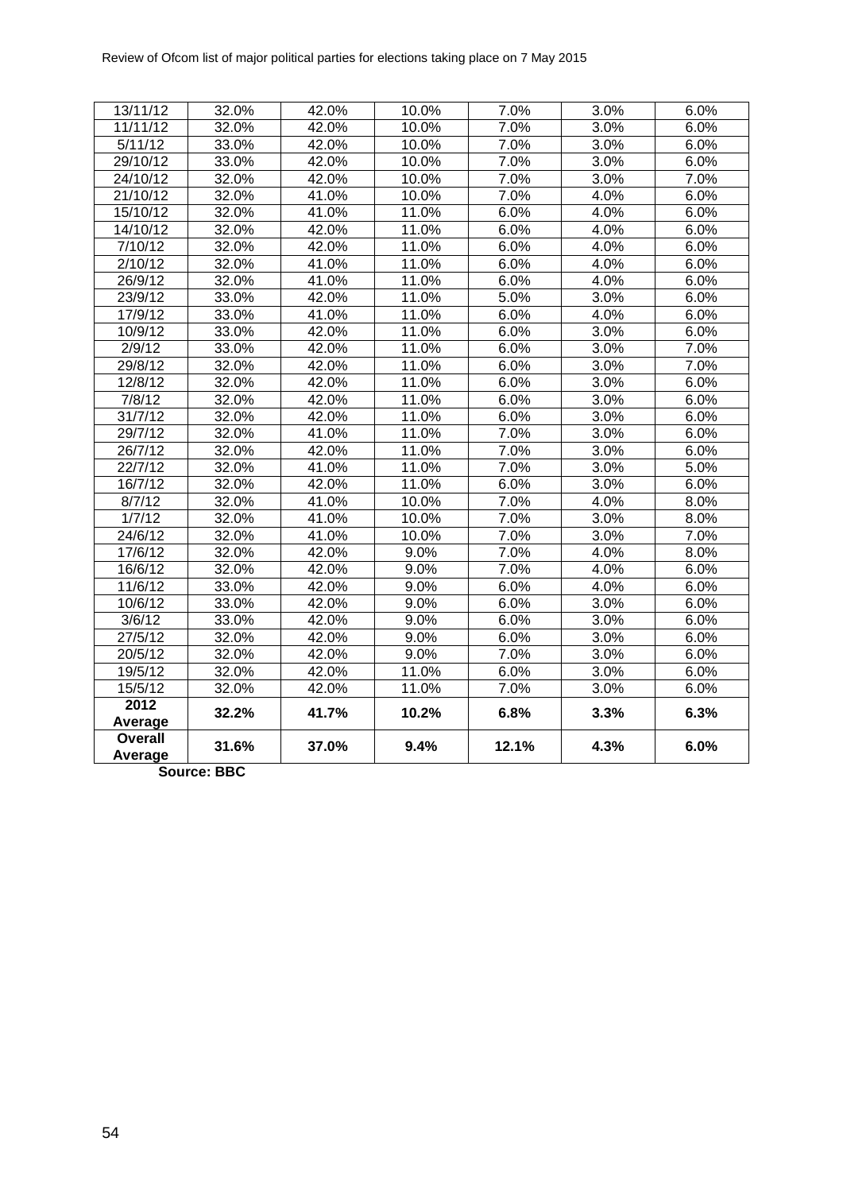| | | | | | | |
|---|---|---|---|---|---|---|
| 13/11/12 | 32.0% | 42.0% | 10.0% | 7.0% | 3.0% | 6.0% |
| 11/11/12 | 32.0% | 42.0% | 10.0% | 7.0% | 3.0% | 6.0% |
| 5/11/12 | 33.0% | 42.0% | 10.0% | 7.0% | 3.0% | 6.0% |
| 29/10/12 | 33.0% | 42.0% | 10.0% | 7.0% | 3.0% | 6.0% |
| 24/10/12 | 32.0% | 42.0% | 10.0% | 7.0% | 3.0% | 7.0% |
| 21/10/12 | 32.0% | 41.0% | 10.0% | 7.0% | 4.0% | 6.0% |
| 15/10/12 | 32.0% | 41.0% | 11.0% | 6.0% | 4.0% | 6.0% |
| 14/10/12 | 32.0% | 42.0% | 11.0% | 6.0% | 4.0% | 6.0% |
| 7/10/12 | 32.0% | 42.0% | 11.0% | 6.0% | 4.0% | 6.0% |
| 2/10/12 | 32.0% | 41.0% | 11.0% | 6.0% | 4.0% | 6.0% |
| 26/9/12 | 32.0% | 41.0% | 11.0% | 6.0% | 4.0% | 6.0% |
| 23/9/12 | 33.0% | 42.0% | 11.0% | 5.0% | 3.0% | 6.0% |
| 17/9/12 | 33.0% | 41.0% | 11.0% | 6.0% | 4.0% | 6.0% |
| 10/9/12 | 33.0% | 42.0% | 11.0% | 6.0% | 3.0% | 6.0% |
| 2/9/12 | 33.0% | 42.0% | 11.0% | 6.0% | 3.0% | 7.0% |
| 29/8/12 | 32.0% | 42.0% | 11.0% | 6.0% | 3.0% | 7.0% |
| 12/8/12 | 32.0% | 42.0% | 11.0% | 6.0% | 3.0% | 6.0% |
| 7/8/12 | 32.0% | 42.0% | 11.0% | 6.0% | 3.0% | 6.0% |
| 31/7/12 | 32.0% | 42.0% | 11.0% | 6.0% | 3.0% | 6.0% |
| 29/7/12 | 32.0% | 41.0% | 11.0% | 7.0% | 3.0% | 6.0% |
| 26/7/12 | 32.0% | 42.0% | 11.0% | 7.0% | 3.0% | 6.0% |
| 22/7/12 | 32.0% | 41.0% | 11.0% | 7.0% | 3.0% | 5.0% |
| 16/7/12 | 32.0% | 42.0% | 11.0% | 6.0% | 3.0% | 6.0% |
| 8/7/12 | 32.0% | 41.0% | 10.0% | 7.0% | 4.0% | 8.0% |
| 1/7/12 | 32.0% | 41.0% | 10.0% | 7.0% | 3.0% | 8.0% |
| 24/6/12 | 32.0% | 41.0% | 10.0% | 7.0% | 3.0% | 7.0% |
| 17/6/12 | 32.0% | 42.0% | 9.0% | 7.0% | 4.0% | 8.0% |
| 16/6/12 | 32.0% | 42.0% | 9.0% | 7.0% | 4.0% | 6.0% |
| 11/6/12 | 33.0% | 42.0% | 9.0% | 6.0% | 4.0% | 6.0% |
| 10/6/12 | 33.0% | 42.0% | 9.0% | 6.0% | 3.0% | 6.0% |
| 3/6/12 | 33.0% | 42.0% | 9.0% | 6.0% | 3.0% | 6.0% |
| 27/5/12 | 32.0% | 42.0% | 9.0% | 6.0% | 3.0% | 6.0% |
| 20/5/12 | 32.0% | 42.0% | 9.0% | 7.0% | 3.0% | 6.0% |
| 19/5/12 | 32.0% | 42.0% | 11.0% | 6.0% | 3.0% | 6.0% |
| 15/5/12 | 32.0% | 42.0% | 11.0% | 7.0% | 3.0% | 6.0% |
| **2012 Average** | **32.2%** | **41.7%** | **10.2%** | **6.8%** | **3.3%** | **6.3%** |
| **Overall Average** | **31.6%** | **37.0%** | **9.4%** | **12.1%** | **4.3%** | **6.0%** |

**Source: BBC**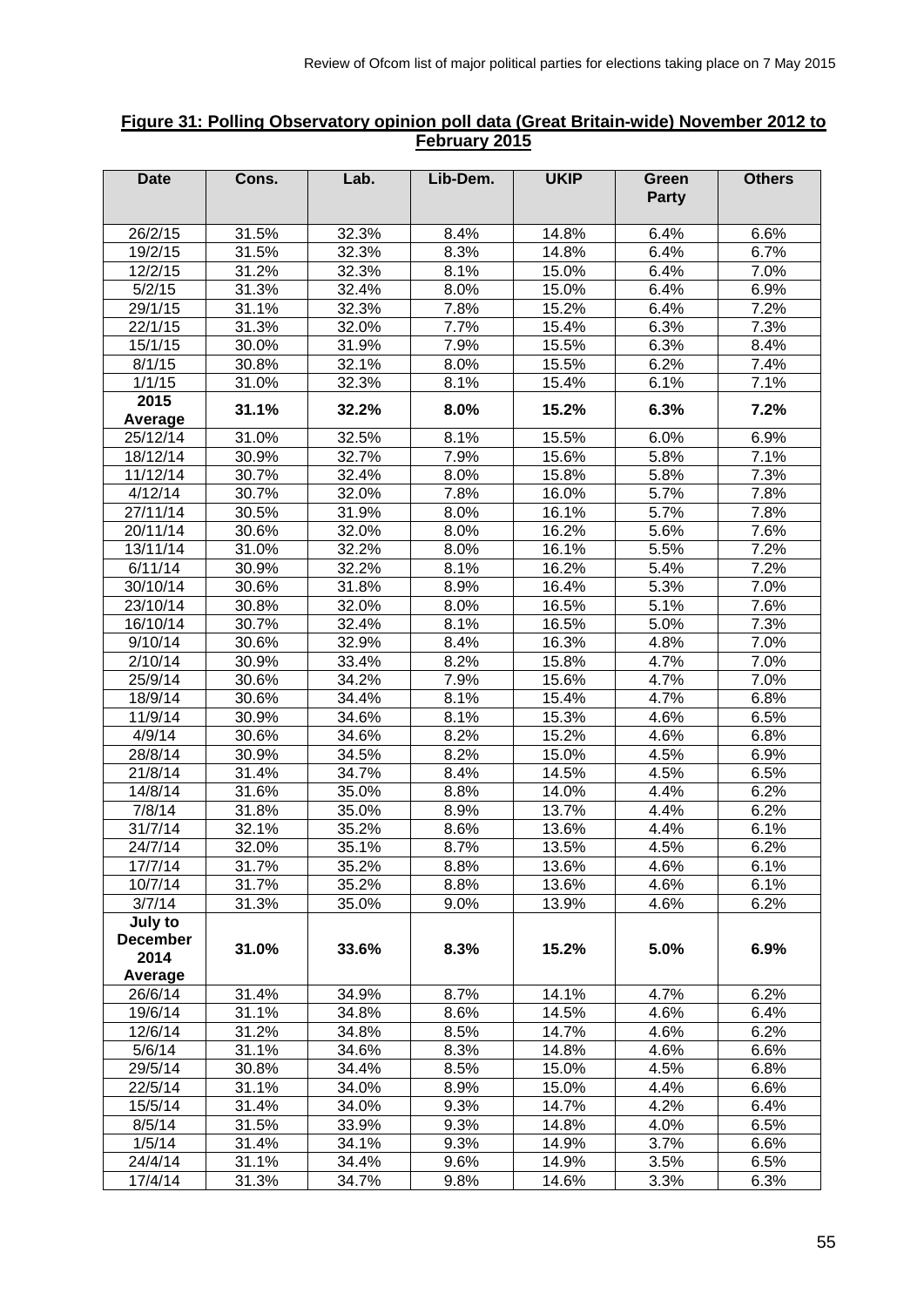**Figure 31: Polling Observatory opinion poll data (Great Britain-wide) November 2012 to February 2015**

| Date | Cons. | Lab. | Lib-Dem. | UKIP | Green Party | Others |
|---|---|---|---|---|---|---|
| 26/2/15 | 31.5% | 32.3% | 8.4% | 14.8% | 6.4% | 6.6% |
| 19/2/15 | 31.5% | 32.3% | 8.3% | 14.8% | 6.4% | 6.7% |
| 12/2/15 | 31.2% | 32.3% | 8.1% | 15.0% | 6.4% | 7.0% |
| 5/2/15 | 31.3% | 32.4% | 8.0% | 15.0% | 6.4% | 6.9% |
| 29/1/15 | 31.1% | 32.3% | 7.8% | 15.2% | 6.4% | 7.2% |
| 22/1/15 | 31.3% | 32.0% | 7.7% | 15.4% | 6.3% | 7.3% |
| 15/1/15 | 30.0% | 31.9% | 7.9% | 15.5% | 6.3% | 8.4% |
| 8/1/15 | 30.8% | 32.1% | 8.0% | 15.5% | 6.2% | 7.4% |
| 1/1/15 | 31.0% | 32.3% | 8.1% | 15.4% | 6.1% | 7.1% |
| **2015 Average** | **31.1%** | **32.2%** | **8.0%** | **15.2%** | **6.3%** | **7.2%** |
| 25/12/14 | 31.0% | 32.5% | 8.1% | 15.5% | 6.0% | 6.9% |
| 18/12/14 | 30.9% | 32.7% | 7.9% | 15.6% | 5.8% | 7.1% |
| 11/12/14 | 30.7% | 32.4% | 8.0% | 15.8% | 5.8% | 7.3% |
| 4/12/14 | 30.7% | 32.0% | 7.8% | 16.0% | 5.7% | 7.8% |
| 27/11/14 | 30.5% | 31.9% | 8.0% | 16.1% | 5.7% | 7.8% |
| 20/11/14 | 30.6% | 32.0% | 8.0% | 16.2% | 5.6% | 7.6% |
| 13/11/14 | 31.0% | 32.2% | 8.0% | 16.1% | 5.5% | 7.2% |
| 6/11/14 | 30.9% | 32.2% | 8.1% | 16.2% | 5.4% | 7.2% |
| 30/10/14 | 30.6% | 31.8% | 8.9% | 16.4% | 5.3% | 7.0% |
| 23/10/14 | 30.8% | 32.0% | 8.0% | 16.5% | 5.1% | 7.6% |
| 16/10/14 | 30.7% | 32.4% | 8.1% | 16.5% | 5.0% | 7.3% |
| 9/10/14 | 30.6% | 32.9% | 8.4% | 16.3% | 4.8% | 7.0% |
| 2/10/14 | 30.9% | 33.4% | 8.2% | 15.8% | 4.7% | 7.0% |
| 25/9/14 | 30.6% | 34.2% | 7.9% | 15.6% | 4.7% | 7.0% |
| 18/9/14 | 30.6% | 34.4% | 8.1% | 15.4% | 4.7% | 6.8% |
| 11/9/14 | 30.9% | 34.6% | 8.1% | 15.3% | 4.6% | 6.5% |
| 4/9/14 | 30.6% | 34.6% | 8.2% | 15.2% | 4.6% | 6.8% |
| 28/8/14 | 30.9% | 34.5% | 8.2% | 15.0% | 4.5% | 6.9% |
| 21/8/14 | 31.4% | 34.7% | 8.4% | 14.5% | 4.5% | 6.5% |
| 14/8/14 | 31.6% | 35.0% | 8.8% | 14.0% | 4.4% | 6.2% |
| 7/8/14 | 31.8% | 35.0% | 8.9% | 13.7% | 4.4% | 6.2% |
| 31/7/14 | 32.1% | 35.2% | 8.6% | 13.6% | 4.4% | 6.1% |
| 24/7/14 | 32.0% | 35.1% | 8.7% | 13.5% | 4.5% | 6.2% |
| 17/7/14 | 31.7% | 35.2% | 8.8% | 13.6% | 4.6% | 6.1% |
| 10/7/14 | 31.7% | 35.2% | 8.8% | 13.6% | 4.6% | 6.1% |
| 3/7/14 | 31.3% | 35.0% | 9.0% | 13.9% | 4.6% | 6.2% |
| **July to December 2014 Average** | **31.0%** | **33.6%** | **8.3%** | **15.2%** | **5.0%** | **6.9%** |
| 26/6/14 | 31.4% | 34.9% | 8.7% | 14.1% | 4.7% | 6.2% |
| 19/6/14 | 31.1% | 34.8% | 8.6% | 14.5% | 4.6% | 6.4% |
| 12/6/14 | 31.2% | 34.8% | 8.5% | 14.7% | 4.6% | 6.2% |
| 5/6/14 | 31.1% | 34.6% | 8.3% | 14.8% | 4.6% | 6.6% |
| 29/5/14 | 30.8% | 34.4% | 8.5% | 15.0% | 4.5% | 6.8% |
| 22/5/14 | 31.1% | 34.0% | 8.9% | 15.0% | 4.4% | 6.6% |
| 15/5/14 | 31.4% | 34.0% | 9.3% | 14.7% | 4.2% | 6.4% |
| 8/5/14 | 31.5% | 33.9% | 9.3% | 14.8% | 4.0% | 6.5% |
| 1/5/14 | 31.4% | 34.1% | 9.3% | 14.9% | 3.7% | 6.6% |
| 24/4/14 | 31.1% | 34.4% | 9.6% | 14.9% | 3.5% | 6.5% |
| 17/4/14 | 31.3% | 34.7% | 9.8% | 14.6% | 3.3% | 6.3% |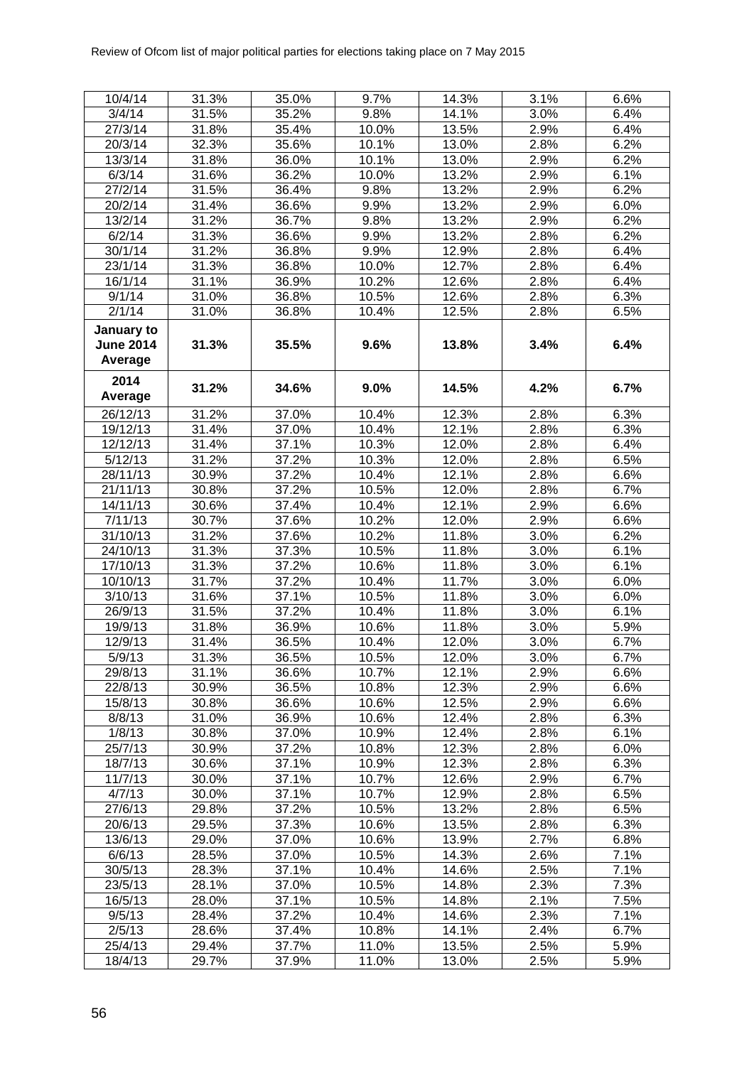| 10/4/14 | 31.3% | 35.0% | 9.7% | 14.3% | 3.1% | 6.6% |
|---|---|---|---|---|---|---|
| 3/4/14 | 31.5% | 35.2% | 9.8% | 14.1% | 3.0% | 6.4% |
| 27/3/14 | 31.8% | 35.4% | 10.0% | 13.5% | 2.9% | 6.4% |
| 20/3/14 | 32.3% | 35.6% | 10.1% | 13.0% | 2.8% | 6.2% |
| 13/3/14 | 31.8% | 36.0% | 10.1% | 13.0% | 2.9% | 6.2% |
| 6/3/14 | 31.6% | 36.2% | 10.0% | 13.2% | 2.9% | 6.1% |
| 27/2/14 | 31.5% | 36.4% | 9.8% | 13.2% | 2.9% | 6.2% |
| 20/2/14 | 31.4% | 36.6% | 9.9% | 13.2% | 2.9% | 6.0% |
| 13/2/14 | 31.2% | 36.7% | 9.8% | 13.2% | 2.9% | 6.2% |
| 6/2/14 | 31.3% | 36.6% | 9.9% | 13.2% | 2.8% | 6.2% |
| 30/1/14 | 31.2% | 36.8% | 9.9% | 12.9% | 2.8% | 6.4% |
| 23/1/14 | 31.3% | 36.8% | 10.0% | 12.7% | 2.8% | 6.4% |
| 16/1/14 | 31.1% | 36.9% | 10.2% | 12.6% | 2.8% | 6.4% |
| 9/1/14 | 31.0% | 36.8% | 10.5% | 12.6% | 2.8% | 6.3% |
| 2/1/14 | 31.0% | 36.8% | 10.4% | 12.5% | 2.8% | 6.5% |
| **January to June 2014 Average** | **31.3%** | **35.5%** | **9.6%** | **13.8%** | **3.4%** | **6.4%** |
| **2014 Average** | **31.2%** | **34.6%** | **9.0%** | **14.5%** | **4.2%** | **6.7%** |
| 26/12/13 | 31.2% | 37.0% | 10.4% | 12.3% | 2.8% | 6.3% |
| 19/12/13 | 31.4% | 37.0% | 10.4% | 12.1% | 2.8% | 6.3% |
| 12/12/13 | 31.4% | 37.1% | 10.3% | 12.0% | 2.8% | 6.4% |
| 5/12/13 | 31.2% | 37.2% | 10.3% | 12.0% | 2.8% | 6.5% |
| 28/11/13 | 30.9% | 37.2% | 10.4% | 12.1% | 2.8% | 6.6% |
| 21/11/13 | 30.8% | 37.2% | 10.5% | 12.0% | 2.8% | 6.7% |
| 14/11/13 | 30.6% | 37.4% | 10.4% | 12.1% | 2.9% | 6.6% |
| 7/11/13 | 30.7% | 37.6% | 10.2% | 12.0% | 2.9% | 6.6% |
| 31/10/13 | 31.2% | 37.6% | 10.2% | 11.8% | 3.0% | 6.2% |
| 24/10/13 | 31.3% | 37.3% | 10.5% | 11.8% | 3.0% | 6.1% |
| 17/10/13 | 31.3% | 37.2% | 10.6% | 11.8% | 3.0% | 6.1% |
| 10/10/13 | 31.7% | 37.2% | 10.4% | 11.7% | 3.0% | 6.0% |
| 3/10/13 | 31.6% | 37.1% | 10.5% | 11.8% | 3.0% | 6.0% |
| 26/9/13 | 31.5% | 37.2% | 10.4% | 11.8% | 3.0% | 6.1% |
| 19/9/13 | 31.8% | 36.9% | 10.6% | 11.8% | 3.0% | 5.9% |
| 12/9/13 | 31.4% | 36.5% | 10.4% | 12.0% | 3.0% | 6.7% |
| 5/9/13 | 31.3% | 36.5% | 10.5% | 12.0% | 3.0% | 6.7% |
| 29/8/13 | 31.1% | 36.6% | 10.7% | 12.1% | 2.9% | 6.6% |
| 22/8/13 | 30.9% | 36.5% | 10.8% | 12.3% | 2.9% | 6.6% |
| 15/8/13 | 30.8% | 36.6% | 10.6% | 12.5% | 2.9% | 6.6% |
| 8/8/13 | 31.0% | 36.9% | 10.6% | 12.4% | 2.8% | 6.3% |
| 1/8/13 | 30.8% | 37.0% | 10.9% | 12.4% | 2.8% | 6.1% |
| 25/7/13 | 30.9% | 37.2% | 10.8% | 12.3% | 2.8% | 6.0% |
| 18/7/13 | 30.6% | 37.1% | 10.9% | 12.3% | 2.8% | 6.3% |
| 11/7/13 | 30.0% | 37.1% | 10.7% | 12.6% | 2.9% | 6.7% |
| 4/7/13 | 30.0% | 37.1% | 10.7% | 12.9% | 2.8% | 6.5% |
| 27/6/13 | 29.8% | 37.2% | 10.5% | 13.2% | 2.8% | 6.5% |
| 20/6/13 | 29.5% | 37.3% | 10.6% | 13.5% | 2.8% | 6.3% |
| 13/6/13 | 29.0% | 37.0% | 10.6% | 13.9% | 2.7% | 6.8% |
| 6/6/13 | 28.5% | 37.0% | 10.5% | 14.3% | 2.6% | 7.1% |
| 30/5/13 | 28.3% | 37.1% | 10.4% | 14.6% | 2.5% | 7.1% |
| 23/5/13 | 28.1% | 37.0% | 10.5% | 14.8% | 2.3% | 7.3% |
| 16/5/13 | 28.0% | 37.1% | 10.5% | 14.8% | 2.1% | 7.5% |
| 9/5/13 | 28.4% | 37.2% | 10.4% | 14.6% | 2.3% | 7.1% |
| 2/5/13 | 28.6% | 37.4% | 10.8% | 14.1% | 2.4% | 6.7% |
| 25/4/13 | 29.4% | 37.7% | 11.0% | 13.5% | 2.5% | 5.9% |
| 18/4/13 | 29.7% | 37.9% | 11.0% | 13.0% | 2.5% | 5.9% |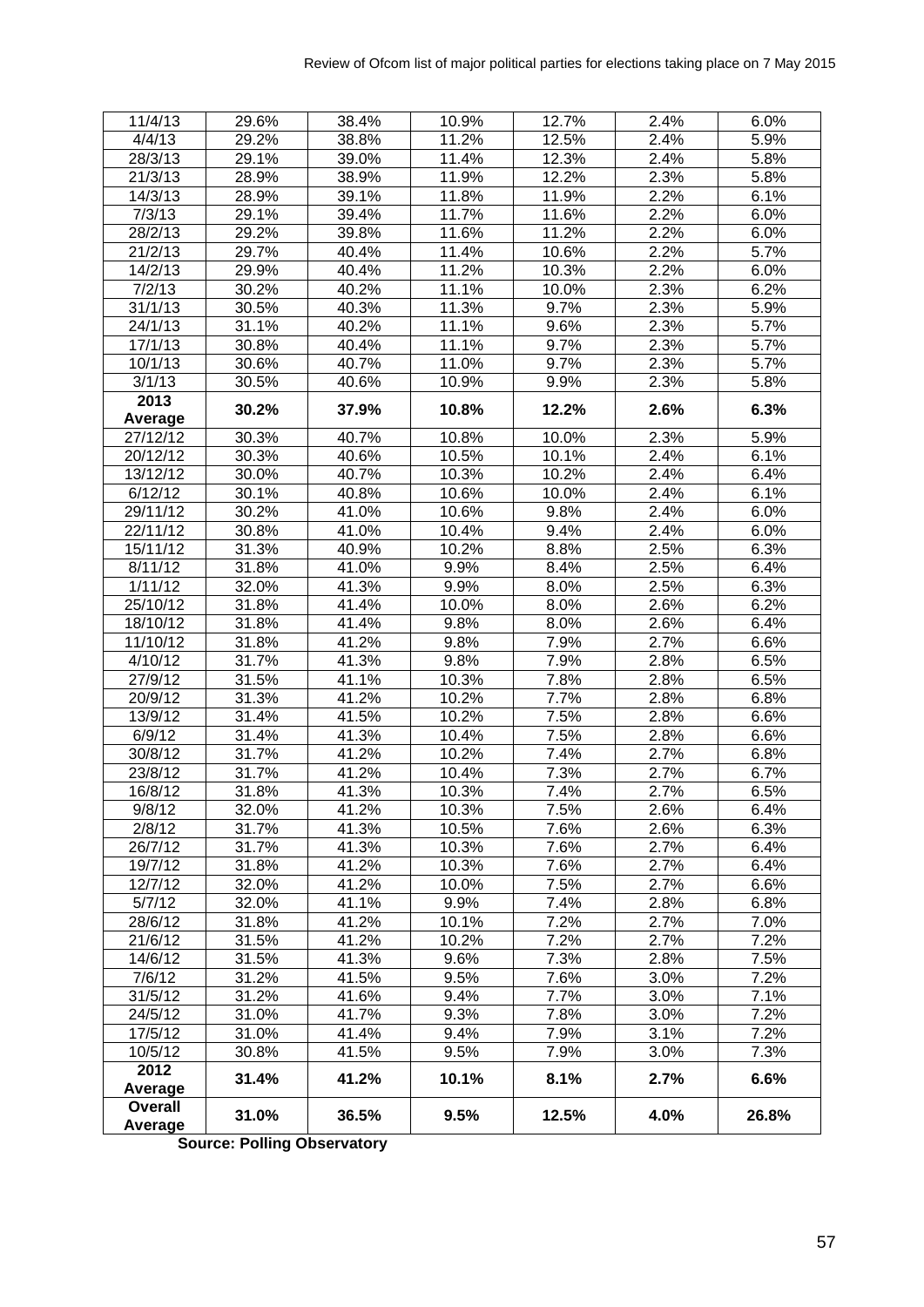| 11/4/13 | 29.6% | 38.4% | 10.9% | 12.7% | 2.4% | 6.0% |
|---|---|---|---|---|---|---|
| 4/4/13 | 29.2% | 38.8% | 11.2% | 12.5% | 2.4% | 5.9% |
| 28/3/13 | 29.1% | 39.0% | 11.4% | 12.3% | 2.4% | 5.8% |
| 21/3/13 | 28.9% | 38.9% | 11.9% | 12.2% | 2.3% | 5.8% |
| 14/3/13 | 28.9% | 39.1% | 11.8% | 11.9% | 2.2% | 6.1% |
| 7/3/13 | 29.1% | 39.4% | 11.7% | 11.6% | 2.2% | 6.0% |
| 28/2/13 | 29.2% | 39.8% | 11.6% | 11.2% | 2.2% | 6.0% |
| 21/2/13 | 29.7% | 40.4% | 11.4% | 10.6% | 2.2% | 5.7% |
| 14/2/13 | 29.9% | 40.4% | 11.2% | 10.3% | 2.2% | 6.0% |
| 7/2/13 | 30.2% | 40.2% | 11.1% | 10.0% | 2.3% | 6.2% |
| 31/1/13 | 30.5% | 40.3% | 11.3% | 9.7% | 2.3% | 5.9% |
| 24/1/13 | 31.1% | 40.2% | 11.1% | 9.6% | 2.3% | 5.7% |
| 17/1/13 | 30.8% | 40.4% | 11.1% | 9.7% | 2.3% | 5.7% |
| 10/1/13 | 30.6% | 40.7% | 11.0% | 9.7% | 2.3% | 5.7% |
| 3/1/13 | 30.5% | 40.6% | 10.9% | 9.9% | 2.3% | 5.8% |
| **2013 Average** | **30.2%** | **37.9%** | **10.8%** | **12.2%** | **2.6%** | **6.3%** |
| 27/12/12 | 30.3% | 40.7% | 10.8% | 10.0% | 2.3% | 5.9% |
| 20/12/12 | 30.3% | 40.6% | 10.5% | 10.1% | 2.4% | 6.1% |
| 13/12/12 | 30.0% | 40.7% | 10.3% | 10.2% | 2.4% | 6.4% |
| 6/12/12 | 30.1% | 40.8% | 10.6% | 10.0% | 2.4% | 6.1% |
| 29/11/12 | 30.2% | 41.0% | 10.6% | 9.8% | 2.4% | 6.0% |
| 22/11/12 | 30.8% | 41.0% | 10.4% | 9.4% | 2.4% | 6.0% |
| 15/11/12 | 31.3% | 40.9% | 10.2% | 8.8% | 2.5% | 6.3% |
| 8/11/12 | 31.8% | 41.0% | 9.9% | 8.4% | 2.5% | 6.4% |
| 1/11/12 | 32.0% | 41.3% | 9.9% | 8.0% | 2.5% | 6.3% |
| 25/10/12 | 31.8% | 41.4% | 10.0% | 8.0% | 2.6% | 6.2% |
| 18/10/12 | 31.8% | 41.4% | 9.8% | 8.0% | 2.6% | 6.4% |
| 11/10/12 | 31.8% | 41.2% | 9.8% | 7.9% | 2.7% | 6.6% |
| 4/10/12 | 31.7% | 41.3% | 9.8% | 7.9% | 2.8% | 6.5% |
| 27/9/12 | 31.5% | 41.1% | 10.3% | 7.8% | 2.8% | 6.5% |
| 20/9/12 | 31.3% | 41.2% | 10.2% | 7.7% | 2.8% | 6.8% |
| 13/9/12 | 31.4% | 41.5% | 10.2% | 7.5% | 2.8% | 6.6% |
| 6/9/12 | 31.4% | 41.3% | 10.4% | 7.5% | 2.8% | 6.6% |
| 30/8/12 | 31.7% | 41.2% | 10.2% | 7.4% | 2.7% | 6.8% |
| 23/8/12 | 31.7% | 41.2% | 10.4% | 7.3% | 2.7% | 6.7% |
| 16/8/12 | 31.8% | 41.3% | 10.3% | 7.4% | 2.7% | 6.5% |
| 9/8/12 | 32.0% | 41.2% | 10.3% | 7.5% | 2.6% | 6.4% |
| 2/8/12 | 31.7% | 41.3% | 10.5% | 7.6% | 2.6% | 6.3% |
| 26/7/12 | 31.7% | 41.3% | 10.3% | 7.6% | 2.7% | 6.4% |
| 19/7/12 | 31.8% | 41.2% | 10.3% | 7.6% | 2.7% | 6.4% |
| 12/7/12 | 32.0% | 41.2% | 10.0% | 7.5% | 2.7% | 6.6% |
| 5/7/12 | 32.0% | 41.1% | 9.9% | 7.4% | 2.8% | 6.8% |
| 28/6/12 | 31.8% | 41.2% | 10.1% | 7.2% | 2.7% | 7.0% |
| 21/6/12 | 31.5% | 41.2% | 10.2% | 7.2% | 2.7% | 7.2% |
| 14/6/12 | 31.5% | 41.3% | 9.6% | 7.3% | 2.8% | 7.5% |
| 7/6/12 | 31.2% | 41.5% | 9.5% | 7.6% | 3.0% | 7.2% |
| 31/5/12 | 31.2% | 41.6% | 9.4% | 7.7% | 3.0% | 7.1% |
| 24/5/12 | 31.0% | 41.7% | 9.3% | 7.8% | 3.0% | 7.2% |
| 17/5/12 | 31.0% | 41.4% | 9.4% | 7.9% | 3.1% | 7.2% |
| 10/5/12 | 30.8% | 41.5% | 9.5% | 7.9% | 3.0% | 7.3% |
| **2012 Average** | **31.4%** | **41.2%** | **10.1%** | **8.1%** | **2.7%** | **6.6%** |
| **Overall Average** | **31.0%** | **36.5%** | **9.5%** | **12.5%** | **4.0%** | **26.8%** |

**Source: Polling Observatory**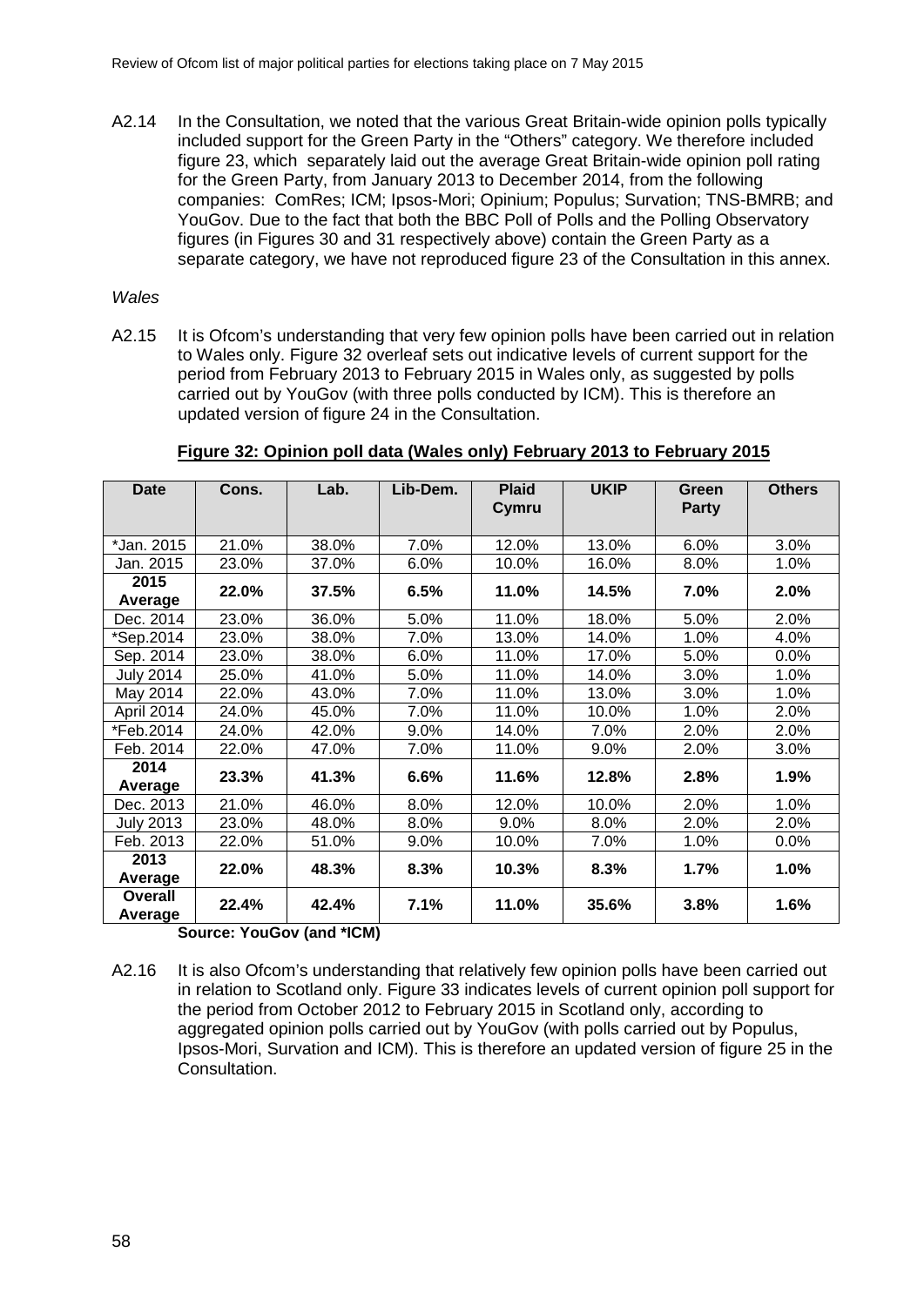A2.14 In the Consultation, we noted that the various Great Britain-wide opinion polls typically included support for the Green Party in the "Others" category. We therefore included figure 23, which separately laid out the average Great Britain-wide opinion poll rating for the Green Party, from January 2013 to December 2014, from the following companies: ComRes; ICM; Ipsos-Mori; Opinium; Populus; Survation; TNS-BMRB; and YouGov. Due to the fact that both the BBC Poll of Polls and the Polling Observatory figures (in Figures 30 and 31 respectively above) contain the Green Party as a separate category, we have not reproduced figure 23 of the Consultation in this annex.

*Wales*

A2.15 It is Ofcom's understanding that very few opinion polls have been carried out in relation to Wales only. Figure 32 overleaf sets out indicative levels of current support for the period from February 2013 to February 2015 in Wales only, as suggested by polls carried out by YouGov (with three polls conducted by ICM). This is therefore an updated version of figure 24 in the Consultation.

**Figure 32: Opinion poll data (Wales only) February 2013 to February 2015**

| Date | Cons. | Lab. | Lib-Dem. | Plaid Cymru | UKIP | Green Party | Others |
|---|---|---|---|---|---|---|---|
| *Jan. 2015 | 21.0% | 38.0% | 7.0% | 12.0% | 13.0% | 6.0% | 3.0% |
| Jan. 2015 | 23.0% | 37.0% | 6.0% | 10.0% | 16.0% | 8.0% | 1.0% |
| **2015 Average** | **22.0%** | **37.5%** | **6.5%** | **11.0%** | **14.5%** | **7.0%** | **2.0%** |
| Dec. 2014 | 23.0% | 36.0% | 5.0% | 11.0% | 18.0% | 5.0% | 2.0% |
| *Sep.2014 | 23.0% | 38.0% | 7.0% | 13.0% | 14.0% | 1.0% | 4.0% |
| Sep. 2014 | 23.0% | 38.0% | 6.0% | 11.0% | 17.0% | 5.0% | 0.0% |
| July 2014 | 25.0% | 41.0% | 5.0% | 11.0% | 14.0% | 3.0% | 1.0% |
| May 2014 | 22.0% | 43.0% | 7.0% | 11.0% | 13.0% | 3.0% | 1.0% |
| April 2014 | 24.0% | 45.0% | 7.0% | 11.0% | 10.0% | 1.0% | 2.0% |
| *Feb.2014 | 24.0% | 42.0% | 9.0% | 14.0% | 7.0% | 2.0% | 2.0% |
| Feb. 2014 | 22.0% | 47.0% | 7.0% | 11.0% | 9.0% | 2.0% | 3.0% |
| **2014 Average** | **23.3%** | **41.3%** | **6.6%** | **11.6%** | **12.8%** | **2.8%** | **1.9%** |
| Dec. 2013 | 21.0% | 46.0% | 8.0% | 12.0% | 10.0% | 2.0% | 1.0% |
| July 2013 | 23.0% | 48.0% | 8.0% | 9.0% | 8.0% | 2.0% | 2.0% |
| Feb. 2013 | 22.0% | 51.0% | 9.0% | 10.0% | 7.0% | 1.0% | 0.0% |
| **2013 Average** | **22.0%** | **48.3%** | **8.3%** | **10.3%** | **8.3%** | **1.7%** | **1.0%** |
| **Overall Average** | **22.4%** | **42.4%** | **7.1%** | **11.0%** | **35.6%** | **3.8%** | **1.6%** |

**Source: YouGov (and *ICM)**

A2.16 It is also Ofcom's understanding that relatively few opinion polls have been carried out in relation to Scotland only. Figure 33 indicates levels of current opinion poll support for the period from October 2012 to February 2015 in Scotland only, according to aggregated opinion polls carried out by YouGov (with polls carried out by Populus, Ipsos-Mori, Survation and ICM). This is therefore an updated version of figure 25 in the Consultation.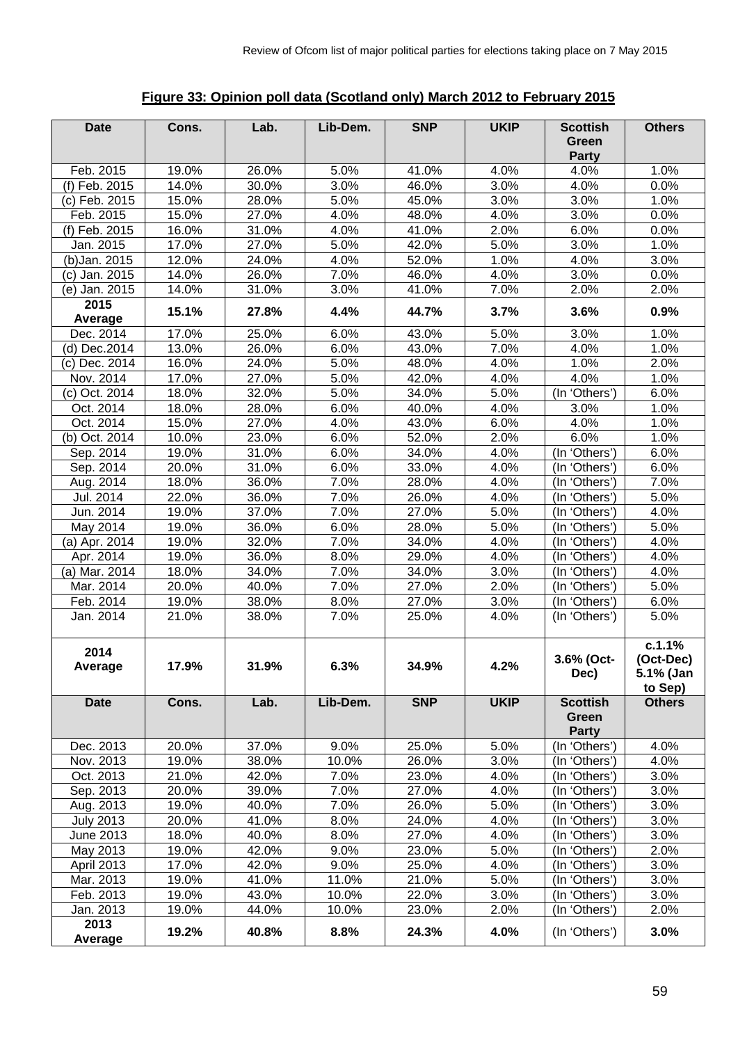**Figure 33: Opinion poll data (Scotland only) March 2012 to February 2015**

| Date | Cons. | Lab. | Lib-Dem. | SNP | UKIP | Scottish Green Party | Others |
|---|---|---|---|---|---|---|---|
| Feb. 2015 | 19.0% | 26.0% | 5.0% | 41.0% | 4.0% | 4.0% | 1.0% |
| (f) Feb. 2015 | 14.0% | 30.0% | 3.0% | 46.0% | 3.0% | 4.0% | 0.0% |
| (c) Feb. 2015 | 15.0% | 28.0% | 5.0% | 45.0% | 3.0% | 3.0% | 1.0% |
| Feb. 2015 | 15.0% | 27.0% | 4.0% | 48.0% | 4.0% | 3.0% | 0.0% |
| (f) Feb. 2015 | 16.0% | 31.0% | 4.0% | 41.0% | 2.0% | 6.0% | 0.0% |
| Jan. 2015 | 17.0% | 27.0% | 5.0% | 42.0% | 5.0% | 3.0% | 1.0% |
| (b)Jan. 2015 | 12.0% | 24.0% | 4.0% | 52.0% | 1.0% | 4.0% | 3.0% |
| (c) Jan. 2015 | 14.0% | 26.0% | 7.0% | 46.0% | 4.0% | 3.0% | 0.0% |
| (e) Jan. 2015 | 14.0% | 31.0% | 3.0% | 41.0% | 7.0% | 2.0% | 2.0% |
| **2015 Average** | **15.1%** | **27.8%** | **4.4%** | **44.7%** | **3.7%** | **3.6%** | **0.9%** |
| Dec. 2014 | 17.0% | 25.0% | 6.0% | 43.0% | 5.0% | 3.0% | 1.0% |
| (d) Dec.2014 | 13.0% | 26.0% | 6.0% | 43.0% | 7.0% | 4.0% | 1.0% |
| (c) Dec. 2014 | 16.0% | 24.0% | 5.0% | 48.0% | 4.0% | 1.0% | 2.0% |
| Nov. 2014 | 17.0% | 27.0% | 5.0% | 42.0% | 4.0% | 4.0% | 1.0% |
| (c) Oct. 2014 | 18.0% | 32.0% | 5.0% | 34.0% | 5.0% | (In 'Others') | 6.0% |
| Oct. 2014 | 18.0% | 28.0% | 6.0% | 40.0% | 4.0% | 3.0% | 1.0% |
| Oct. 2014 | 15.0% | 27.0% | 4.0% | 43.0% | 6.0% | 4.0% | 1.0% |
| (b) Oct. 2014 | 10.0% | 23.0% | 6.0% | 52.0% | 2.0% | 6.0% | 1.0% |
| Sep. 2014 | 19.0% | 31.0% | 6.0% | 34.0% | 4.0% | (In 'Others') | 6.0% |
| Sep. 2014 | 20.0% | 31.0% | 6.0% | 33.0% | 4.0% | (In 'Others') | 6.0% |
| Aug. 2014 | 18.0% | 36.0% | 7.0% | 28.0% | 4.0% | (In 'Others') | 7.0% |
| Jul. 2014 | 22.0% | 36.0% | 7.0% | 26.0% | 4.0% | (In 'Others') | 5.0% |
| Jun. 2014 | 19.0% | 37.0% | 7.0% | 27.0% | 5.0% | (In 'Others') | 4.0% |
| May 2014 | 19.0% | 36.0% | 6.0% | 28.0% | 5.0% | (In 'Others') | 5.0% |
| (a) Apr. 2014 | 19.0% | 32.0% | 7.0% | 34.0% | 4.0% | (In 'Others') | 4.0% |
| Apr. 2014 | 19.0% | 36.0% | 8.0% | 29.0% | 4.0% | (In 'Others') | 4.0% |
| (a) Mar. 2014 | 18.0% | 34.0% | 7.0% | 34.0% | 3.0% | (In 'Others') | 4.0% |
| Mar. 2014 | 20.0% | 40.0% | 7.0% | 27.0% | 2.0% | (In 'Others') | 5.0% |
| Feb. 2014 | 19.0% | 38.0% | 8.0% | 27.0% | 3.0% | (In 'Others') | 6.0% |
| Jan. 2014 | 21.0% | 38.0% | 7.0% | 25.0% | 4.0% | (In 'Others') | 5.0% |
| **2014 Average** | **17.9%** | **31.9%** | **6.3%** | **34.9%** | **4.2%** | **3.6% (Oct-Dec)** | **c.1.1% (Oct-Dec) 5.1% (Jan to Sep)** |
| **Date** | **Cons.** | **Lab.** | **Lib-Dem.** | **SNP** | **UKIP** | **Scottish Green Party** | **Others** |
| Dec. 2013 | 20.0% | 37.0% | 9.0% | 25.0% | 5.0% | (In 'Others') | 4.0% |
| Nov. 2013 | 19.0% | 38.0% | 10.0% | 26.0% | 3.0% | (In 'Others') | 4.0% |
| Oct. 2013 | 21.0% | 42.0% | 7.0% | 23.0% | 4.0% | (In 'Others') | 3.0% |
| Sep. 2013 | 20.0% | 39.0% | 7.0% | 27.0% | 4.0% | (In 'Others') | 3.0% |
| Aug. 2013 | 19.0% | 40.0% | 7.0% | 26.0% | 5.0% | (In 'Others') | 3.0% |
| July 2013 | 20.0% | 41.0% | 8.0% | 24.0% | 4.0% | (In 'Others') | 3.0% |
| June 2013 | 18.0% | 40.0% | 8.0% | 27.0% | 4.0% | (In 'Others') | 3.0% |
| May 2013 | 19.0% | 42.0% | 9.0% | 23.0% | 5.0% | (In 'Others') | 2.0% |
| April 2013 | 17.0% | 42.0% | 9.0% | 25.0% | 4.0% | (In 'Others') | 3.0% |
| Mar. 2013 | 19.0% | 41.0% | 11.0% | 21.0% | 5.0% | (In 'Others') | 3.0% |
| Feb. 2013 | 19.0% | 43.0% | 10.0% | 22.0% | 3.0% | (In 'Others') | 3.0% |
| Jan. 2013 | 19.0% | 44.0% | 10.0% | 23.0% | 2.0% | (In 'Others') | 2.0% |
| **2013 Average** | **19.2%** | **40.8%** | **8.8%** | **24.3%** | **4.0%** | (In 'Others') | **3.0%** |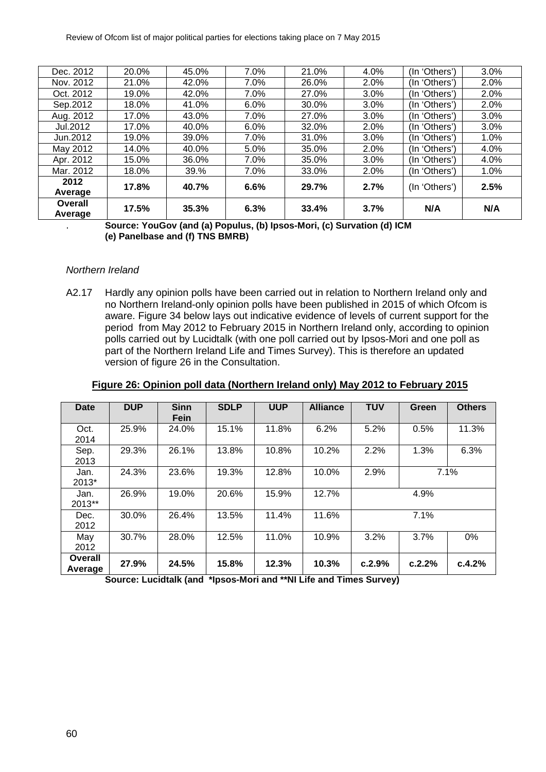| Dec. 2012 | 20.0% | 45.0% | 7.0% | 21.0% | 4.0% | (In 'Others') | 3.0% |
|---|---|---|---|---|---|---|---|
| Nov. 2012 | 21.0% | 42.0% | 7.0% | 26.0% | 2.0% | (In 'Others') | 2.0% |
| Oct. 2012 | 19.0% | 42.0% | 7.0% | 27.0% | 3.0% | (In 'Others') | 2.0% |
| Sep.2012 | 18.0% | 41.0% | 6.0% | 30.0% | 3.0% | (In 'Others') | 2.0% |
| Aug. 2012 | 17.0% | 43.0% | 7.0% | 27.0% | 3.0% | (In 'Others') | 3.0% |
| Jul.2012 | 17.0% | 40.0% | 6.0% | 32.0% | 2.0% | (In 'Others') | 3.0% |
| Jun.2012 | 19.0% | 39.0% | 7.0% | 31.0% | 3.0% | (In 'Others') | 1.0% |
| May 2012 | 14.0% | 40.0% | 5.0% | 35.0% | 2.0% | (In 'Others') | 4.0% |
| Apr. 2012 | 15.0% | 36.0% | 7.0% | 35.0% | 3.0% | (In 'Others') | 4.0% |
| Mar. 2012 | 18.0% | 39.% | 7.0% | 33.0% | 2.0% | (In 'Others') | 1.0% |
| **2012 Average** | **17.8%** | **40.7%** | **6.6%** | **29.7%** | **2.7%** | (In 'Others') | **2.5%** |
| **Overall Average** | **17.5%** | **35.3%** | **6.3%** | **33.4%** | **3.7%** | **N/A** | **N/A** |

. **Source: YouGov (and (a) Populus, (b) Ipsos-Mori, (c) Survation (d) ICM (e) Panelbase and (f) TNS BMRB)**

*Northern Ireland*

A2.17 Hardly any opinion polls have been carried out in relation to Northern Ireland only and no Northern Ireland-only opinion polls have been published in 2015 of which Ofcom is aware. Figure 34 below lays out indicative evidence of levels of current support for the period from May 2012 to February 2015 in Northern Ireland only, according to opinion polls carried out by Lucidtalk (with one poll carried out by Ipsos-Mori and one poll as part of the Northern Ireland Life and Times Survey). This is therefore an updated version of figure 26 in the Consultation.

**Figure 26: Opinion poll data (Northern Ireland only) May 2012 to February 2015**

| Date | DUP | Sinn Fein | SDLP | UUP | Alliance | TUV | Green | Others |
|---|---|---|---|---|---|---|---|---|
| Oct. 2014 | 25.9% | 24.0% | 15.1% | 11.8% | 6.2% | 5.2% | 0.5% | 11.3% |
| Sep. 2013 | 29.3% | 26.1% | 13.8% | 10.8% | 10.2% | 2.2% | 1.3% | 6.3% |
| Jan. 2013* | 24.3% | 23.6% | 19.3% | 12.8% | 10.0% | 2.9% | 7.1% | |
| Jan. 2013** | 26.9% | 19.0% | 20.6% | 15.9% | 12.7% | 4.9% | | |
| Dec. 2012 | 30.0% | 26.4% | 13.5% | 11.4% | 11.6% | 7.1% | | |
| May 2012 | 30.7% | 28.0% | 12.5% | 11.0% | 10.9% | 3.2% | 3.7% | 0% |
| **Overall Average** | **27.9%** | **24.5%** | **15.8%** | **12.3%** | **10.3%** | **c.2.9%** | **c.2.2%** | **c.4.2%** |

**Source: Lucidtalk (and *Ipsos-Mori and **NI Life and Times Survey)**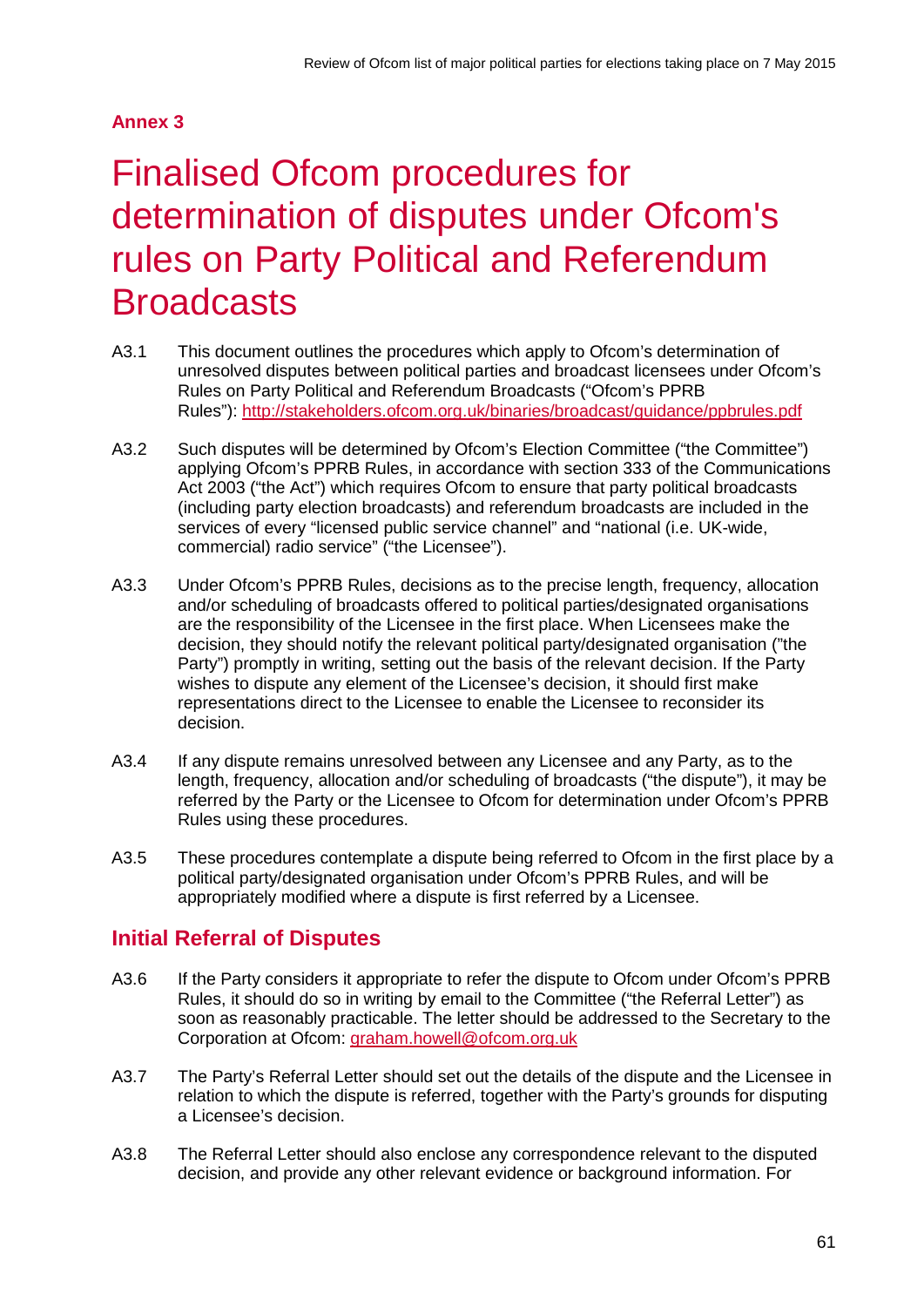## Annex 3

# Finalised Ofcom procedures for determination of disputes under Ofcom's rules on Party Political and Referendum Broadcasts

A3.1 This document outlines the procedures which apply to Ofcom's determination of unresolved disputes between political parties and broadcast licensees under Ofcom's Rules on Party Political and Referendum Broadcasts ("Ofcom's PPRB Rules"): http://stakeholders.ofcom.org.uk/binaries/broadcast/guidance/ppbrules.pdf

A3.2 Such disputes will be determined by Ofcom's Election Committee ("the Committee") applying Ofcom's PPRB Rules, in accordance with section 333 of the Communications Act 2003 ("the Act") which requires Ofcom to ensure that party political broadcasts (including party election broadcasts) and referendum broadcasts are included in the services of every "licensed public service channel" and "national (i.e. UK-wide, commercial) radio service" ("the Licensee").

A3.3 Under Ofcom's PPRB Rules, decisions as to the precise length, frequency, allocation and/or scheduling of broadcasts offered to political parties/designated organisations are the responsibility of the Licensee in the first place. When Licensees make the decision, they should notify the relevant political party/designated organisation ("the Party") promptly in writing, setting out the basis of the relevant decision. If the Party wishes to dispute any element of the Licensee's decision, it should first make representations direct to the Licensee to enable the Licensee to reconsider its decision.

A3.4 If any dispute remains unresolved between any Licensee and any Party, as to the length, frequency, allocation and/or scheduling of broadcasts ("the dispute"), it may be referred by the Party or the Licensee to Ofcom for determination under Ofcom's PPRB Rules using these procedures.

A3.5 These procedures contemplate a dispute being referred to Ofcom in the first place by a political party/designated organisation under Ofcom's PPRB Rules, and will be appropriately modified where a dispute is first referred by a Licensee.

## Initial Referral of Disputes

A3.6 If the Party considers it appropriate to refer the dispute to Ofcom under Ofcom's PPRB Rules, it should do so in writing by email to the Committee ("the Referral Letter") as soon as reasonably practicable. The letter should be addressed to the Secretary to the Corporation at Ofcom: graham.howell@ofcom.org.uk

A3.7 The Party's Referral Letter should set out the details of the dispute and the Licensee in relation to which the dispute is referred, together with the Party's grounds for disputing a Licensee's decision.

A3.8 The Referral Letter should also enclose any correspondence relevant to the disputed decision, and provide any other relevant evidence or background information. For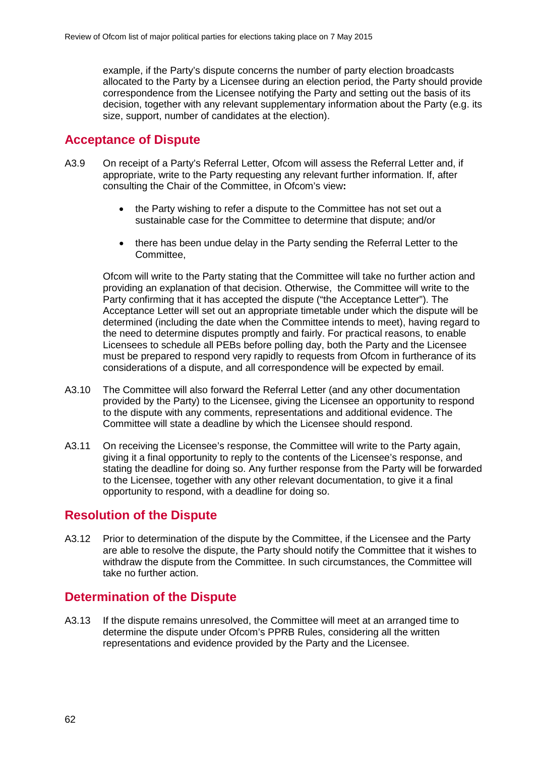example, if the Party's dispute concerns the number of party election broadcasts allocated to the Party by a Licensee during an election period, the Party should provide correspondence from the Licensee notifying the Party and setting out the basis of its decision, together with any relevant supplementary information about the Party (e.g. its size, support, number of candidates at the election).

## Acceptance of Dispute

A3.9 On receipt of a Party's Referral Letter, Ofcom will assess the Referral Letter and, if appropriate, write to the Party requesting any relevant further information. If, after consulting the Chair of the Committee, in Ofcom's view**:**

- the Party wishing to refer a dispute to the Committee has not set out a sustainable case for the Committee to determine that dispute; and/or
- there has been undue delay in the Party sending the Referral Letter to the Committee,

Ofcom will write to the Party stating that the Committee will take no further action and providing an explanation of that decision. Otherwise, the Committee will write to the Party confirming that it has accepted the dispute ("the Acceptance Letter"). The Acceptance Letter will set out an appropriate timetable under which the dispute will be determined (including the date when the Committee intends to meet), having regard to the need to determine disputes promptly and fairly. For practical reasons, to enable Licensees to schedule all PEBs before polling day, both the Party and the Licensee must be prepared to respond very rapidly to requests from Ofcom in furtherance of its considerations of a dispute, and all correspondence will be expected by email.

A3.10 The Committee will also forward the Referral Letter (and any other documentation provided by the Party) to the Licensee, giving the Licensee an opportunity to respond to the dispute with any comments, representations and additional evidence. The Committee will state a deadline by which the Licensee should respond.

A3.11 On receiving the Licensee's response, the Committee will write to the Party again, giving it a final opportunity to reply to the contents of the Licensee's response, and stating the deadline for doing so. Any further response from the Party will be forwarded to the Licensee, together with any other relevant documentation, to give it a final opportunity to respond, with a deadline for doing so.

## Resolution of the Dispute

A3.12 Prior to determination of the dispute by the Committee, if the Licensee and the Party are able to resolve the dispute, the Party should notify the Committee that it wishes to withdraw the dispute from the Committee. In such circumstances, the Committee will take no further action.

## Determination of the Dispute

A3.13 If the dispute remains unresolved, the Committee will meet at an arranged time to determine the dispute under Ofcom's PPRB Rules, considering all the written representations and evidence provided by the Party and the Licensee.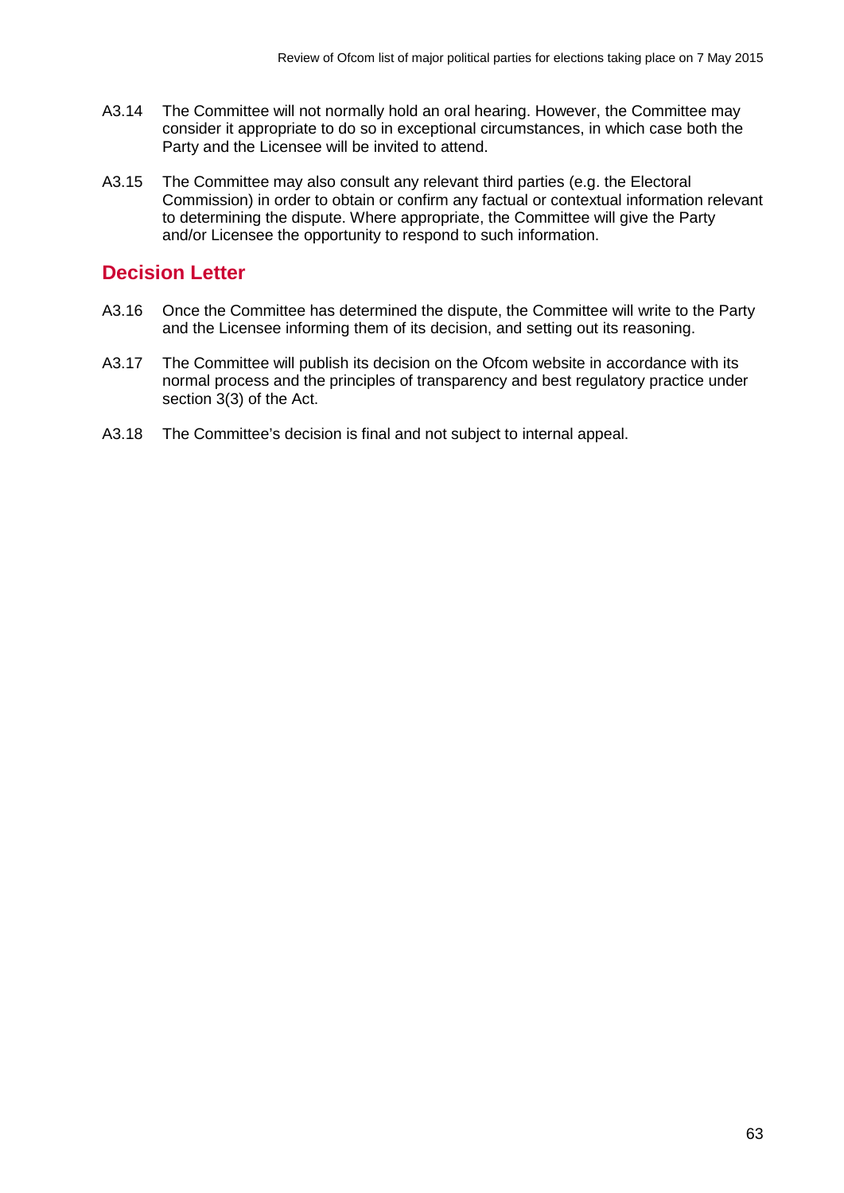A3.14 The Committee will not normally hold an oral hearing. However, the Committee may consider it appropriate to do so in exceptional circumstances, in which case both the Party and the Licensee will be invited to attend.

A3.15 The Committee may also consult any relevant third parties (e.g. the Electoral Commission) in order to obtain or confirm any factual or contextual information relevant to determining the dispute. Where appropriate, the Committee will give the Party and/or Licensee the opportunity to respond to such information.

## Decision Letter

A3.16 Once the Committee has determined the dispute, the Committee will write to the Party and the Licensee informing them of its decision, and setting out its reasoning.

A3.17 The Committee will publish its decision on the Ofcom website in accordance with its normal process and the principles of transparency and best regulatory practice under section 3(3) of the Act.

A3.18 The Committee's decision is final and not subject to internal appeal.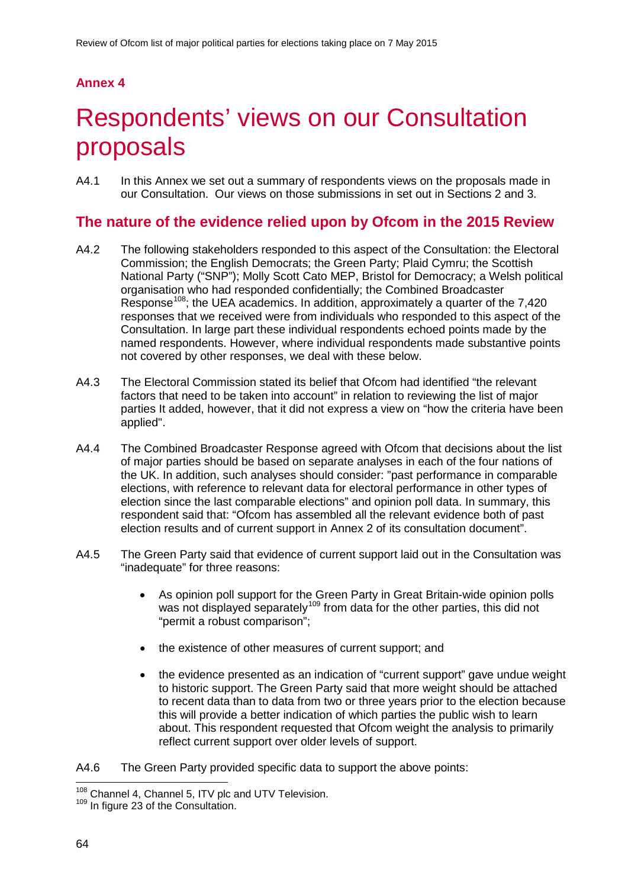## Annex 4

# Respondents' views on our Consultation proposals

A4.1 In this Annex we set out a summary of respondents views on the proposals made in our Consultation. Our views on those submissions in set out in Sections 2 and 3.

## The nature of the evidence relied upon by Ofcom in the 2015 Review

A4.2 The following stakeholders responded to this aspect of the Consultation: the Electoral Commission; the English Democrats; the Green Party; Plaid Cymru; the Scottish National Party ("SNP"); Molly Scott Cato MEP, Bristol for Democracy; a Welsh political organisation who had responded confidentially; the Combined Broadcaster Response[108]; the UEA academics. In addition, approximately a quarter of the 7,420 responses that we received were from individuals who responded to this aspect of the Consultation. In large part these individual respondents echoed points made by the named respondents. However, where individual respondents made substantive points not covered by other responses, we deal with these below.

A4.3 The Electoral Commission stated its belief that Ofcom had identified "the relevant factors that need to be taken into account" in relation to reviewing the list of major parties It added, however, that it did not express a view on "how the criteria have been applied".

A4.4 The Combined Broadcaster Response agreed with Ofcom that decisions about the list of major parties should be based on separate analyses in each of the four nations of the UK. In addition, such analyses should consider: "past performance in comparable elections, with reference to relevant data for electoral performance in other types of election since the last comparable elections" and opinion poll data. In summary, this respondent said that: "Ofcom has assembled all the relevant evidence both of past election results and of current support in Annex 2 of its consultation document".

A4.5 The Green Party said that evidence of current support laid out in the Consultation was "inadequate" for three reasons:

- As opinion poll support for the Green Party in Great Britain-wide opinion polls was not displayed separately[109] from data for the other parties, this did not "permit a robust comparison";
- the existence of other measures of current support; and
- the evidence presented as an indication of "current support" gave undue weight to historic support. The Green Party said that more weight should be attached to recent data than to data from two or three years prior to the election because this will provide a better indication of which parties the public wish to learn about. This respondent requested that Ofcom weight the analysis to primarily reflect current support over older levels of support.

A4.6 The Green Party provided specific data to support the above points:

[108] Channel 4, Channel 5, ITV plc and UTV Television.

[109] In figure 23 of the Consultation.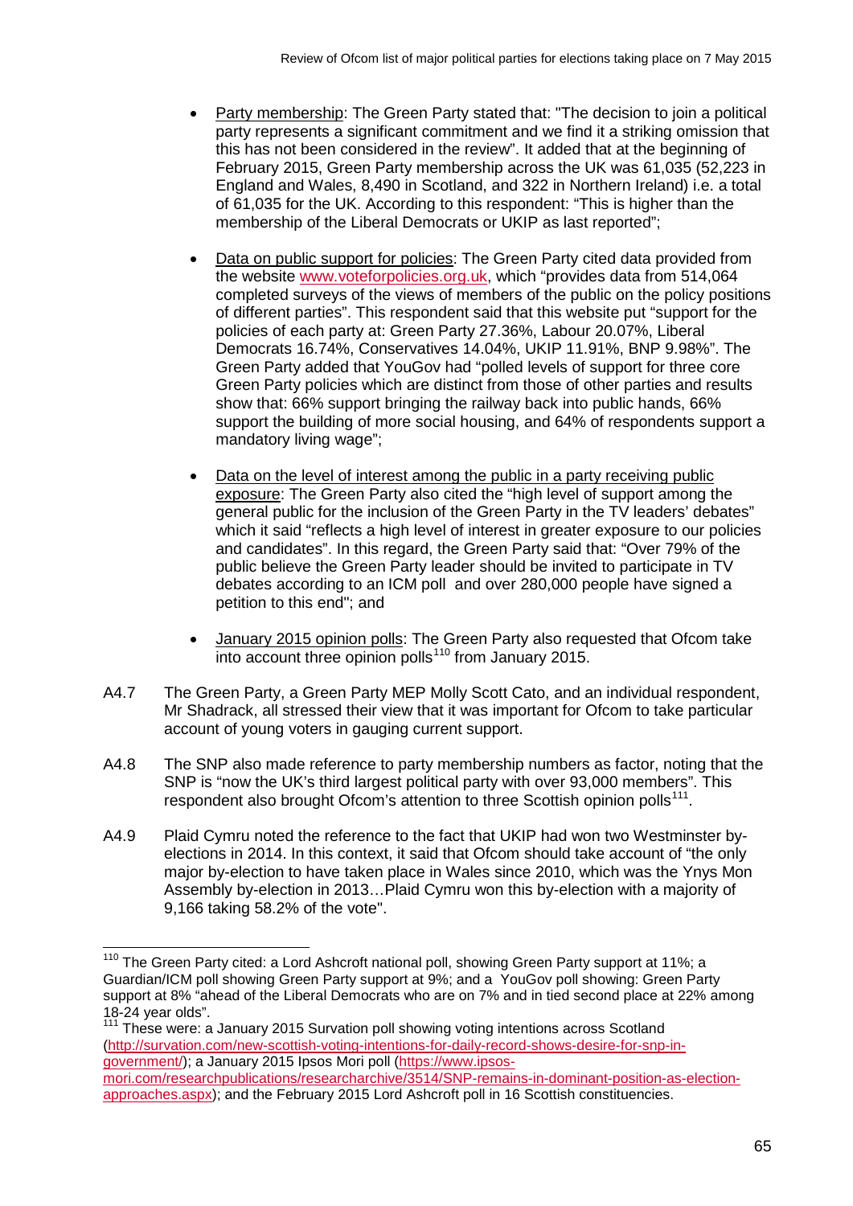- Party membership: The Green Party stated that: "The decision to join a political party represents a significant commitment and we find it a striking omission that this has not been considered in the review". It added that at the beginning of February 2015, Green Party membership across the UK was 61,035 (52,223 in England and Wales, 8,490 in Scotland, and 322 in Northern Ireland) i.e. a total of 61,035 for the UK. According to this respondent: "This is higher than the membership of the Liberal Democrats or UKIP as last reported";

- Data on public support for policies: The Green Party cited data provided from the website www.voteforpolicies.org.uk, which "provides data from 514,064 completed surveys of the views of members of the public on the policy positions of different parties". This respondent said that this website put "support for the policies of each party at: Green Party 27.36%, Labour 20.07%, Liberal Democrats 16.74%, Conservatives 14.04%, UKIP 11.91%, BNP 9.98%". The Green Party added that YouGov had "polled levels of support for three core Green Party policies which are distinct from those of other parties and results show that: 66% support bringing the railway back into public hands, 66% support the building of more social housing, and 64% of respondents support a mandatory living wage";

- Data on the level of interest among the public in a party receiving public exposure: The Green Party also cited the "high level of support among the general public for the inclusion of the Green Party in the TV leaders' debates" which it said "reflects a high level of interest in greater exposure to our policies and candidates". In this regard, the Green Party said that: "Over 79% of the public believe the Green Party leader should be invited to participate in TV debates according to an ICM poll and over 280,000 people have signed a petition to this end"; and

- January 2015 opinion polls: The Green Party also requested that Ofcom take into account three opinion polls[110] from January 2015.

A4.7 The Green Party, a Green Party MEP Molly Scott Cato, and an individual respondent, Mr Shadrack, all stressed their view that it was important for Ofcom to take particular account of young voters in gauging current support.

A4.8 The SNP also made reference to party membership numbers as factor, noting that the SNP is "now the UK's third largest political party with over 93,000 members". This respondent also brought Ofcom's attention to three Scottish opinion polls[111].

A4.9 Plaid Cymru noted the reference to the fact that UKIP had won two Westminster by-elections in 2014. In this context, it said that Ofcom should take account of "the only major by-election to have taken place in Wales since 2010, which was the Ynys Mon Assembly by-election in 2013…Plaid Cymru won this by-election with a majority of 9,166 taking 58.2% of the vote".

---

[110] The Green Party cited: a Lord Ashcroft national poll, showing Green Party support at 11%; a Guardian/ICM poll showing Green Party support at 9%; and a YouGov poll showing: Green Party support at 8% "ahead of the Liberal Democrats who are on 7% and in tied second place at 22% among 18-24 year olds".

[111] These were: a January 2015 Survation poll showing voting intentions across Scotland (http://survation.com/new-scottish-voting-intentions-for-daily-record-shows-desire-for-snp-in-government/); a January 2015 Ipsos Mori poll (https://www.ipsos-mori.com/researchpublications/researcharchive/3514/SNP-remains-in-dominant-position-as-election-approaches.aspx); and the February 2015 Lord Ashcroft poll in 16 Scottish constituencies.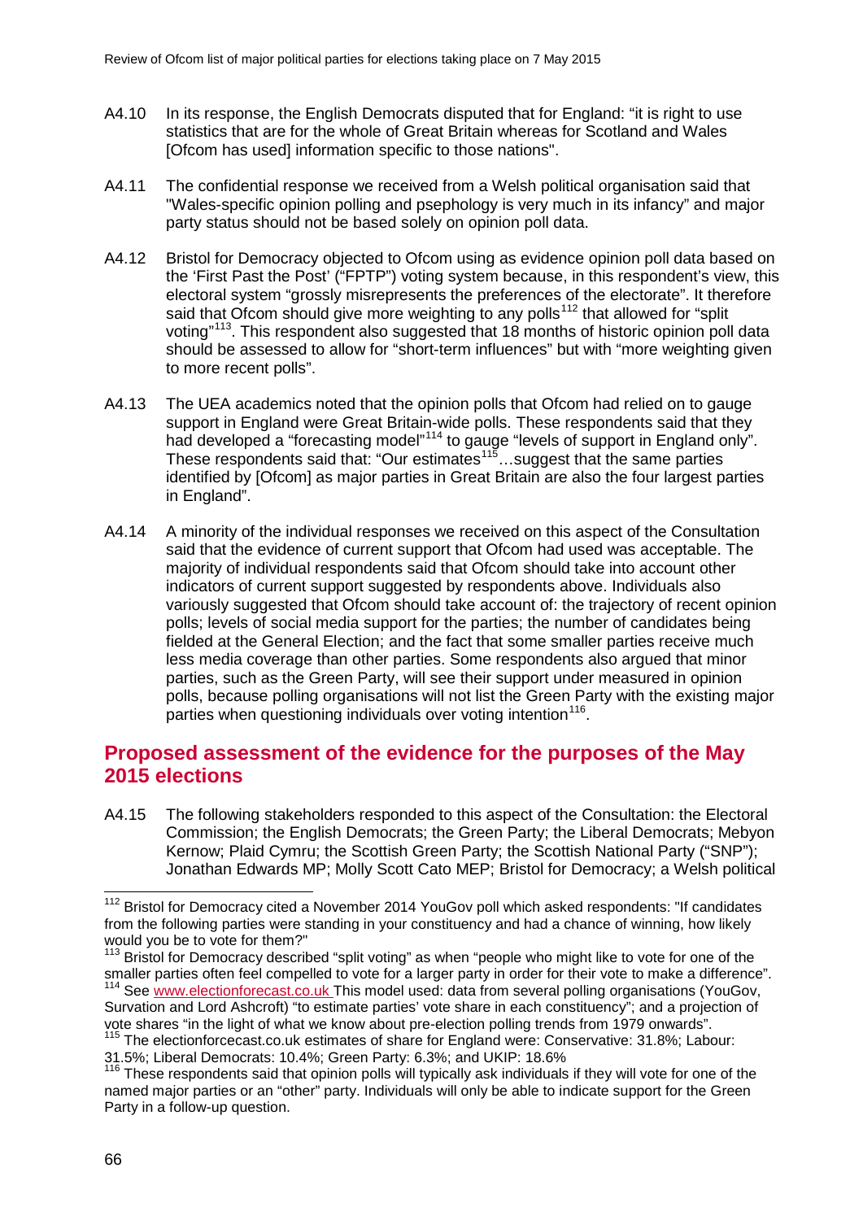A4.10 In its response, the English Democrats disputed that for England: "it is right to use statistics that are for the whole of Great Britain whereas for Scotland and Wales [Ofcom has used] information specific to those nations".

A4.11 The confidential response we received from a Welsh political organisation said that "Wales-specific opinion polling and psephology is very much in its infancy" and major party status should not be based solely on opinion poll data.

A4.12 Bristol for Democracy objected to Ofcom using as evidence opinion poll data based on the 'First Past the Post' ("FPTP") voting system because, in this respondent's view, this electoral system "grossly misrepresents the preferences of the electorate". It therefore said that Ofcom should give more weighting to any polls[112] that allowed for "split voting"[113]. This respondent also suggested that 18 months of historic opinion poll data should be assessed to allow for "short-term influences" but with "more weighting given to more recent polls".

A4.13 The UEA academics noted that the opinion polls that Ofcom had relied on to gauge support in England were Great Britain-wide polls. These respondents said that they had developed a "forecasting model"[114] to gauge "levels of support in England only". These respondents said that: "Our estimates[115]…suggest that the same parties identified by [Ofcom] as major parties in Great Britain are also the four largest parties in England".

A4.14 A minority of the individual responses we received on this aspect of the Consultation said that the evidence of current support that Ofcom had used was acceptable. The majority of individual respondents said that Ofcom should take into account other indicators of current support suggested by respondents above. Individuals also variously suggested that Ofcom should take account of: the trajectory of recent opinion polls; levels of social media support for the parties; the number of candidates being fielded at the General Election; and the fact that some smaller parties receive much less media coverage than other parties. Some respondents also argued that minor parties, such as the Green Party, will see their support under measured in opinion polls, because polling organisations will not list the Green Party with the existing major parties when questioning individuals over voting intention[116].

## Proposed assessment of the evidence for the purposes of the May 2015 elections

A4.15 The following stakeholders responded to this aspect of the Consultation: the Electoral Commission; the English Democrats; the Green Party; the Liberal Democrats; Mebyon Kernow; Plaid Cymru; the Scottish Green Party; the Scottish National Party ("SNP"); Jonathan Edwards MP; Molly Scott Cato MEP; Bristol for Democracy; a Welsh political

---

[112] Bristol for Democracy cited a November 2014 YouGov poll which asked respondents: "If candidates from the following parties were standing in your constituency and had a chance of winning, how likely would you be to vote for them?"

[113] Bristol for Democracy described "split voting" as when "people who might like to vote for one of the smaller parties often feel compelled to vote for a larger party in order for their vote to make a difference".

[114] See www.electionforecast.co.uk This model used: data from several polling organisations (YouGov, Survation and Lord Ashcroft) "to estimate parties' vote share in each constituency"; and a projection of vote shares "in the light of what we know about pre-election polling trends from 1979 onwards".

[115] The electionforcecast.co.uk estimates of share for England were: Conservative: 31.8%; Labour: 31.5%; Liberal Democrats: 10.4%; Green Party: 6.3%; and UKIP: 18.6%

[116] These respondents said that opinion polls will typically ask individuals if they will vote for one of the named major parties or an "other" party. Individuals will only be able to indicate support for the Green Party in a follow-up question.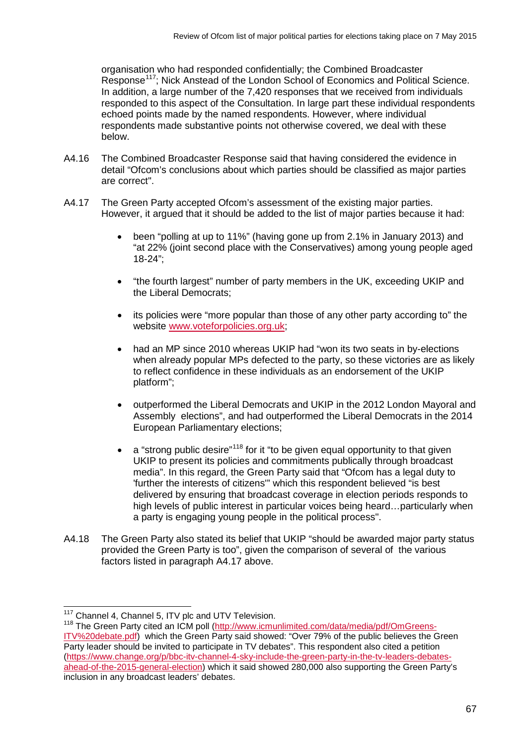organisation who had responded confidentially; the Combined Broadcaster Response[117]; Nick Anstead of the London School of Economics and Political Science. In addition, a large number of the 7,420 responses that we received from individuals responded to this aspect of the Consultation. In large part these individual respondents echoed points made by the named respondents. However, where individual respondents made substantive points not otherwise covered, we deal with these below.

A4.16 The Combined Broadcaster Response said that having considered the evidence in detail "Ofcom's conclusions about which parties should be classified as major parties are correct".

A4.17 The Green Party accepted Ofcom's assessment of the existing major parties. However, it argued that it should be added to the list of major parties because it had:

- been "polling at up to 11%" (having gone up from 2.1% in January 2013) and "at 22% (joint second place with the Conservatives) among young people aged 18-24";
- "the fourth largest" number of party members in the UK, exceeding UKIP and the Liberal Democrats;
- its policies were "more popular than those of any other party according to" the website www.voteforpolicies.org.uk;
- had an MP since 2010 whereas UKIP had "won its two seats in by-elections when already popular MPs defected to the party, so these victories are as likely to reflect confidence in these individuals as an endorsement of the UKIP platform";
- outperformed the Liberal Democrats and UKIP in the 2012 London Mayoral and Assembly elections", and had outperformed the Liberal Democrats in the 2014 European Parliamentary elections;
- a "strong public desire"[118] for it "to be given equal opportunity to that given UKIP to present its policies and commitments publically through broadcast media". In this regard, the Green Party said that "Ofcom has a legal duty to 'further the interests of citizens'" which this respondent believed "is best delivered by ensuring that broadcast coverage in election periods responds to high levels of public interest in particular voices being heard…particularly when a party is engaging young people in the political process".

A4.18 The Green Party also stated its belief that UKIP "should be awarded major party status provided the Green Party is too", given the comparison of several of the various factors listed in paragraph A4.17 above.

---

[117] Channel 4, Channel 5, ITV plc and UTV Television.

[118] The Green Party cited an ICM poll (http://www.icmunlimited.com/data/media/pdf/OmGreens-ITV%20debate.pdf) which the Green Party said showed: "Over 79% of the public believes the Green Party leader should be invited to participate in TV debates". This respondent also cited a petition (https://www.change.org/p/bbc-itv-channel-4-sky-include-the-green-party-in-the-tv-leaders-debates-ahead-of-the-2015-general-election) which it said showed 280,000 also supporting the Green Party's inclusion in any broadcast leaders' debates.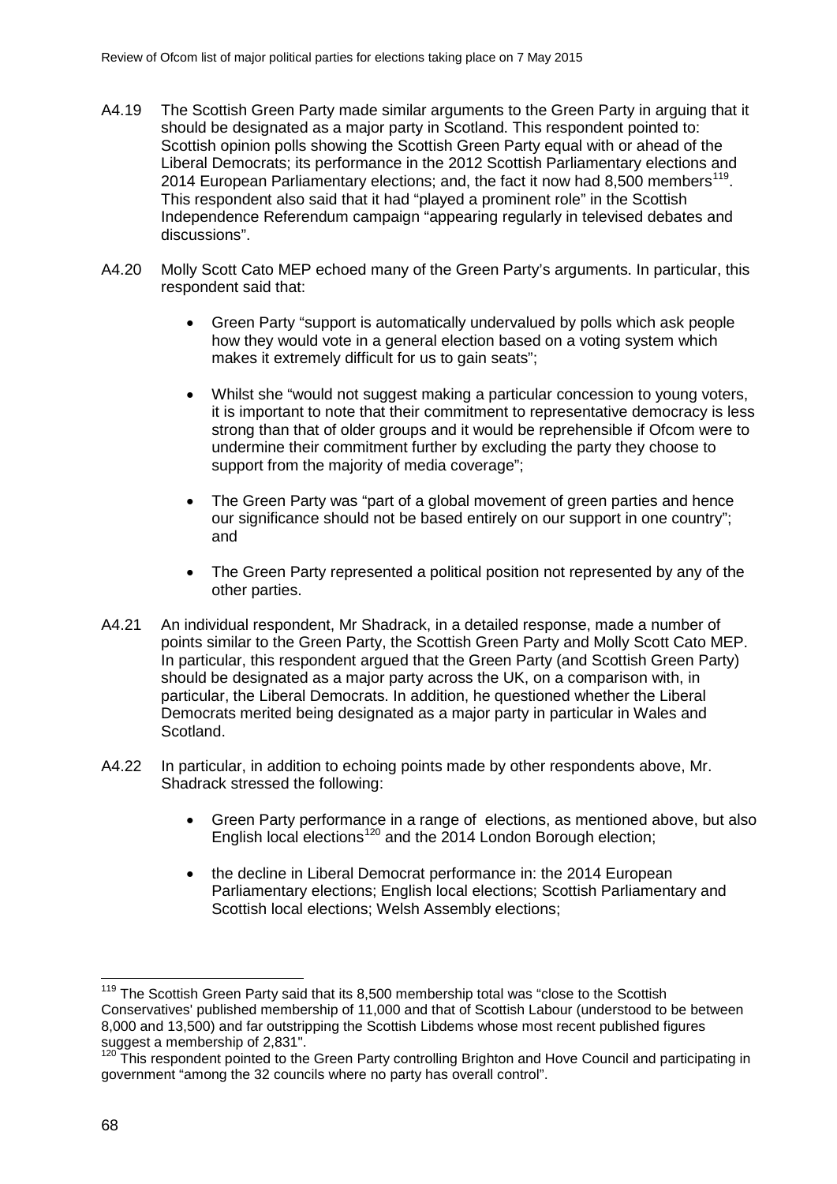A4.19 The Scottish Green Party made similar arguments to the Green Party in arguing that it should be designated as a major party in Scotland. This respondent pointed to: Scottish opinion polls showing the Scottish Green Party equal with or ahead of the Liberal Democrats; its performance in the 2012 Scottish Parliamentary elections and 2014 European Parliamentary elections; and, the fact it now had 8,500 members[119]. This respondent also said that it had "played a prominent role" in the Scottish Independence Referendum campaign "appearing regularly in televised debates and discussions".

A4.20 Molly Scott Cato MEP echoed many of the Green Party's arguments. In particular, this respondent said that:

- Green Party "support is automatically undervalued by polls which ask people how they would vote in a general election based on a voting system which makes it extremely difficult for us to gain seats";
- Whilst she "would not suggest making a particular concession to young voters, it is important to note that their commitment to representative democracy is less strong than that of older groups and it would be reprehensible if Ofcom were to undermine their commitment further by excluding the party they choose to support from the majority of media coverage";
- The Green Party was "part of a global movement of green parties and hence our significance should not be based entirely on our support in one country"; and
- The Green Party represented a political position not represented by any of the other parties.

A4.21 An individual respondent, Mr Shadrack, in a detailed response, made a number of points similar to the Green Party, the Scottish Green Party and Molly Scott Cato MEP. In particular, this respondent argued that the Green Party (and Scottish Green Party) should be designated as a major party across the UK, on a comparison with, in particular, the Liberal Democrats. In addition, he questioned whether the Liberal Democrats merited being designated as a major party in particular in Wales and Scotland.

A4.22 In particular, in addition to echoing points made by other respondents above, Mr. Shadrack stressed the following:

- Green Party performance in a range of elections, as mentioned above, but also English local elections[120] and the 2014 London Borough election;
- the decline in Liberal Democrat performance in: the 2014 European Parliamentary elections; English local elections; Scottish Parliamentary and Scottish local elections; Welsh Assembly elections;

---

[119] The Scottish Green Party said that its 8,500 membership total was "close to the Scottish Conservatives' published membership of 11,000 and that of Scottish Labour (understood to be between 8,000 and 13,500) and far outstripping the Scottish Libdems whose most recent published figures suggest a membership of 2,831".

[120] This respondent pointed to the Green Party controlling Brighton and Hove Council and participating in government "among the 32 councils where no party has overall control".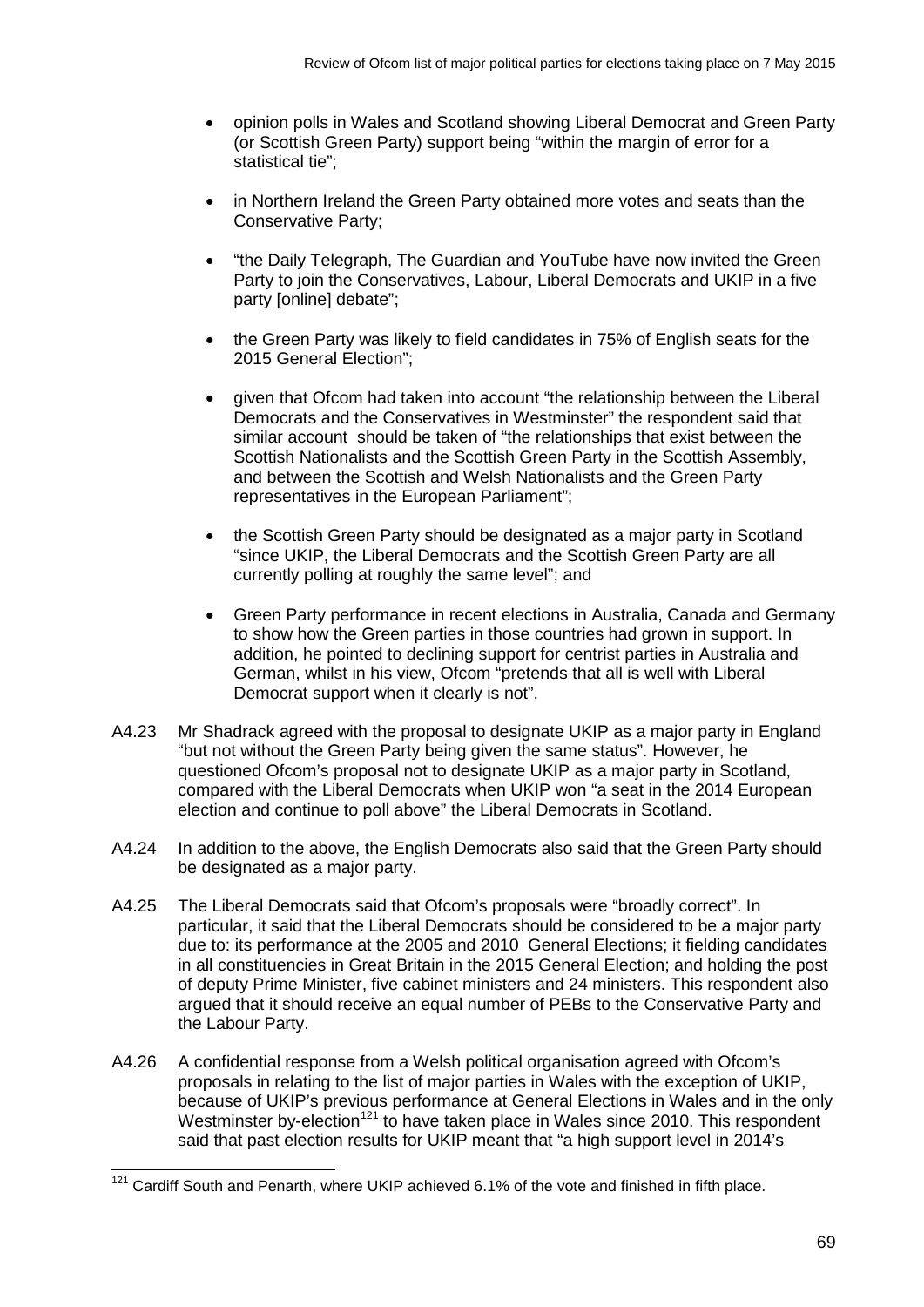- opinion polls in Wales and Scotland showing Liberal Democrat and Green Party (or Scottish Green Party) support being "within the margin of error for a statistical tie";

- in Northern Ireland the Green Party obtained more votes and seats than the Conservative Party;

- "the Daily Telegraph, The Guardian and YouTube have now invited the Green Party to join the Conservatives, Labour, Liberal Democrats and UKIP in a five party [online] debate";

- the Green Party was likely to field candidates in 75% of English seats for the 2015 General Election";

- given that Ofcom had taken into account "the relationship between the Liberal Democrats and the Conservatives in Westminster" the respondent said that similar account should be taken of "the relationships that exist between the Scottish Nationalists and the Scottish Green Party in the Scottish Assembly, and between the Scottish and Welsh Nationalists and the Green Party representatives in the European Parliament";

- the Scottish Green Party should be designated as a major party in Scotland "since UKIP, the Liberal Democrats and the Scottish Green Party are all currently polling at roughly the same level"; and

- Green Party performance in recent elections in Australia, Canada and Germany to show how the Green parties in those countries had grown in support. In addition, he pointed to declining support for centrist parties in Australia and German, whilst in his view, Ofcom "pretends that all is well with Liberal Democrat support when it clearly is not".

A4.23 Mr Shadrack agreed with the proposal to designate UKIP as a major party in England "but not without the Green Party being given the same status". However, he questioned Ofcom's proposal not to designate UKIP as a major party in Scotland, compared with the Liberal Democrats when UKIP won "a seat in the 2014 European election and continue to poll above" the Liberal Democrats in Scotland.

A4.24 In addition to the above, the English Democrats also said that the Green Party should be designated as a major party.

A4.25 The Liberal Democrats said that Ofcom's proposals were "broadly correct". In particular, it said that the Liberal Democrats should be considered to be a major party due to: its performance at the 2005 and 2010 General Elections; it fielding candidates in all constituencies in Great Britain in the 2015 General Election; and holding the post of deputy Prime Minister, five cabinet ministers and 24 ministers. This respondent also argued that it should receive an equal number of PEBs to the Conservative Party and the Labour Party.

A4.26 A confidential response from a Welsh political organisation agreed with Ofcom's proposals in relation to the list of major parties in Wales with the exception of UKIP, because of UKIP's previous performance at General Elections in Wales and in the only Westminster by-election[121] to have taken place in Wales since 2010. This respondent said that past election results for UKIP meant that "a high support level in 2014's

[121] Cardiff South and Penarth, where UKIP achieved 6.1% of the vote and finished in fifth place.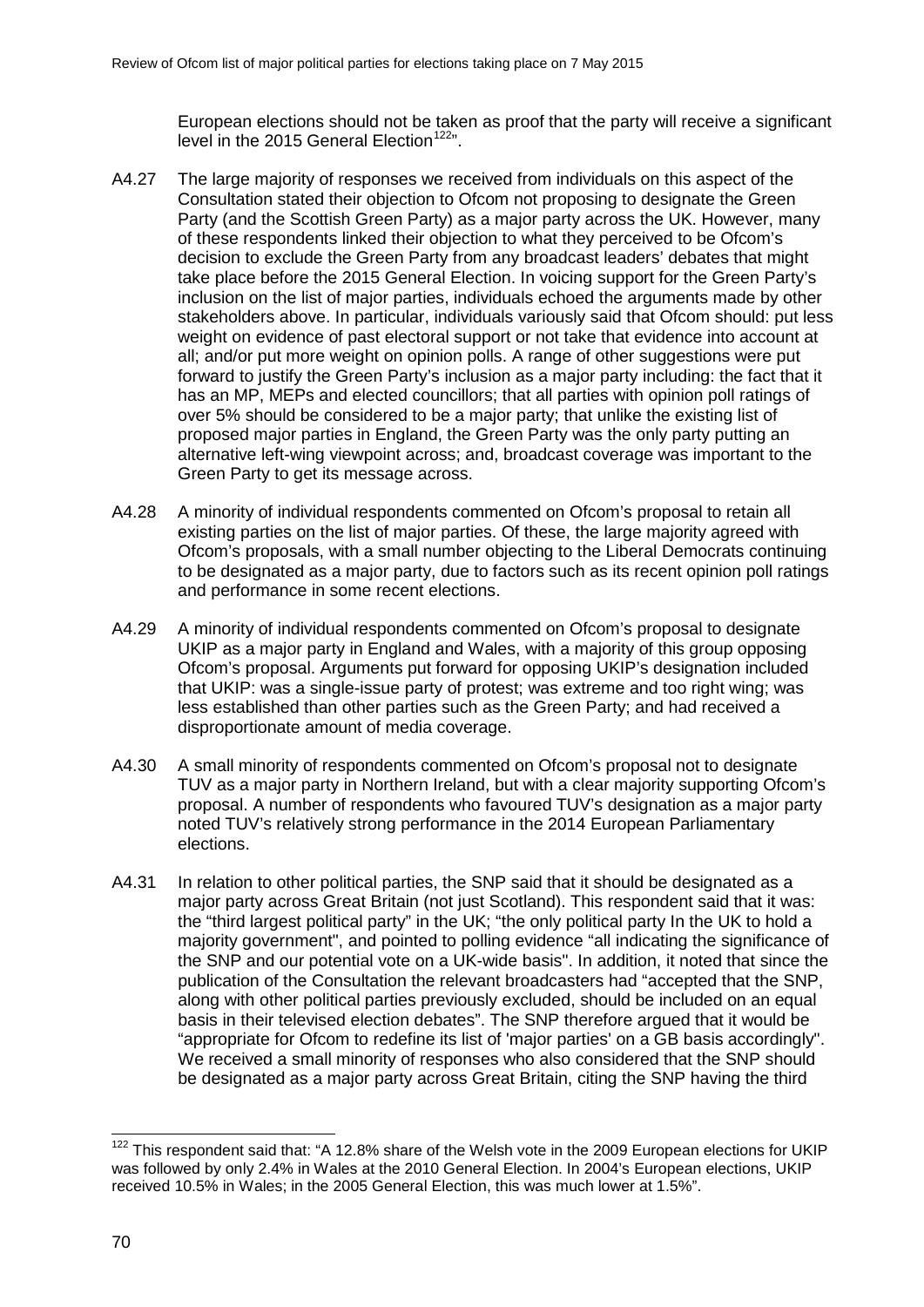European elections should not be taken as proof that the party will receive a significant level in the 2015 General Election[122]".

A4.27 The large majority of responses we received from individuals on this aspect of the Consultation stated their objection to Ofcom not proposing to designate the Green Party (and the Scottish Green Party) as a major party across the UK. However, many of these respondents linked their objection to what they perceived to be Ofcom's decision to exclude the Green Party from any broadcast leaders' debates that might take place before the 2015 General Election. In voicing support for the Green Party's inclusion on the list of major parties, individuals echoed the arguments made by other stakeholders above. In particular, individuals variously said that Ofcom should: put less weight on evidence of past electoral support or not take that evidence into account at all; and/or put more weight on opinion polls. A range of other suggestions were put forward to justify the Green Party's inclusion as a major party including: the fact that it has an MP, MEPs and elected councillors; that all parties with opinion poll ratings of over 5% should be considered to be a major party; that unlike the existing list of proposed major parties in England, the Green Party was the only party putting an alternative left-wing viewpoint across; and, broadcast coverage was important to the Green Party to get its message across.

A4.28 A minority of individual respondents commented on Ofcom's proposal to retain all existing parties on the list of major parties. Of these, the large majority agreed with Ofcom's proposals, with a small number objecting to the Liberal Democrats continuing to be designated as a major party, due to factors such as its recent opinion poll ratings and performance in some recent elections.

A4.29 A minority of individual respondents commented on Ofcom's proposal to designate UKIP as a major party in England and Wales, with a majority of this group opposing Ofcom's proposal. Arguments put forward for opposing UKIP's designation included that UKIP: was a single-issue party of protest; was extreme and too right wing; was less established than other parties such as the Green Party; and had received a disproportionate amount of media coverage.

A4.30 A small minority of respondents commented on Ofcom's proposal not to designate TUV as a major party in Northern Ireland, but with a clear majority supporting Ofcom's proposal. A number of respondents who favoured TUV's designation as a major party noted TUV's relatively strong performance in the 2014 European Parliamentary elections.

A4.31 In relation to other political parties, the SNP said that it should be designated as a major party across Great Britain (not just Scotland). This respondent said that it was: the "third largest political party" in the UK; "the only political party In the UK to hold a majority government", and pointed to polling evidence "all indicating the significance of the SNP and our potential vote on a UK-wide basis". In addition, it noted that since the publication of the Consultation the relevant broadcasters had "accepted that the SNP, along with other political parties previously excluded, should be included on an equal basis in their televised election debates". The SNP therefore argued that it would be "appropriate for Ofcom to redefine its list of 'major parties' on a GB basis accordingly". We received a small minority of responses who also considered that the SNP should be designated as a major party across Great Britain, citing the SNP having the third

[122] This respondent said that: "A 12.8% share of the Welsh vote in the 2009 European elections for UKIP was followed by only 2.4% in Wales at the 2010 General Election. In 2004's European elections, UKIP received 10.5% in Wales; in the 2005 General Election, this was much lower at 1.5%".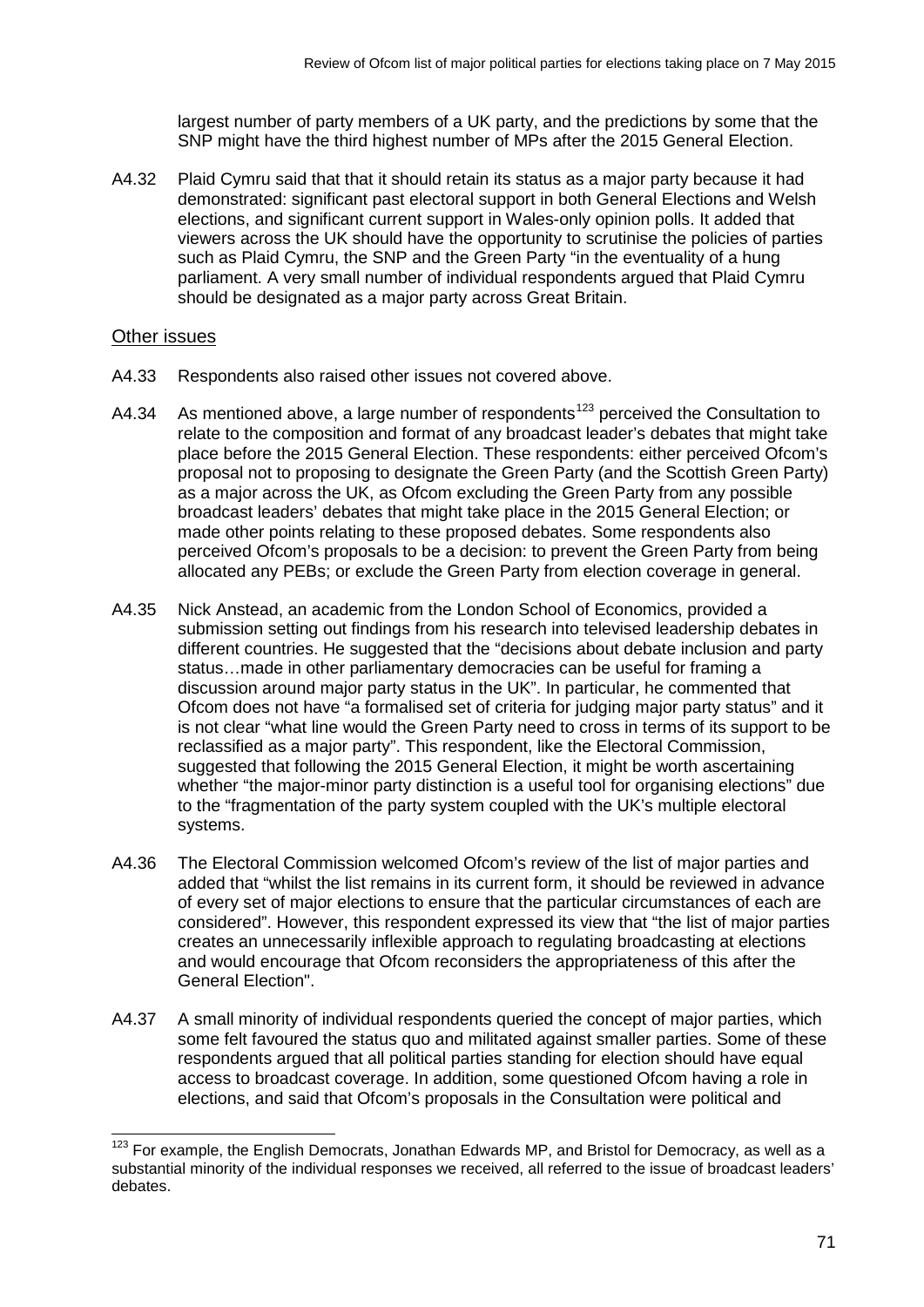largest number of party members of a UK party, and the predictions by some that the SNP might have the third highest number of MPs after the 2015 General Election.

A4.32 Plaid Cymru said that that it should retain its status as a major party because it had demonstrated: significant past electoral support in both General Elections and Welsh elections, and significant current support in Wales-only opinion polls. It added that viewers across the UK should have the opportunity to scrutinise the policies of parties such as Plaid Cymru, the SNP and the Green Party "in the eventuality of a hung parliament. A very small number of individual respondents argued that Plaid Cymru should be designated as a major party across Great Britain.

## Other issues

A4.33 Respondents also raised other issues not covered above.

A4.34 As mentioned above, a large number of respondents[123] perceived the Consultation to relate to the composition and format of any broadcast leader's debates that might take place before the 2015 General Election. These respondents: either perceived Ofcom's proposal not to proposing to designate the Green Party (and the Scottish Green Party) as a major across the UK, as Ofcom excluding the Green Party from any possible broadcast leaders' debates that might take place in the 2015 General Election; or made other points relating to these proposed debates. Some respondents also perceived Ofcom's proposals to be a decision: to prevent the Green Party from being allocated any PEBs; or exclude the Green Party from election coverage in general.

A4.35 Nick Anstead, an academic from the London School of Economics, provided a submission setting out findings from his research into televised leadership debates in different countries. He suggested that the "decisions about debate inclusion and party status…made in other parliamentary democracies can be useful for framing a discussion around major party status in the UK". In particular, he commented that Ofcom does not have "a formalised set of criteria for judging major party status" and it is not clear "what line would the Green Party need to cross in terms of its support to be reclassified as a major party". This respondent, like the Electoral Commission, suggested that following the 2015 General Election, it might be worth ascertaining whether "the major-minor party distinction is a useful tool for organising elections" due to the "fragmentation of the party system coupled with the UK's multiple electoral systems.

A4.36 The Electoral Commission welcomed Ofcom's review of the list of major parties and added that "whilst the list remains in its current form, it should be reviewed in advance of every set of major elections to ensure that the particular circumstances of each are considered". However, this respondent expressed its view that "the list of major parties creates an unnecessarily inflexible approach to regulating broadcasting at elections and would encourage that Ofcom reconsiders the appropriateness of this after the General Election".

A4.37 A small minority of individual respondents queried the concept of major parties, which some felt favoured the status quo and militated against smaller parties. Some of these respondents argued that all political parties standing for election should have equal access to broadcast coverage. In addition, some questioned Ofcom having a role in elections, and said that Ofcom's proposals in the Consultation were political and

---

[123] For example, the English Democrats, Jonathan Edwards MP, and Bristol for Democracy, as well as a substantial minority of the individual responses we received, all referred to the issue of broadcast leaders' debates.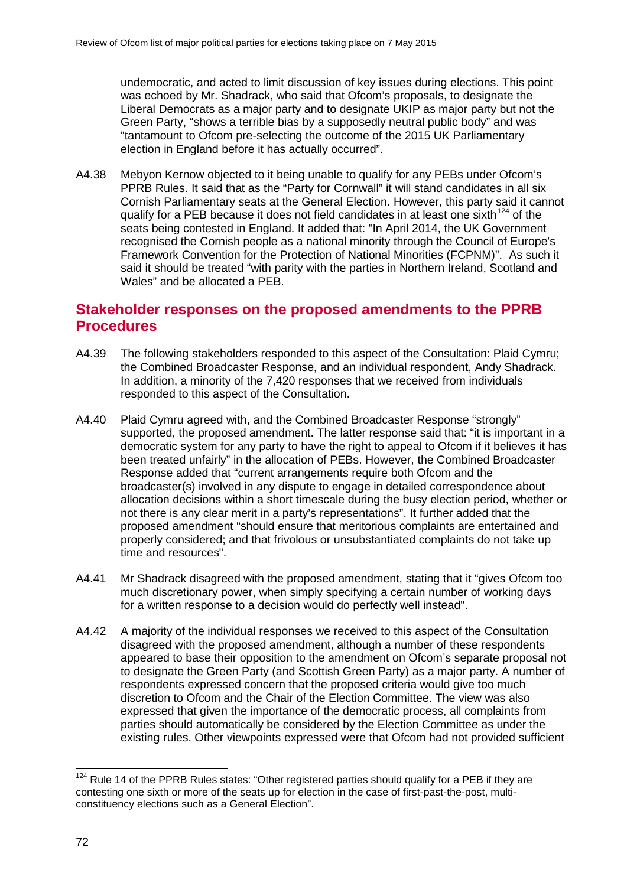undemocratic, and acted to limit discussion of key issues during elections. This point was echoed by Mr. Shadrack, who said that Ofcom's proposals, to designate the Liberal Democrats as a major party and to designate UKIP as major party but not the Green Party, "shows a terrible bias by a supposedly neutral public body" and was "tantamount to Ofcom pre-selecting the outcome of the 2015 UK Parliamentary election in England before it has actually occurred".

A4.38 Mebyon Kernow objected to it being unable to qualify for any PEBs under Ofcom's PPRB Rules. It said that as the "Party for Cornwall" it will stand candidates in all six Cornish Parliamentary seats at the General Election. However, this party said it cannot qualify for a PEB because it does not field candidates in at least one sixth[124] of the seats being contested in England. It added that: "In April 2014, the UK Government recognised the Cornish people as a national minority through the Council of Europe's Framework Convention for the Protection of National Minorities (FCPNM)". As such it said it should be treated "with parity with the parties in Northern Ireland, Scotland and Wales" and be allocated a PEB.

## Stakeholder responses on the proposed amendments to the PPRB Procedures

A4.39 The following stakeholders responded to this aspect of the Consultation: Plaid Cymru; the Combined Broadcaster Response, and an individual respondent, Andy Shadrack. In addition, a minority of the 7,420 responses that we received from individuals responded to this aspect of the Consultation.

A4.40 Plaid Cymru agreed with, and the Combined Broadcaster Response "strongly" supported, the proposed amendment. The latter response said that: "it is important in a democratic system for any party to have the right to appeal to Ofcom if it believes it has been treated unfairly" in the allocation of PEBs. However, the Combined Broadcaster Response added that "current arrangements require both Ofcom and the broadcaster(s) involved in any dispute to engage in detailed correspondence about allocation decisions within a short timescale during the busy election period, whether or not there is any clear merit in a party's representations". It further added that the proposed amendment "should ensure that meritorious complaints are entertained and properly considered; and that frivolous or unsubstantiated complaints do not take up time and resources".

A4.41 Mr Shadrack disagreed with the proposed amendment, stating that it "gives Ofcom too much discretionary power, when simply specifying a certain number of working days for a written response to a decision would do perfectly well instead".

A4.42 A majority of the individual responses we received to this aspect of the Consultation disagreed with the proposed amendment, although a number of these respondents appeared to base their opposition to the amendment on Ofcom's separate proposal not to designate the Green Party (and Scottish Green Party) as a major party. A number of respondents expressed concern that the proposed criteria would give too much discretion to Ofcom and the Chair of the Election Committee. The view was also expressed that given the importance of the democratic process, all complaints from parties should automatically be considered by the Election Committee as under the existing rules. Other viewpoints expressed were that Ofcom had not provided sufficient

---

[124] Rule 14 of the PPRB Rules states: "Other registered parties should qualify for a PEB if they are contesting one sixth or more of the seats up for election in the case of first-past-the-post, multi-constituency elections such as a General Election".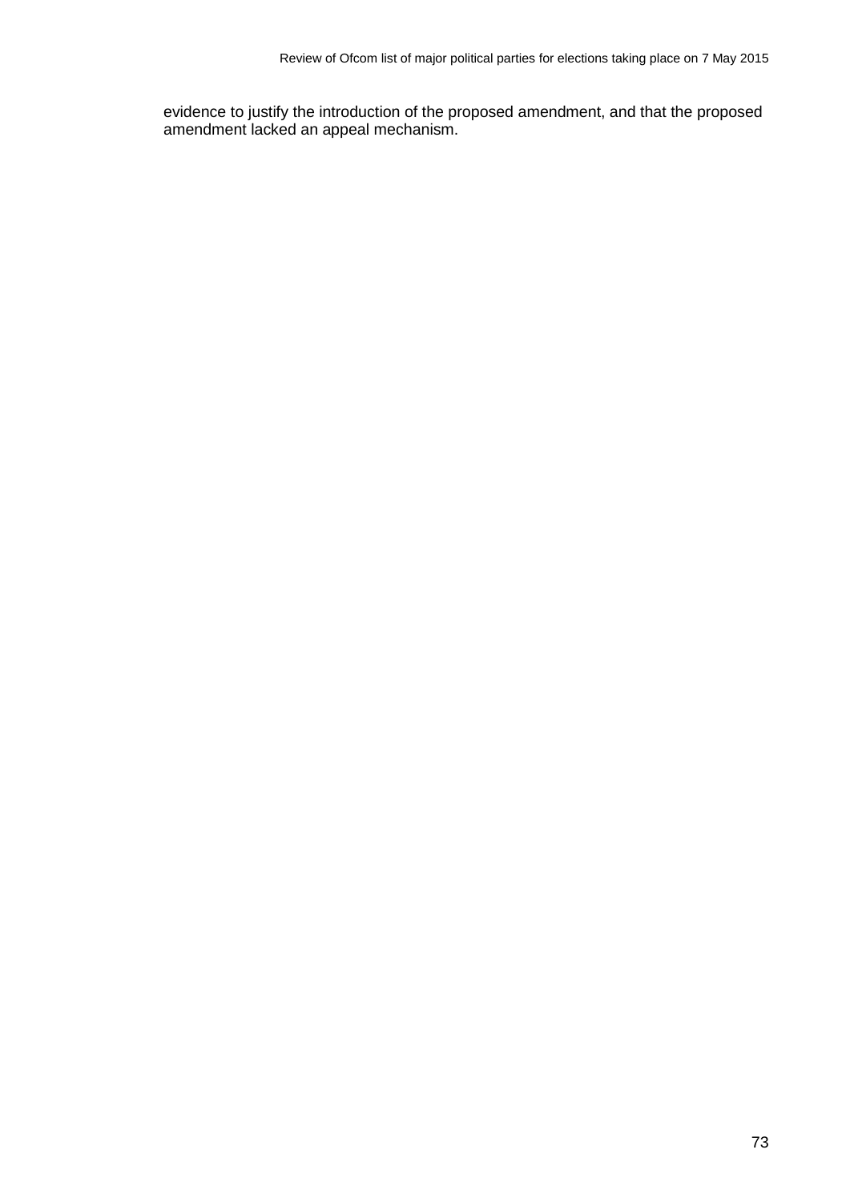evidence to justify the introduction of the proposed amendment, and that the proposed amendment lacked an appeal mechanism.